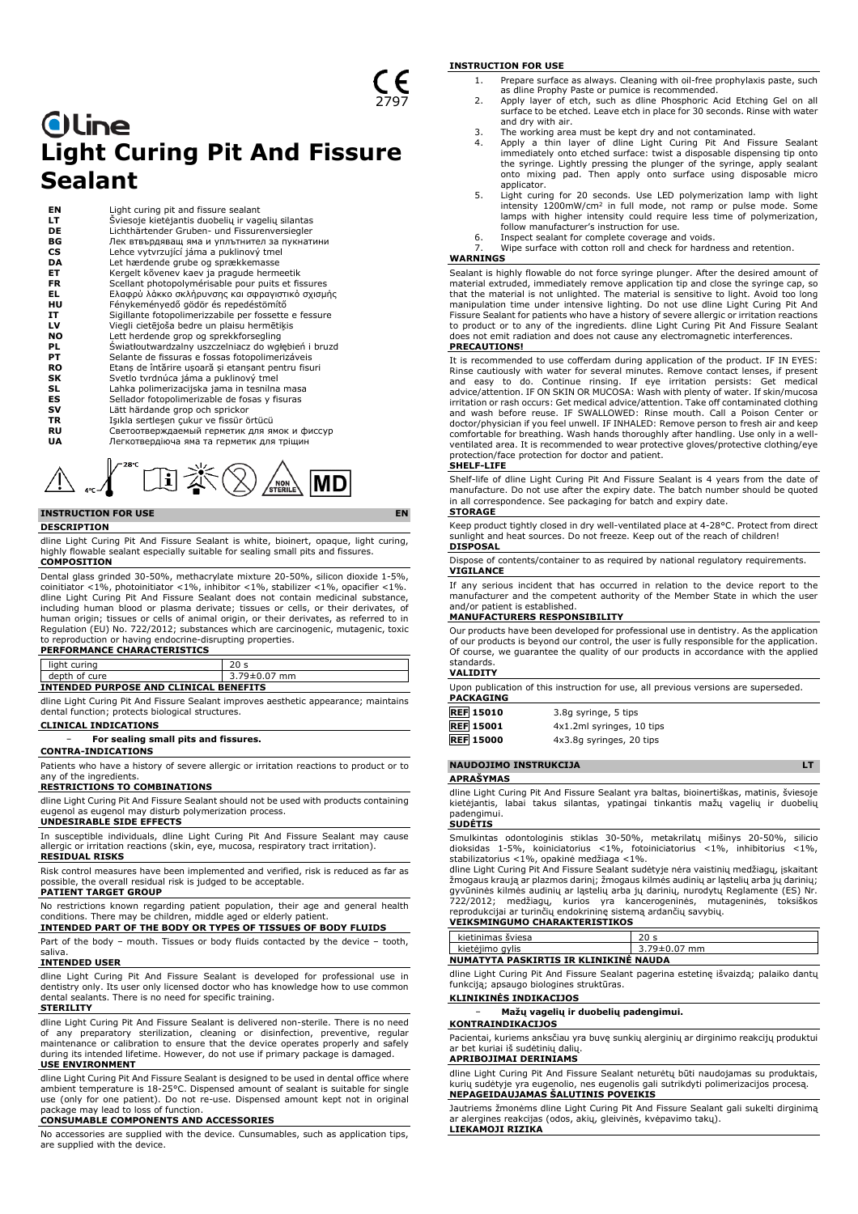CE 2797

dline

# Light Curing Pit And Fissure Sealant

| | |
|---|---|
| EN | Light curing pit and fissure sealant |
| LT | Šviesoje kietėjantis duobelių ir vagelių silantas |
| DE | Lichthärtender Gruben- und Fissurenversiegler |
| BG | Лек втвърдяващ яма и уплътнител за пукнатини |
| CS | Lehce vytvrzující jáma a puklinový tmel |
| DA | Let hærdende grube og sprækkemasse |
| ET | Kergelt kõvenev kaev ja pragude hermeetik |
| FR | Scellant photopolymérisable pour puits et fissures |
| EL | Ελαφρύ λάκκο σκλήρυνσης και σφραγιστικό σχισμής |
| HU | Fényekeményedő gödör és repedéstömítő |
| IT | Sigillante fotopolimerizzabile per fossette e fessure |
| LV | Viegli cietējoša bedre un plaisu hermētiķis |
| NO | Lett herdende grop og sprekkforsegling |
| PL | Światłoutwardzalny uszczelniacz do wgłębień i bruzd |
| PT | Selante de fissuras e fossas fotopolimerizáveis |
| RO | Etanș de întărire ușoară și etanșant pentru fisuri |
| SK | Svetlo tvrdnúca jáma a puklinový tmel |
| SL | Lahka polimerizacijska jama in tesnilna masa |
| ES | Sellador fotopolimerizable de fosas y fisuras |
| SV | Lätt härdande grop och sprickor |
| TR | Işıkla sertleşen çukur ve fissür örtücü |
| RU | Светоотверждаемый герметик для ямок и фиссур |
| UA | Легкотвердіюча яма та герметик для тріщин |

4°C – 28°C NON STERILE MD

## INSTRUCTION FOR USE — EN

### DESCRIPTION

dline Light Curing Pit And Fissure Sealant is white, bioinert, opaque, light curing, highly flowable sealant especially suitable for sealing small pits and fissures.

### COMPOSITION

Dental glass grinded 30-50%, methacrylate mixture 20-50%, silicon dioxide 1-5%, coinitiator <1%, photoinitiator <1%, inhibitor <1%, stabilizer <1%, opacifier <1%. dline Light Curing Pit And Fissure Sealant does not contain medicinal substance, including human blood or plasma derivate; tissues or cells, or their derivates, of human origin; tissues or cells of animal origin, or their derivates, as referred to in Regulation (EU) No. 722/2012; substances which are carcinogenic, mutagenic, toxic to reproduction or having endocrine-disrupting properties.

### PERFORMANCE CHARACTERISTICS

| | |
|---|---|
| light curing | 20 s |
| depth of cure | 3.79±0.07 mm |

### INTENDED PURPOSE AND CLINICAL BENEFITS

dline Light Curing Pit And Fissure Sealant improves aesthetic appearance; maintains dental function; protects biological structures.

### CLINICAL INDICATIONS

- **For sealing small pits and fissures.**

### CONTRA-INDICATIONS

Patients who have a history of severe allergic or irritation reactions to product or to any of the ingredients.

### RESTRICTIONS TO COMBINATIONS

dline Light Curing Pit And Fissure Sealant should not be used with products containing eugenol as eugenol may disturb polymerization process.

### UNDESIRABLE SIDE EFFECTS

In susceptible individuals, dline Light Curing Pit And Fissure Sealant may cause allergic or irritation reactions (skin, eye, mucosa, respiratory tract irritation).

### RESIDUAL RISKS

Risk control measures have been implemented and verified, risk is reduced as far as possible, the overall residual risk is judged to be acceptable.

### PATIENT TARGET GROUP

No restrictions known regarding patient population, their age and general health conditions. There may be children, middle aged or elderly patient.

### INTENDED PART OF THE BODY OR TYPES OF TISSUES OF BODY FLUIDS

Part of the body – mouth. Tissues or body fluids contacted by the device – tooth, saliva.

### INTENDED USER

dline Light Curing Pit And Fissure Sealant is developed for professional use in dentistry only. Its user only licensed doctor who has knowledge how to use common dental sealants. There is no need for specific training.

### STERILITY

dline Light Curing Pit And Fissure Sealant is delivered non-sterile. There is no need of any preparatory sterilization, cleaning or disinfection, preventive, regular maintenance or calibration to ensure that the device operates properly and safely during its intended lifetime. However, do not use if primary package is damaged.

### USE ENVIRONMENT

dline Light Curing Pit And Fissure Sealant is designed to be used in dental office where ambient temperature is 18-25°C. Dispensed amount of sealant is suitable for single use (only for one patient). Do not re-use. Dispensed amount kept not in original package may lead to loss of function.

### CONSUMABLE COMPONENTS AND ACCESSORIES

No accessories are supplied with the device. Cunsumables, such as application tips, are supplied with the device.

### INSTRUCTION FOR USE

1. Prepare surface as always. Cleaning with oil-free prophylaxis paste, such as dline Prophy Paste or pumice is recommended.
2. Apply layer of etch, such as dline Phosphoric Acid Etching Gel on all surface to be etched. Leave etch in place for 30 seconds. Rinse with water and dry with air.
3. The working area must be kept dry and not contaminated.
4. Apply a thin layer of dline Light Curing Pit And Fissure Sealant immediately onto etched surface: twist a disposable dispensing tip onto the syringe. Lightly pressing the plunger of the syringe, apply sealant onto mixing pad. Then apply onto surface using disposable micro applicator.
5. Light curing for 20 seconds. Use LED polymerization lamp with light intensity 1200mW/cm² in full mode, not ramp or pulse mode. Some lamps with higher intensity could require less time of polymerization, follow manufacturer's instruction for use.
6. Inspect sealant for complete coverage and voids.
7. Wipe surface with cotton roll and check for hardness and retention.

### WARNINGS

Sealant is highly flowable do not force syringe plunger. After the desired amount of material extruded, immediately remove application tip and close the syringe cap, so that the material is not unlighted. The material is sensitive to light. Avoid too long manipulation time under intensive lighting. Do not use dline Light Curing Pit And Fissure Sealant for patients who have a history of severe allergic or irritation reactions to product or to any of the ingredients. dline Light Curing Pit And Fissure Sealant does not emit radiation and does not cause any electromagnetic interferences.

### PRECAUTIONS!

It is recommended to use cofferdam during application of the product. IF IN EYES: Rinse cautiously with water for several minutes. Remove contact lenses, if present and easy to do. Continue rinsing. If eye irritation persists: Get medical advice/attention. IF ON SKIN OR MUCOSA: Wash with plenty of water. If skin/mucosa irritation or rash occurs: Get medical advice/attention. Take off contaminated clothing and wash before reuse. IF SWALLOWED: Rinse mouth. Call a Poison Center or doctor/physician if you feel unwell. IF INHALED: Remove person to fresh air and keep comfortable for breathing. Wash hands thoroughly after handling. Use only in a well-ventilated area. It is recommended to wear protective gloves/protective clothing/eye protection/face protection for doctor and patient.

### SHELF-LIFE

Shelf-life of dline Light Curing Pit And Fissure Sealant is 4 years from the date of manufacture. Do not use after the expiry date. The batch number should be quoted in all correspondence. See packaging for batch and expiry date.

### STORAGE

Keep product tightly closed in dry well-ventilated place at 4-28°C. Protect from direct sunlight and heat sources. Do not freeze. Keep out of the reach of children!

### DISPOSAL

Dispose of contents/container to as required by national regulatory requirements.

### VIGILANCE

If any serious incident that has occurred in relation to the device report to the manufacturer and the competent authority of the Member State in which the user and/or patient is established.

### MANUFACTURERS RESPONSIBILITY

Our products have been developed for professional use in dentistry. As the application of our products is beyond our control, the user is fully responsible for the application. Of course, we guarantee the quality of our products in accordance with the applied standards.

### VALIDITY

Upon publication of this instruction for use, all previous versions are superseded.

### PACKAGING

| | |
|---|---|
| REF 15010 | 3.8g syringe, 5 tips |
| REF 15001 | 4x1.2ml syringes, 10 tips |
| REF 15000 | 4x3.8g syringes, 20 tips |

## NAUDOJIMO INSTRUKCIJA — LT

### APRAŠYMAS

dline Light Curing Pit And Fissure Sealant yra baltas, bioinertiškas, matinis, šviesoje kietėjantis, labai takus silantas, ypatingai tinkantis mažų vagelių ir duobelių padengimui.

### SUDĖTIS

Smulkintas odontologinis stiklas 30-50%, metakrilatų mišinys 20-50%, silicio dioksidas 1-5%, koiniciatorius <1%, fotoiniciatorius <1%, inhibitorius <1%, stabilizatorius <1%, opakinė medžiaga <1%.

dline Light Curing Pit And Fissure Sealant sudėtyje nėra vaistinių medžiagų, įskaitant žmogaus kraują ar plazmos darinį; žmogaus kilmės audinių ar ląstelių arba jų darinių; gyvūninės kilmės audinių ar ląstelių arba jų darinių, nurodytų Reglamente (ES) Nr. 722/2012; medžiagų, kurios yra kancerogeninės, mutageninės, toksiškos reprodukcijai ar turinčių endokrininę sistemą ardančių savybių.

### VEIKSMINGUMO CHARAKTERISTIKOS

| | |
|---|---|
| kietinimas šviesa | 20 s |
| kietėjimo gylis | 3.79±0.07 mm |

### NUMATYTA PASKIRTIS IR KLINIKINĖ NAUDA

dline Light Curing Pit And Fissure Sealant pagerina estetinę išvaizdą; palaiko dantų funkciją; apsaugo biologines struktūras.

### KLINIKINĖS INDIKACIJOS

- **Mažų vagelių ir duobelių padengimui.**

### KONTRAINDIKACIJOS

Pacientai, kuriems anksčiau yra buvę sunkių alerginių ar dirginimo reakcijų produktui ar bet kuriai iš sudėtinių dalių.

### APRIBOJIMAI DERINIAMS

dline Light Curing Pit And Fissure Sealant neturėtų būti naudojamas su produktais, kurių sudėtyje yra eugenolio, nes eugenolis gali sutrikdyti polimerizacijos procesą.

### NEPAGEIDAUJAMAS ŠALUTINIS POVEIKIS

Jautriems žmonėms dline Light Curing Pit And Fissure Sealant gali sukelti dirginimą ar alergines reakcijas (odos, akių, gleivinės, kvėpavimo takų).

### LIEKAMOJI RIZIKA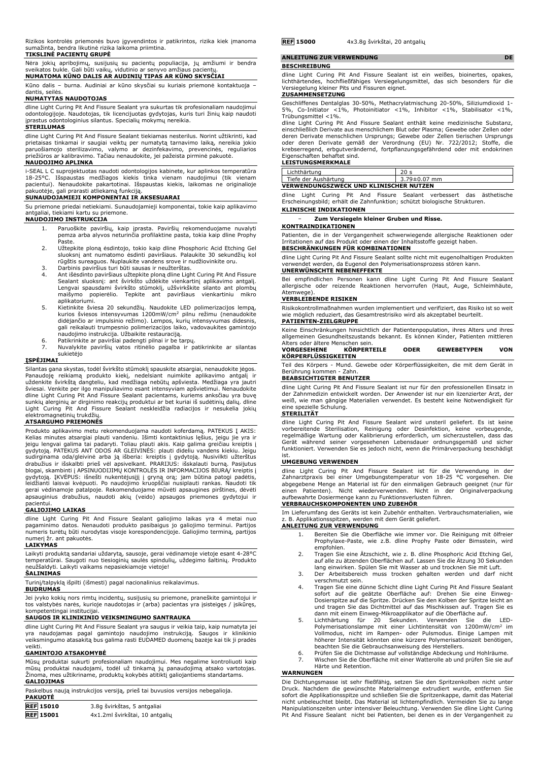Rizikos kontrolės priemonės buvo įgyvendintos ir patikrintos, rizika kiek įmanoma sumažinta, bendra likutinė rizika laikoma priimtina.

**TIKSLINĖ PACIENTŲ GRUPĖ**

Nėra jokių apribojimų, susijusių su pacientų populiacija, jų amžiumi ir bendra sveikatos būkle. Gali būti vaikų, vidutinio ar senyvo amžiaus pacientų.

**NUMATOMA KŪNO DALIS AR AUDINIŲ TIPAS AR KŪNO SKYSČIAI**

Kūno dalis – burna. Audiniai ar kūno skysčiai su kuriais priemonė kontaktuoja – dantis, seilės.

**NUMATYTAS NAUDOTOJAS**

dline Light Curing Pit And Fissure Sealant yra sukurtas tik profesionaliam naudojimui odontologijoje. Naudotojas, tik licencijuotas gydytojas, kuris turi žinių kaip naudoti įprastus odontologinius silantus. Specialių mokymų nereikia.

**STERILUMAS**

dline Light Curing Pit And Fissure Sealant tiekiamas nesterilus. Norint užtikrinti, kad prietaisas tinkamai ir saugiai veiktų per numatytą tarnavimo laiką, nereikia jokio paruošiamojo sterilizavimo, valymo ar dezinfekavimo, prevencinės, reguliarios priežiūros ar kalibravimo. Tačiau nenaudokite, jei pažeista pirminė pakuotė.

**NAUDOJIMO APLINKA**

i-SEAL L C suprojektuotas naudoti odontologijos kabinete, kur aplinkos temperatūra 18-25°C. Išspaustas medžiagos kiekis tinka vienam naudojimui (tik vienam pacientui). Nenaudokite pakartotinai. Išspaustas kiekis, laikomas ne originalioje pakuotėje, gali prarasti atliekamą funkciją.

**SUNAUDOJAMIEJI KOMPONENTAI IR AKSESUARAI**

Su priemone priedai netiekiami. Sunaudojamieji komponentai, tokie kaip aplikavimo antgaliai, tiekiami kartu su priemone.

**NAUDOJIMO INSTRUKCIJA**

1. Paruoškite paviršių, kaip įprasta. Paviršių rekomenduojame nuvalyti pemza arba alyvos neturinčia profilaktine pasta, tokia kaip dline Prophy Paste.
2. Užtepkite ploną ėsdintojo, tokio kaip dline Phosphoric Acid Etching Gel sluoksnį ant numatomo ėsdinti paviršiaus. Palaukite 30 sekundžių kol rūgštis sureaguos. Nuplaukite vandens srove ir nudžiovinkite oru.
3. Darbinis paviršius turi būti sausas ir neužterštas.
4. Ant išėsdinto paviršiaus užtepkite ploną dline Light Curing Pit And Fissure Sealant sluoksnį: ant švirkšto uždėkite vienkartinį aplikavimo antgalį. Lengvai spausdami švirkšto stūmoklį, užšvirkškite silantą ant plombų maišymo popierėlio. Tepkite ant paviršiaus vienkartiniu mikro aplikatoriumi.
5. Kietinkite šviesa 20 sekundžių. Naudokite LED polimerizacijos lempą, kurios šviesos intensyvumas 1200mW/cm² pilnu režimu (nenaudokite didėjančio ar impulsinio režimo). Lempos, kurių intensyvumas didesnis, gali reikalauti trumpesnio polimerizacijos laiko, vadovaukites gamintojo naudojimo instrukcija. Užbaikite restauraciją.
6. Patikrinkite ar paviršiai padengti pilnai ir be tarpų.
7. Nuvalykite paviršių vatos ritinėlio pagalba ir patikrinkite ar silantas sukietėjo

**ĮSPĖJIMAI**

Silantas gana skystas, todėl švirkšto stūmoklį spauskite atsargiai, nenaudokite jėgos. Panaudoję reikiamą produkto kiekį, nedelsiant nuimkite aplikavimo antgalį ir uždenkite švirkštą dangteliu, kad medžiaga nebūtų apšviesta. Medžiaga yra jautri šviesai. Venkite per ilgo manipuliavimo esant intensyviam apšvietimui. Nenaudokite dline Light Curing Pit And Fissure Sealant pacientams, kuriems anksčiau yra buvę sunkių alerginių ar dirginimo reakcijų produktui ar bet kuriai iš sudėtinių dalių. dline Light Curing Pit And Fissure Sealant neskleidžia radiacijos ir nesukelia jokių elektromagnetinių trukdžių.

**ATSARGUMO PRIEMONĖS**

Produkto aplikavimo metu rekomenduojama naudoti koferdamą. PATEKUS Į AKIS: Kelias minutes atsargiai plauti vandeniu. Išimti kontaktinius lęšius, jeigu jie yra ir jeigu lengvai galima tai padaryti. Toliau plauti akis. Kaip galima greičiau kreiptis į gydytoją. PATEKUS ANT ODOS AR GLEIVINĖS: plauti dideliu vandens kiekiu. Jeigu sudirginama oda/gleivinė arba ją išberia: kreiptis į gydytoją. Nusivilkti užterštus drabužius ir išskalbti prieš vėl apsivelkant. PRARIJUS: išskalauti burną. Pasijutus blogai, skambinti į APSINUODIJIMŲ KONTROLĖS IR INFORMACIJOS BIURĄ/ kreiptis į gydytoją. ĮKVĖPUS: išnešti nukentėjusįjį į gryną orą; jam būtina patogi padėtis, leidžianti laisvai kvėpuoti. Po naudojimo kruopščiai nusiplauti rankas. Naudoti tik gerai vėdinamoje patalpoje. Rekomenduojame mūvėti apsaugines pirštines, dėvėti apsauginius drabužius, naudoti akių (veido) apsaugos priemones gydytojui ir pacientui.

**GALIOJIMO LAIKAS**

dline Light Curing Pit And Fissure Sealant galiojimo laikas yra 4 metai nuo pagaminimo datos. Nenaudokite produkto pasibaigus jo galiojimo terminui. Partijos numeris turėtų būti nurodytas visoje korespondencijoje. Galiojimo terminą, partijos numerį žr. ant pakuotės.

**LAIKYMAS**

Laikyti produktą sandariai uždarytą, sausoje, gerai vėdinamoje vietoje esant 4-28°C temperatūrai. Saugoti nuo tiesioginių saulės spindulių, uždegimo šaltinių. Produkto neužšaldyti. Laikyti vaikams nepasiekiamoje vietoje!

**ŠALINIMAS**

Turinį/talpyklą išpilti (išmesti) pagal nacionalinius reikalavimus.

**BUDRUMAS**

Jei įvyko kokių nors rimtų incidentų, susijusių su priemone, praneškite gamintojui ir tos valstybės narės, kurioje naudotojas ir (arba) pacientas yra įsteigęs / įsikūręs, kompetentingai institucijai.

**SAUGOS IR KLINIKINIO VEIKSMINGUMO SANTRAUKA**

dline Light Curing Pit And Fissure Sealant yra saugus ir veikia taip, kaip numatyta jei yra naudojamas pagal gamintojo naudojimo instrukciją. Saugos ir klinikinio veiksmingumo ataskaitą bus galima rasti EUDAMED duomenų bazėje kai tik ji pradės veikti.

**GAMINTOJO ATSAKOMYBĖ**

Mūsų produktai sukurti profesionaliam naudojimui. Mes negalime kontroliuoti kaip mūsų produktai naudojami, todėl už tinkamą jų panaudojimą atsako vartotojas. Žinoma, mes užtikriname, produktų kokybės atitiktį galiojantiems standartams.

**GALIOJIMAS**

Paskelbus naują instrukcijos versiją, prieš tai buvusios versijos nebegalioja.

**PAKUOTĖ**

| | |
|---|---|
| REF 15010 | 3.8g švirkštas, 5 antgaliai |
| REF 15001 | 4x1.2ml švirkštai, 10 antgalių |
| REF 15000 | 4x3.8g švirkštai, 20 antgalių |

## ANLEITUNG ZUR VERWENDUNG DE

**BESCHREIBUNG**

dline Light Curing Pit And Fissure Sealant ist ein weißes, bioinertes, opakes, lichthärtendes, hochfließfähiges Versiegelungsmittel, das sich besonders für die Versiegelung kleiner Pits und Fissuren eignet.

**ZUSAMMENSETZUNG**

Geschliffenes Dentalglas 30-50%, Methacrylatmischung 20-50%, Siliziumdioxid 1-5%, Co-Initiator <1%, Photoinitiator <1%, Inhibitor <1%, Stabilisator <1%, Trübungsmittel <1%.

dline Light Curing Pit And Fissure Sealant enthält keine medizinische Substanz, einschließlich Derivate aus menschlichem Blut oder Plasma; Gewebe oder Zellen oder deren Derivate menschlichen Ursprungs; Gewebe oder Zellen tierischen Ursprungs oder deren Derivate gemäß der Verordnung (EU) Nr. 722/2012; Stoffe, die krebserregend, erbgutverändernd, fortpflanzungsgefährdend oder mit endokrinen Eigenschaften behaftet sind.

**LEISTUNGSMERKMALE**

| | |
|---|---|
| Lichthärtung | 20 s |
| Tiefe der Aushärtung | 3.79±0.07 mm |

**VERWENDUNGSZWECK UND KLINISCHER NUTZEN**

dline Light Curing Pit And Fissure Sealant verbessert das ästhetische Erscheinungsbild; erhält die Zahnfunktion; schützt biologische Strukturen.

**KLINISCHE INDIKATIONEN**

- **Zum Versiegeln kleiner Gruben und Risse.**

**KONTRAINDIKATIONEN**

Patienten, die in der Vergangenheit schwerwiegende allergische Reaktionen oder Irritationen auf das Produkt oder einen der Inhaltsstoffe gezeigt haben.

**BESCHRÄNKUNGEN FÜR KOMBINATIONEN**

dline Light Curing Pit And Fissure Sealant sollte nicht mit eugenolhaltigen Produkten verwendet werden, da Eugenol den Polymerisationsprozess stören kann.

**UNERWÜNSCHTE NEBENEFFEKTE**

Bei empfindlichen Personen kann dline Light Curing Pit And Fissure Sealant allergische oder reizende Reaktionen hervorrufen (Haut, Auge, Schleimhäute, Atemwege).

**VERBLEIBENDE RISIKEN**

Risikokontrollmaßnahmen wurden implementiert und verifiziert, das Risiko ist so weit wie möglich reduziert, das Gesamtrestrisiko wird als akzeptabel beurteilt.

**PATIENTEN-ZIELGRUPPE**

Keine Einschränkungen hinsichtlich der Patientenpopulation, ihres Alters und ihres allgemeinen Gesundheitszustands bekannt. Es können Kinder, Patienten mittleren Alters oder ältere Menschen sein.

**VORGESEHENE KÖRPERTEILE ODER GEWEBETYPEN VON KÖRPERFLÜSSIGKEITEN**

Teil des Körpers - Mund. Gewebe oder Körperflüssigkeiten, die mit dem Gerät in Berührung kommen - Zahn.

**BEABSICHTIGTER BENUTZER**

dline Light Curing Pit And Fissure Sealant ist nur für den professionellen Einsatz in der Zahnmedizin entwickelt worden. Der Anwender ist nur ein lizenzierter Arzt, der weiß, wie man gängige Materialien verwendet. Es besteht keine Notwendigkeit für eine spezielle Schulung.

**STERILITÄT**

dline Light Curing Pit And Fissure Sealant wird unsteril geliefert. Es ist keine vorbereitende Sterilisation, Reinigung oder Desinfektion, keine vorbeugende, regelmäßige Wartung oder Kalibrierung erforderlich, um sicherzustellen, dass das Gerät während seiner vorgesehenen Lebensdauer ordnungsgemäß und sicher funktioniert. Verwenden Sie es jedoch nicht, wenn die Primärverpackung beschädigt ist.

**UMGEBUNG VERWENDEN**

dline Light Curing Pit And Fissure Sealant ist für die Verwendung in der Zahnarztpraxis bei einer Umgebungstemperatur von 18-25 °C vorgesehen. Die abgegebene Menge an Material ist für den einmaligen Gebrauch geeignet (nur für einen Patienten). Nicht wiederverwenden. Nicht in der Originalverpackung aufbewahrte Dosiermenge kann zu Funktionsverlusten führen.

**VERBRAUCHSKOMPONENTEN UND ZUBEHÖR**

Im Lieferumfang des Geräts ist kein Zubehör enthalten. Verbrauchsmaterialien, wie z. B. Applikationsspitzen, werden mit dem Gerät geliefert.

**ANLEITUNG ZUR VERWENDUNG**

1. Bereiten Sie die Oberfläche wie immer vor. Die Reinigung mit ölfreier Prophylaxe-Paste, wie z.B. dline Prophy Paste oder Bimsstein, wird empfohlen.
2. Tragen Sie eine Ätzschicht, wie z. B. dline Phosphoric Acid Etching Gel, auf alle zu ätzenden Oberflächen auf. Lassen Sie die Ätzung 30 Sekunden lang einwirken. Spülen Sie mit Wasser ab und trocknen Sie mit Luft.
3. Der Arbeitsbereich muss trocken gehalten werden und darf nicht verschmutzt sein.
4. Tragen Sie eine dünne Schicht dline Light Curing Pit And Fissure Sealant sofort auf die geätzte Oberfläche auf: Drehen Sie eine Einweg-Dosierspitze auf die Spritze. Drücken Sie den Kolben der Spritze leicht an und tragen Sie das Dichtmittel auf das Mischkissen auf. Tragen Sie es dann mit einem Einweg-Mikroapplikator auf die Oberfläche auf.
5. Lichthärtung für 20 Sekunden. Verwenden Sie die LED-Polymerisationslampe mit einer Lichtintensität von 1200mW/cm² im Vollmodus, nicht im Rampen- oder Pulsmodus. Einige Lampen mit höherer Intensität könnten eine kürzere Polymerisationszeit benötigen, beachten Sie die Gebrauchsanweisung des Herstellers.
6. Prüfen Sie die Dichtmasse auf vollständige Abdeckung und Hohlräume.
7. Wischen Sie die Oberfläche mit einer Watterolle ab und prüfen Sie sie auf Härte und Retention.

**WARNUNGEN**

Die Dichtungsmasse ist sehr fließfähig, setzen Sie den Spritzenkolben nicht unter Druck. Nachdem die gewünschte Materialmenge extrudiert wurde, entfernen Sie sofort die Applikationsspitze und schließen Sie die Spritzenkappe, damit das Material nicht unbeleuchtet bleibt. Das Material ist lichtempfindlich. Vermeiden Sie zu lange Manipulationszeiten unter intensiver Beleuchtung. Verwenden Sie dline Light Curing Pit And Fissure Sealant nicht bei Patienten, bei denen es in der Vergangenheit zu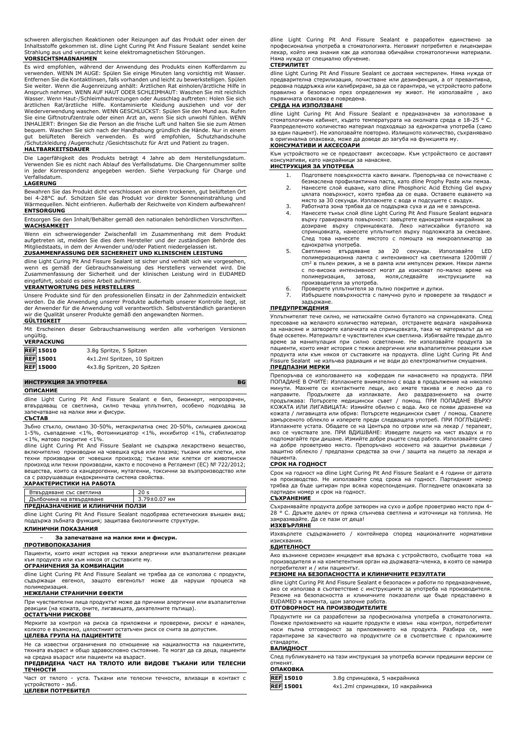schweren allergischen Reaktionen oder Reizungen auf das Produkt oder einen der Inhaltsstoffe gekommen ist. dline Light Curing Pit And Fissure Sealant sendet keine Strahlung aus und verursacht keine elektromagnetischen Störungen.

**VORSICHTSMAßNAHMEN**

Es wird empfohlen, während der Anwendung des Produkts einen Kofferdamm zu verwenden. WENN IM AUGE: Spülen Sie einige Minuten lang vorsichtig mit Wasser. Entfernen Sie die Kontaktlinsen, falls vorhanden und leicht zu bewerkstelligen. Spülen Sie weiter. Wenn die Augenreizung anhält: Ärztlichen Rat einholen/ärztliche Hilfe in Anspruch nehmen. WENN AUF HAUT ODER SCHLEIMHAUT: Waschen Sie mit reichlich Wasser. Wenn Haut-/Schleimhautreizungen oder Ausschlag auftreten: Holen Sie sich ärztlichen Rat/ärztliche Hilfe. Kontaminierte Kleidung ausziehen und vor der Wiederverwendung waschen. WENN GESCHLUCKST: Spülen Sie den Mund aus. Rufen Sie eine Giftnotrufzentrale oder einen Arzt an, wenn Sie sich unwohl fühlen. WENN INHALIERT: Bringen Sie die Person an die frische Luft und halten Sie sie zum Atmen bequem. Waschen Sie sich nach der Handhabung gründlich die Hände. Nur in einem gut belüfteten Bereich verwenden. Es wird empfohlen, Schutzhandschuhe /Schutzkleidung /Augenschutz /Gesichtsschutz für Arzt und Patient zu tragen.

**HALTBARKEITSDAUER**

Die Lagerfähigkeit des Produkts beträgt 4 Jahre ab dem Herstellungsdatum. Verwenden Sie es nicht nach Ablauf des Verfallsdatums. Die Chargennummer sollte in jeder Korrespondenz angegeben werden. Siehe Verpackung für Charge und Verfallsdatum.

**LAGERUNG**

Bewahren Sie das Produkt dicht verschlossen an einem trockenen, gut belüfteten Ort bei 4-28°C auf. Schützen Sie das Produkt vor direkter Sonneneinstrahlung und Wärmequellen. Nicht einfrieren. Außerhalb der Reichweite von Kindern aufbewahren!

**ENTSORGUNG**

Entsorgen Sie den Inhalt/Behälter gemäß den nationalen behördlichen Vorschriften.

**WACHSAMKEIT**

Wenn ein schwerwiegender Zwischenfall im Zusammenhang mit dem Produkt aufgetreten ist, melden Sie dies dem Hersteller und der zuständigen Behörde des Mitgliedstaats, in dem der Anwender und/oder Patient niedergelassen ist.

**ZUSAMMENFASSUNG DER SICHERHEIT UND KLINISCHEN LEISTUNG**

dline Light Curing Pit And Fissure Sealant ist sicher und verhält sich wie vorgesehen, wenn es gemäß der Gebrauchsanweisung des Herstellers verwendet wird. Die Zusammenfassung der Sicherheit und der klinischen Leistung wird in EUDAMED eingeführt, sobald es seine Arbeit aufnimmt.

**VERANTWORTUNG DES HERSTELLERS**

Unsere Produkte sind für den professionellen Einsatz in der Zahnmedizin entwickelt worden. Da die Anwendung unserer Produkte außerhalb unserer Kontrolle liegt, ist der Anwender für die Anwendung voll verantwortlich. Selbstverständlich garantieren wir die Qualität unserer Produkte gemäß den angewandten Normen.

**GÜLTIGKEIT**

Mit Erscheinen dieser Gebrauchsanweisung werden alle vorherigen Versionen ungültig.

**VERPACKUNG**

| | |
|---|---|
| REF 15010 | 3.8g Spritze, 5 Spitzen |
| REF 15001 | 4x1.2ml Spritzen, 10 Spitzen |
| REF 15000 | 4x3.8g Spritzen, 20 Spitzen |

## ИНСТРУКЦИЯ ЗА УПОТРЕБА — BG

**ОПИСАНИЕ**

dline Light Curing Pit And Fissure Sealant е бял, биоинерт, непрозрачен, втвърдяващ се светлина, силно течащ уплътнител, особено подходящ за запечатване на малки ями и фисури.

**СЪСТАВ**

Зъбно стъкло, смилано 30-50%, метакрилатна смес 20-50%, силициев диоксид 1-5%, съвпадение <1%, Фотоинициатор <1%, инхибитор <1%, стабилизатор <1%, матово покритие <1%.

dline Light Curing Pit And Fissure Sealant не съдържа лекарствено вещество, включително производни на човешка кръв или плазма; тъкани или клетки, или техни производни от човешки произход; тъкани или клетки от животински произход или техни производни, както е посочено в Регламент (ЕС) № 722/2012; вещества, които са канцерогенни, мутагенни, токсични за възпроизводство или са с разрушаващи ендокринната система свойства.

**ХАРАКТЕРИСТИКИ НА РАБОТА**

| | |
|---|---|
| Втвърдяване със светлина | 20 s |
| Дълбочина на втвърдяване | 3.79±0.07 мм |

**ПРЕДНАЗНАЧЕНИЕ И КЛИНИЧНИ ПОЛЗИ**

dline Light Curing Pit And Fissure Sealant подобрява естетическия външен вид; поддържа зъбната функция; защитава биологичните структури.

**КЛИНИЧНИ ПОКАЗАНИЯ**

- **За запечатване на малки ями и фисури.**

**ПРОТИВОПОКАЗАНИЯ**

Пациенти, които имат история на тежки алергични или възпалителни реакции към продукта или към някоя от съставките му.

**ОГРАНИЧЕНИЯ ЗА КОМБИНАЦИИ**

dline Light Curing Pit And Fissure Sealant не трябва да се използва с продукти, съдържащи евгенол, защото евгенолът може да наруши процеса на полимеризация.

**НЕЖЕЛАНИ СТРАНИЧНИ ЕФЕКТИ**

При чувствителни лица продуктът може да причини алергични или възпалителни реакции (на кожата, очите, лигавицата, дихателните пътища).

**ОСТАТЪЧНИ РИСКОВЕ**

Мерките за контрол на риска са приложени и проверени, рискът е намален, колкото е възможно, цялостният остатъчен риск се счита за допустим.

**ЦЕЛЕВА ГРУПА НА ПАЦИЕНТИТЕ**

Не са известни ограничения по отношение на нациалността на пациентите, тяхната възраст и общо здравословно състояние. Те могат да са деца, пациенти на средна възраст или пациенти на възраст.

**ПРЕДВИДЕНА ЧАСТ НА ТЯЛОТО ИЛИ ВИДОВЕ ТЪКАНИ ИЛИ ТЕЛЕСНИ ТЕЧНОСТИ**

Част от тялото - уста. Тъкани или телесни течности, влизащи в контакт с устройството - зъб.

**ЦЕЛЕВИ ПОТРЕБИТЕЛ**

dline Light Curing Pit And Fissure Sealant е разработен единствено за професионална употреба в стоматологията. Неговият потребител е лицензиран лекар, който има знания как да използва обичайни стоматологични материали. Няма нужда от специално обучение.

**СТЕРИЛИТЕТ**

dline Light Curing Pit And Fissure Sealant се доставя нестерилен. Няма нужда от предварителна стерилизация, почистване или дезинфекция, а от превантивна, редовна поддръжка или калибриране, за да се гарантира, че устройството работи правилно и безопасно през определения му живот. Не използвайте , ако първичната опаковка е повредена.

**СРЕДА НА ИЗПОЛЗВАНЕ**

dline Light Curing Pit And Fissure Sealant е предназначен за използване в стоматологичен кабинет, където температурата на околната среда е 18-25 ° C. Разпределеното количество материал подходящо за еднократна употреба (само за един пациент). Не използвайте повторно. Излишното количество, съхранявано в оригинална опаковка, може да доведе до загуба на функцията му.

**КОНСУМАТИВИ И АКСЕСОАРИ**

Към устройството не се предоставят аксесоари. Към устройството се доставят консумативи, като накрайници за нанасяне.

**ИНСТРУКЦИЯ ЗА УПОТРЕБА**

1. Подгответе повърхността както винаги. Препоръчва се почистване с безмаслена профилактична паста, като dline Prophy Paste или пемза.
2. Нанесете слой ецване, като dline Phosphoric Acid Etching Gel върху цялата повърхност, която трябва да се ецва. Оставете ецването на място за 30 секунди. Изплакнете с вода и подсушете с въздух.
3. Работната зона трябва да се поддържа суха и да не е замърсена.
4. Нанесете тънък слой dline Light Curing Pit And Fissure Sealant веднага върху гравираната повърхност: завъртете еднократния накрайник за дозиране върху спринцовката. Леко натискайки буталото на спринцовката, нанесете уплътнителя върху подложката за смесване. След това нанесете мястото с помощта на микроапликатор за еднократна употреба.
5. Светлинно втвърдяване за 20 секунди. Използвайте LED полимеризационна лампа с интензивност на светлината 1200mW / cm² в пълен режим, а не в рампа или импулсен режим. Някои лампи с по-висока интензивност могат да изискват по-малко време на полимеризация, затова, моля,следвайте инструкциите на производителя за употреба.
6. Проверете уплътнителя за пълно покритие и дупки.
7. Избършете повърхността с памучно руло и проверете за твърдост и задържане.

**ПРЕДУПРЕЖДЕНИЯ**

Уплътнителят тече силно, не натискайте силно буталото на спринцовката. След пресоване на желаното количество материал, отстранете веднага накрайника за нанасяне и затворете капачката на спринцовката, така че материалът да не бъде осветен. Материалът е чувствителен към светлина. Избягвайте твърде дълго време за манипулация при силно осветление. Не използвайте продукта за пациенти, които имат история с тежки алергични или възпалителни реакции към продукта или към някоя от съставките на продукта. dline Light Curing Pit And Fissure Sealant не излъчва радиация и не води до електромагнитни смущения.

**ПРЕДПАЗНИ МЕРКИ**

Препоръчва се използването на кофердам пи нанасянето на продукта. ПРИ ПОПАДАНЕ В ОЧИТЕ: Изплакнете внимателно с вода в продължение на няколко минути. Махнете си контактните лещи, ако имате такива и е лесно да го направите. Продължете да изплаквате. Ако раздразнението на очите продължава: Потърсете медицински съвет / помощ. ПРИ ПОПАДАНЕ ВЪРХУ КОЖАТА ИЛИ ЛИГАВИЦАТА: Измийте обилно с вода. Ако се появи дразнене на кожата / лигавицата или обрив: Потърсете медицински съвет / помощ. Свалете замърсеното облекло и изперете преди следващата употреб. ПРИ ПОГЛЪЩАНЕ: Изплакнете устата. Обадете се на Центъра по отрови или на лекар / терапевт, ако се чувствате зле. ПРИ ВДИШВАНЕ: Изведете лицето на чист въздух и го подпомагайте при дишане. Измийте добре ръцете след работа. Използвайте само на добре проветриво място. Препоръчано носенето на защитни ръкавици / защитно облекло / предпазни средства за очи / защита на лицето за лекаря и пациента.

**СРОК НА ГОДНОСТ**

Срок на годност на dline Light Curing Pit And Fissure Sealant е 4 години от датата на производство. Не използвайте след срока на годност. Партидният номер трябва да бъде цитиран при всяка кореспонденция. Погледнете опаковката за партиден номер и срок на годност.

**СЪХРАНЕНИЕ**

Съхранявайте продукта добре затворен на сухо и добре проветриво място при 4-28 ° C. Дръжте далеч от пряка слънчева светлина и източници на топлина. Не замразявайте. Да се пази от деца!

**ИЗХВЪРЛЯНЕ**

Изхвърлете съдържанието / контейнера според националните нормативни изисквания.

**БДИТЕЛНОСТ**

Ако възникне сериозен инцидент във връзка с устройството, съобщете това на производителя и на компетентния орган на държавата-членка, в която се намира потребителят и / или пациентът.

**РЕЗЮМЕ НА БЕЗОПАСНОСТТА И КЛИНИЧНИТЕ РЕЗУЛТАТИ**

dline Light Curing Pit And Fissure Sealant е безопасен и работи по предназначение, ако се използва в съответствие с инструкциите за употреба на производителя. Резюме на безопасността и клиничните показатели ще бъде представено в EUDAMED в момента, щом започне работа.

**ОТГОВОРНОСТ НА ПРОИЗВОДИТЕЛИТЕ**

Продуктите ни са разработени за професионална употреба в стоматологията. Понеже приложението на нашите продукти е извън наш контрол, потребителят носи пълна отговорност за приложението на продукта. Разбира се, ние гарантираме за качеството на продуктите си в съответствие с приложимите стандарти.

**ВАЛИДНОСТ**

След публикуването на тази инструкция за употреба всички предишни версии се отменят.

**ОПАКОВКА**

| | |
|---|---|
| REF 15010 | 3.8g спринцовка, 5 накрайника |
| REF 15001 | 4x1.2ml спринцовки, 10 накрайника |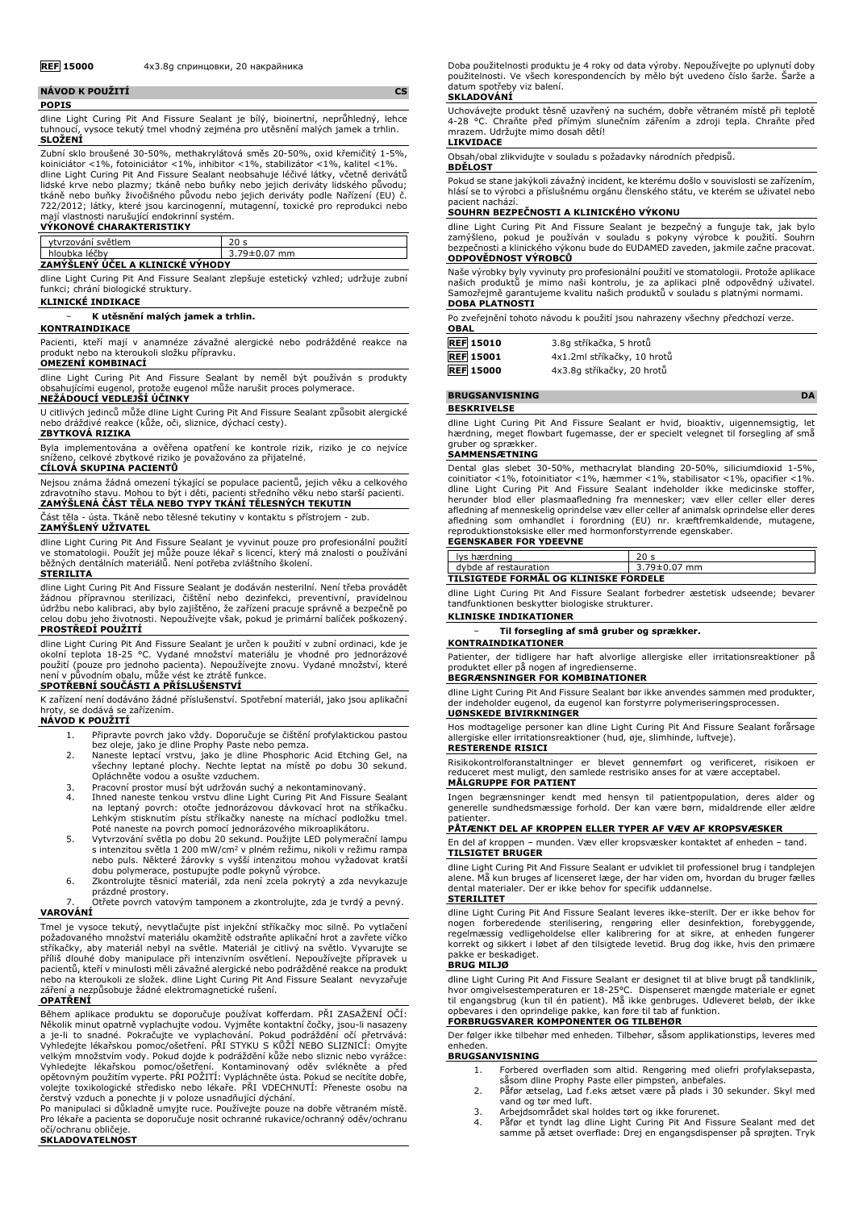**REF 15000** 4x3.8g спринцовки, 20 накрайника

## NÁVOD K POUŽITÍ CS

### POPIS

dline Light Curing Pit And Fissure Sealant je bílý, bioinertní, neprůhledný, lehce tuhnoucí, vysoce tekutý tmel vhodný zejména pro utěsnění malých jamek a trhlin.

### SLOŽENÍ

Zubní sklo broušené 30-50%, methakrylátová směs 20-50%, oxid křemičitý 1-5%, koiniciátor <1%, fotoiniciátor <1%, inhibitor <1%, stabilizátor <1%, kalitel <1%.
dline Light Curing Pit And Fissure Sealant neobsahuje léčivé látky, včetně derivátů lidské krve nebo plazmy; tkáně nebo buňky nebo jejich deriváty lidského původu; tkáně nebo buňky živočišného původu nebo jejich deriváty podle Nařízení (EU) č. 722/2012; látky, které jsou karcinogenní, mutagenní, toxické pro reprodukci nebo mají vlastnosti narušující endokrinní systém.

### VÝKONOVÉ CHARAKTERISTIKY

| ytvrzování světlem | 20 s |
|---|---|
| hloubka léčby | 3.79±0.07 mm |

### ZAMÝŠLENÝ ÚČEL A KLINICKÉ VÝHODY

dline Light Curing Pit And Fissure Sealant zlepšuje estetický vzhled; udržuje zubní funkci; chrání biologické struktury.

### KLINICKÉ INDIKACE

- **K utěsnění malých jamek a trhlin.**

### KONTRAINDIKACE

Pacienti, kteří mají v anamnéze závažné alergické nebo podrážděné reakce na produkt nebo na kteroukoli složku přípravku.

### OMEZENÍ KOMBINACÍ

dline Light Curing Pit And Fissure Sealant by neměl být používán s produkty obsahujícími eugenol, protože eugenol může narušit proces polymerace.

### NEŽÁDOUCÍ VEDLEJŠÍ ÚČINKY

U citlivých jedinců může dline Light Curing Pit And Fissure Sealant způsobit alergické nebo dráždivé reakce (kůže, oči, sliznice, dýchací cesty).

### ZBYTKOVÁ RIZIKA

Byla implementována a ověřena opatření ke kontrole rizik, riziko je co nejvíce sníženo, celkové zbytkové riziko je považováno za přijatelné.

### CÍLOVÁ SKUPINA PACIENTŮ

Nejsou známa žádná omezení týkající se populace pacientů, jejich věku a celkového zdravotního stavu. Mohou to být i děti, pacienti středního věku nebo starší pacienti.

### ZAMÝŠLENÁ ČÁST TĚLA NEBO TYPY TKÁNÍ TĚLESNÝCH TEKUTIN

Část těla - ústa. Tkáně nebo tělesné tekutiny v kontaktu s přístrojem - zub.

### ZAMÝŠLENÝ UŽIVATEL

dline Light Curing Pit And Fissure Sealant je vyvinut pouze pro profesionální použití ve stomatologii. Použít jej může pouze lékař s licencí, který má znalosti o používání běžných dentálních materiálů. Není potřeba zvláštního školení.

### STERILITA

dline Light Curing Pit And Fissure Sealant je dodáván nesterilní. Není třeba provádět žádnou přípravnou sterilizaci, čištění nebo dezinfekci, preventivní, pravidelnou údržbu nebo kalibraci, aby bylo zajištěno, že zařízení pracuje správně a bezpečně po celou dobu jeho životnosti. Nepoužívejte však, pokud je primární balíček poškozený.

### PROSTŘEDÍ POUŽITÍ

dline Light Curing Pit And Fissure Sealant je určen k použití v zubní ordinaci, kde je okolní teplota 18-25 °C. Vydané množství materiálu je vhodné pro jednorázové použití (pouze pro jednoho pacienta). Nepoužívejte znovu. Vydané množství, které není v původním obalu, může vést ke ztrátě funkce.

### SPOTŘEBNÍ SOUČÁSTI A PŘÍSLUŠENSTVÍ

K zařízení není dodáváno žádné příslušenství. Spotřební materiál, jako jsou aplikační hroty, se dodává se zařízením.

### NÁVOD K POUŽITÍ

1. Připravte povrch jako vždy. Doporučuje se čištění profylaktickou pastou bez oleje, jako je dline Prophy Paste nebo pemza.
2. Naneste leptací vrstvu, jako je dline Phosphoric Acid Etching Gel, na všechny leptané plochy. Nechte leptat na místě po dobu 30 sekund. Opláchněte vodou a osušte vzduchem.
3. Pracovní prostor musí být udržován suchý a nekontaminovaný.
4. Ihned naneste tenkou vrstvu dline Light Curing Pit And Fissure Sealant na leptaný povrch: otočte jednorázovou dávkovací hrot na stříkačku. Lehkým stisknutím pístu stříkačky naneste na míchací podložku tmel. Poté naneste na povrch pomocí jednorázového mikroaplikátoru.
5. Vytvrzování světla po dobu 20 sekund. Použijte LED polymerační lampu s intenzitou světla 1 200 mW/cm² v plném režimu, nikoli v režimu rampa nebo puls. Některé žárovky s vyšší intenzitou mohou vyžadovat kratší dobu polymerace, postupujte podle pokynů výrobce.
6. Zkontrolujte těsnicí materiál, zda není zcela pokrytý a zda nevykazuje prázdné prostory.
7. Otřete povrch vatovým tamponem a zkontrolujte, zda je tvrdý a pevný.

### VAROVÁNÍ

Tmel je vysoce tekutý, nevytlačujte píst injekční stříkačky moc silně. Po vytlačení požadovaného množství materiálu okamžitě odstraňte aplikační hrot a zavřete víčko stříkačky, aby materiál nebyl na světle. Materiál je citlivý na světlo. Vyvarujte se příliš dlouhé doby manipulace při intenzivním osvětlení. Nepoužívejte přípravek u pacientů, kteří v minulosti měli závažné alergické nebo podrážděné reakce na produkt nebo na kteroukoli ze složek. dline Light Curing Pit And Fissure Sealant nevyzařuje záření a nezpůsobuje žádné elektromagnetické rušení.

### OPATŘENÍ

Během aplikace produktu se doporučuje používat kofferdam. PŘI ZASAŽENÍ OČÍ: Několik minut opatrně vyplachujte vodou. Vyjměte kontaktní čočky, jsou-li nasazeny a je-li to snadné. Pokračujte ve vyplachování. Pokud podráždění očí přetrvává: Vyhledejte lékařskou pomoc/ošetření. PŘI STYKU S KŮŽÍ NEBO SLIZNICÍ: Omyjte velkým množstvím vody. Pokud dojde k podráždění kůže nebo sliznic nebo vyrážce: Vyhledejte lékařskou pomoc/ošetření. Kontaminovaný oděv svlékněte a před opětovným použitím vyperte. PŘI POŽITÍ: Vypláchněte ústa. Pokud se necítíte dobře, volejte toxikologické středisko nebo lékaře. PŘI VDECHNUTÍ: Přeneste osobu na čerstvý vzduch a ponechte ji v poloze usnadňující dýchání.
Po manipulaci si důkladně umyjte ruce. Používejte pouze na dobře větraném místě. Pro lékaře a pacienta se doporučuje nosit ochranné rukavice/ochranný oděv/ochranu očí/ochranu obličeje.

### SKLADOVATELNOST

Doba použitelnosti produktu je 4 roky od data výroby. Nepoužívejte po uplynutí doby použitelnosti. Ve všech korespondencích by mělo být uvedeno číslo šarže. Šarže a datum spotřeby viz balení.

### SKLADOVÁNÍ

Uchovávejte produkt těsně uzavřený na suchém, dobře větraném místě při teplotě 4-28 °C. Chraňte před přímým slunečním zářením a zdroji tepla. Chraňte před mrazem. Udržujte mimo dosah dětí!

### LIKVIDACE

Obsah/obal zlikvidujte v souladu s požadavky národních předpisů.

### BDĚLOST

Pokud se stane jakýkoli závažný incident, ke kterému došlo v souvislosti se zařízením, hlásí se to výrobci a příslušnému orgánu členského státu, ve kterém se uživatel nebo pacient nachází.

### SOUHRN BEZPEČNOSTI A KLINICKÉHO VÝKONU

dline Light Curing Pit And Fissure Sealant je bezpečný a funguje tak, jak bylo zamýšleno, pokud je používán v souladu s pokyny výrobce k použití. Souhrn bezpečnosti a klinického výkonu bude do EUDAMED zaveden, jakmile začne pracovat.

### ODPOVĚDNOST VÝROBCŮ

Naše výrobky byly vyvinuty pro profesionální použití ve stomatologii. Protože aplikace našich produktů je mimo naši kontrolu, je za aplikaci plně odpovědný uživatel. Samozřejmě garantujeme kvalitu našich produktů v souladu s platnými normami.

### DOBA PLATNOSTI

Po zveřejnění tohoto návodu k použití jsou nahrazeny všechny předchozí verze.

### OBAL

| **REF 15010** | 3.8g stříkačka, 5 hrotů |
|---|---|
| **REF 15001** | 4x1.2ml stříkačky, 10 hrotů |
| **REF 15000** | 4x3.8g stříkačky, 20 hrotů |

## BRUGSANVISNING DA

### BESKRIVELSE

dline Light Curing Pit And Fissure Sealant er hvid, bioaktiv, uigennemsigtig, let hærdning, meget flowbart fugemasse, der er specielt velegnet til forsegling af små gruber og sprækker.

### SAMMENSÆTNING

Dental glas slebet 30-50%, methacrylat blanding 20-50%, siliciumdioxid 1-5%, coinitiator <1%, fotoinitiator <1%, hæmmer <1%, stabilisator <1%, opacifier <1%.
dline Light Curing Pit And Fissure Sealant indeholder ikke medicinske stoffer, herunder blod eller plasmaafledning fra mennesker; væv eller celler eller deres afledning af menneskelig oprindelse væv eller celler af animalsk oprindelse eller deres afledning som omhandlet i forordning (EU) nr. kræftfremkaldende, mutagene, reproduktionstoksiske eller med hormonforstyrrende egenskaber.

### EGENSKABER FOR YDEEVNE

| lys hærdning | 20 s |
|---|---|
| dybde af restauration | 3.79±0.07 mm |

### TILSIGTEDE FORMÅL OG KLINISKE FORDELE

dline Light Curing Pit And Fissure Sealant forbedrer æstetisk udseende; bevarer tandfunktionen beskytter biologiske strukturer.

### KLINISKE INDIKATIONER

- **Til forsegling af små gruber og sprækker.**

### KONTRAINDIKATIONER

Patienter, der tidligere har haft alvorlige allergiske eller irritationsreaktioner på produktet eller på nogen af ingredienserne.

### BEGRÆNSNINGER FOR KOMBINATIONER

dline Light Curing Pit And Fissure Sealant bør ikke anvendes sammen med produkter, der indeholder eugenol, da eugenol kan forstyrre polymeriseringsprocessen.

### UØNSKEDE BIVIRKNINGER

Hos modtagelige personer kan dline Light Curing Pit And Fissure Sealant forårsage allergiske eller irritationsreaktioner (hud, øje, slimhinde, luftveje).

### RESTERENDE RISICI

Risikokontrolforanstaltninger er blevet gennemført og verificeret, risikoen er reduceret mest muligt, den samlede restrisiko anses for at være acceptabel.

### MÅLGRUPPE FOR PATIENT

Ingen begrænsninger kendt med hensyn til patientpopulation, deres alder og generelle sundhedsmæssige forhold. Der kan være børn, midaldrende eller ældre patienter.

### PÅTÆNKT DEL AF KROPPEN ELLER TYPER AF VÆV AF KROPSVÆSKER

En del af kroppen – munden. Væv eller kropsvæsker kontaktet af enheden – tand.

### TILSIGTET BRUGER

dline Light Curing Pit And Fissure Sealant er udviklet til professionel brug i tandplejen alene. Må kun bruges af licenseret læge, der har viden om, hvordan du bruger fælles dental materialer. Der er ikke behov for specifik uddannelse.

### STERILITET

dline Light Curing Pit And Fissure Sealant leveres ikke-sterilt. Der er ikke behov for nogen forberedende sterilisering, rengøring eller desinfektion, forebyggende, regelmæssig vedligeholdelse eller kalibrering for at sikre, at enheden fungerer korrekt og sikkert i løbet af den tilsigtede levetid. Brug dog ikke, hvis den primære pakke er beskadiget.

### BRUG MILJØ

dline Light Curing Pit And Fissure Sealant er designet til at blive brugt på tandklinik, hvor omgivelsestemperaturen er 18-25°C. Dispenseret mængde materiale er egnet til engangsbrug (kun til én patient). Må ikke genbruges. Udleveret beløb, der ikke opbevares i den oprindelige pakke, kan føre til tab af funktion.

### FORBRUGSVARER KOMPONENTER OG TILBEHØR

Der følger ikke tilbehør med enheden. Tilbehør, såsom applikationstips, leveres med enheden.

### BRUGSANVISNING

1. Forbered overfladen som altid. Rengøring med oliefri profylaksepasta, såsom dline Prophy Paste eller pimpsten, anbefales.
2. Påfør ætselag, Lad f.eks ætset være på plads i 30 sekunder. Skyl med vand og tør med luft.
3. Arbejdsområdet skal holdes tørt og ikke forurenet.
4. Påfør et tyndt lag dline Light Curing Pit And Fissure Sealant med det samme på ætset overflade: Drej en engangsdispenser på sprøjten. Tryk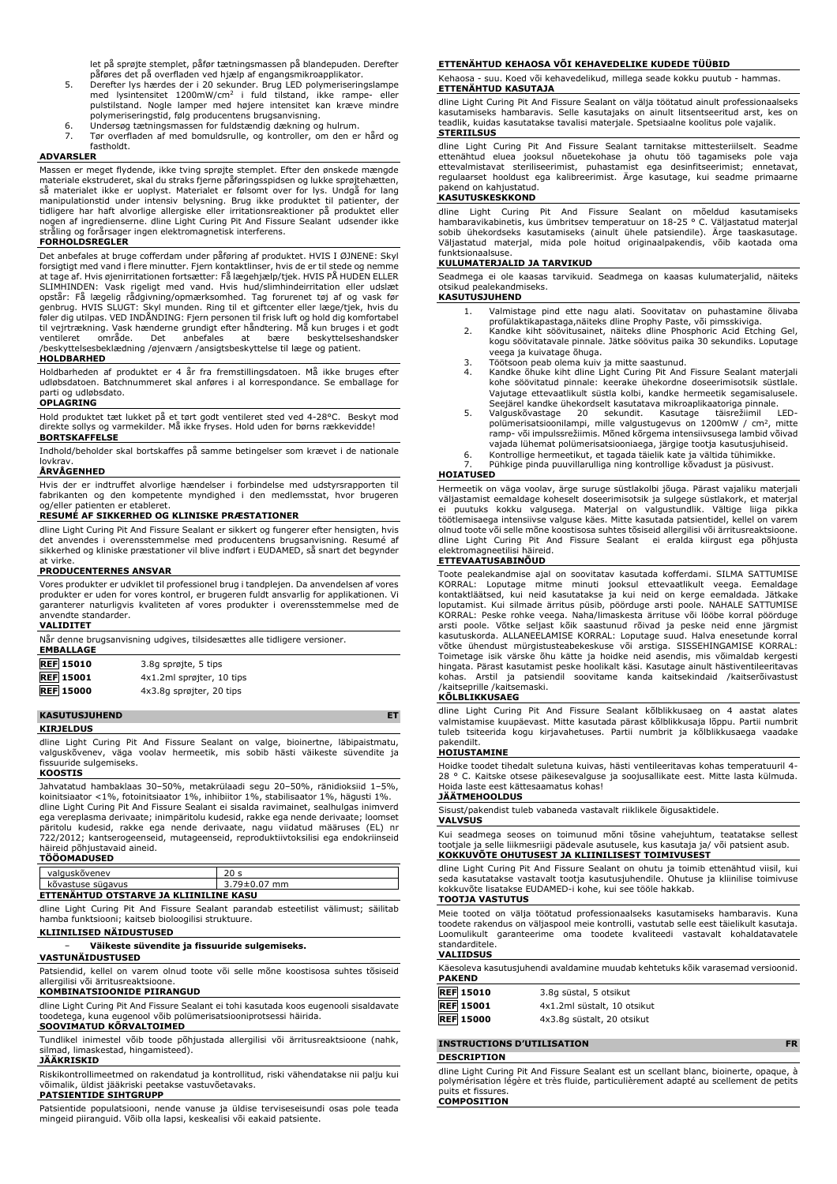let på sprøjte stemplet, påfør tætningsmassen på blandepuden. Derefter påføres det på overfladen ved hjælp af engangsmikroapplikator.

5. Derefter lys hærdes der i 20 sekunder. Brug LED polymeriseringslampe med lysintensitet 1200mW/cm$^2$ i fuld tilstand, ikke rampe- eller pulstilstand. Nogle lamper med højere intensitet kan kræve mindre polymeriseringstid, følg producentens brugsanvisning.
6. Undersøg tætningsmassen for fuldstændig dækning og hulrum.
7. Tør overfladen af med bomuldsrulle, og kontroller, om den er hård og fastholdt.

**ADVARSLER**

Massen er meget flydende, ikke tving sprøjte stemplet. Efter den ønskede mængde materiale ekstruderet, skal du straks fjerne påføringsspidsen og lukke sprøjtehætten, så materialet ikke er uoplyst. Materialet er følsomt over for lys. Undgå for lang manipulationstid under intensiv belysning. Brug ikke produktet til patienter, der tidligere har haft alvorlige allergiske eller irritationsreaktioner på produktet eller nogen af ingredienserne. dline Light Curing Pit And Fissure Sealant udsender ikke stråling og forårsager ingen elektromagnetisk interferens.

**FORHOLDSREGLER**

Det anbefales at bruge cofferdam under påføring af produktet. HVIS I ØJNENE: Skyl forsigtigt med vand i flere minutter. Fjern kontaktlinser, hvis de er til stede og nemme at tage af. Hvis øjenirritationen fortsætter: Få lægehjælp/tjek. HVIS PÅ HUDEN ELLER SLIMHINDEN: Vask rigeligt med vand. Hvis hud/slimhindeirritation eller udslæt opstår: Få lægelig rådgivning/opmærksomhed. Tag forurenet tøj af og vask før genbrug. HVIS SLUGT: Skyl munden. Ring til et giftcenter eller læge/tjek, hvis du føler dig utilpas. VED INDÅNDING: Fjern personen til frisk luft og hold dig komfortabel til vejrtrækning. Vask hænderne grundigt efter håndtering. Må kun bruges i et godt ventileret område. Det anbefales at bære beskyttelseshandsker /beskyttelsesbeklædning /øjenværn /ansigtsbeskyttelse til læge og patient.

**HOLDBARHED**

Holdbarheden af produktet er 4 år fra fremstillingsdatoen. Må ikke bruges efter udløbsdatoen. Batchnummeret skal anføres i al korrespondance. Se emballage for parti og udløbsdato.

**OPLAGRING**

Hold produktet tæt lukket på et tørt godt ventileret sted ved 4-28°C. Beskyt mod direkte sollys og varmekilder. Må ikke fryses. Hold uden for børns rækkevidde!

**BORTSKAFFELSE**

Indhold/beholder skal bortskaffes på samme betingelser som krævet i de nationale lovkrav.

**ÅRVÅGENHED**

Hvis der er indtruffet alvorlige hændelser i forbindelse med udstyrsrapporten til fabrikanten og den kompetente myndighed i den medlemsstat, hvor brugeren og/eller patienten er etableret.

**RESUMÉ AF SIKKERHED OG KLINISKE PRÆSTATIONER**

dline Light Curing Pit And Fissure Sealant er sikkert og fungerer efter hensigten, hvis det anvendes i overensstemmelse med producentens brugsanvisning. Resumé af sikkerhed og kliniske præstationer vil blive indført i EUDAMED, så snart det begynder at virke.

**PRODUCENTERNES ANSVAR**

Vores produkter er udviklet til professionel brug i tandplejen. Da anvendelsen af vores produkter er uden for vores kontrol, er brugeren fuldt ansvarlig for applikationen. Vi garanterer naturligvis kvaliteten af vores produkter i overensstemmelse med de anvendte standarder.

**VALIDITET**

Når denne brugsanvisning udgives, tilsidesættes alle tidligere versioner.

**EMBALLAGE**

| | |
|---|---|
| REF 15010 | 3.8g sprøjte, 5 tips |
| REF 15001 | 4x1.2ml sprøjter, 10 tips |
| REF 15000 | 4x3.8g sprøjter, 20 tips |

## KASUTUSJUHEND — ET

**KIRJELDUS**

dline Light Curing Pit And Fissure Sealant on valge, bioinertne, läbipaistmatu, valguskõvenev, väga voolav hermeetik, mis sobib hästi väikeste süvendite ja fissuuride sulgemiseks.

**KOOSTIS**

Jahvatatud hambaklaas 30–50%, metakrülaadi segu 20–50%, ränidioksiid 1–5%, koinitsiaator <1%, fotoinitsiaator 1%, inhibiitor 1%, stabilisaator 1%, hägusti 1%. dline Light Curing Pit And Fissure Sealant ei sisalda ravimainet, sealhulgas inimverd ega vereplasma derivaate; inimpäritolu kudesid, rakke ega nende derivaate; loomset päritolu kudesid, rakke ega nende derivaate, nagu viidatud määruses (EL) nr 722/2012; kantserogeenseid, mutageenseid, reproduktiivtoksilisi ega endokriinseid häireid põhjustavaid aineid.

**TÖÖOMADUSED**

| | |
|---|---|
| valguskõvenev | 20 s |
| kõvastuse sügavus | 3.79±0.07 mm |

**ETTENÄHTUD OTSTARVE JA KLIINILINE KASU**

dline Light Curing Pit And Fissure Sealant parandab esteetilist välimust; säilitab hamba funktsiooni; kaitseb bioloogilist struktuure.

**KLIINILISED NÄIDUSTUSED**

– **Väikeste süvendite ja fissuuride sulgemiseks.**

**VASTUNÄIDUSTUSED**

Patsiendid, kellel on varem olnud toote või selle mõne koostisosa suhtes tõsiseid allergilisi või ärritusreaktsioone.

**KOMBINATSIOONIDE PIIRANGUD**

dline Light Curing Pit And Fissure Sealant ei tohi kasutada koos eugenooli sisaldavate toodetega, kuna eugenool võib polümerisatsiooniprotsessi häirida.

**SOOVIMATUD KÕRVALTOIMED**

Tundlikel inimestel võib toode põhjustada allergilisi või ärritusreaktsioone (nahk, silmad, limaskestad, hingamisteed).

**JÄÄKRISKID**

Riskikontrollimeetmed on rakendatud ja kontrollitud, risk vähendatakse nii palju kui võimalik, üldist jääkriski peetakse vastuvõetavaks.

**PATSIENTIDE SIHTGRUPP**

Patsientide populatsiooni, nende vanuse ja üldise terviseseisundi osas pole teada mingeid piiranguid. Võib olla lapsi, keskealisi või eakaid patsiente.

**ETTENÄHTUD KEHAOSA VÕI KEHAVEDELIKE KUDEDE TÜÜBID**

Kehaosa - suu. Koed või kehavedelikud, millega seade kokku puutub - hammas.

**ETTENÄHTUD KASUTAJA**

dline Light Curing Pit And Fissure Sealant on välja töötatud ainult professionaalseks kasutamiseks hambaravis. Selle kasutajaks on ainult litsentseeritud arst, kes on teadlik, kuidas kasutatakse tavalisi materjale. Spetsiaalne koolitus pole vajalik.

**STERIILSUS**

dline Light Curing Pit And Fissure Sealant tarnitakse mittesteriilselt. Seadme ettenähtud eluea jooksul nõuetekohase ja ohutu töö tagamiseks pole vaja ettevalmistavat steriliseerimist, puhastamist ega desinfitseerimist; ennetavat, regulaarset hooldust ega kalibreerimist. Ärge kasutage, kui seadme primaarne pakend on kahjustatud.

**KASUTUSKESKKOND**

dline Light Curing Pit And Fissure Sealant on mõeldud kasutamiseks hambaravikabinetis, kus ümbritsev temperatuur on 18-25 ° C. Väljastatud materjal sobib ühekordseks kasutamiseks (ainult ühele patsiendile). Ärge taaskasutage. Väljastatud materjal, mida pole hoitud originaalpakendis, võib kaotada oma funktsionaalsuse.

**KULUMATERJALID JA TARVIKUD**

Seadmega ei ole kaasas tarvikuid. Seadmega on kaasas kulumaterjalid, näiteks otsikud pealekandmiseks.

**KASUTUSJUHEND**

1. Valmistage pind ette nagu alati. Soovitatav on puhastamine õlivaba profülaktikapastaga,näiteks dline Prophy Paste, või pimssikiviga.
2. Kandke kiht söövitusainet, näiteks dline Phosphoric Acid Etching Gel, kogu söövitatavale pinnale. Jätke söövitus paika 30 sekundiks. Loputage veega ja kuivatage õhuga.
3. Töötsoon peab olema kuiv ja mitte saastunud.
4. Kandke õhuke kiht dline Light Curing Pit And Fissure Sealant materjali kohe söövitatud pinnale: keerake ühekordne doseerimisotsik süstlale. Vajutage ettevaatlikult süstla kolbi, kandke hermeetik segamisalusele. Seejärel kandke ühekordselt kasutatava mikroaplikaatoriga pinnale.
5. Valguskõvastage 20 sekundit. Kasutage täisrežiimil LED-polümerisatsioonilampi, mille valgustugevus on 1200mW / cm$^2$, mitte ramp- või impulssrežiimis. Mõned kõrgema intensiivsusega lambid võivad vajada lühemat polümerisatsiooniaega, järgige tootja kasutusjuhiseid.
6. Kontrollige hermeetikut, et tagada täielik kate ja vältida tühimikke.
7. Pühkige pinda puuvillarulliga ning kontrollige kõvadust ja püsivust.

**HOIATUSED**

Hermeetik on väga voolav, ärge suruge süstlakolbi jõuga. Pärast vajaliku materjali väljastamist eemaldage koheselt doseerimisotsik ja sulgege süstlakork, et materjal ei puutuks kokku valgusega. Materjal on valgustundlik. Vältige liiga pikka töötlemisaega intensiivse valguse käes. Mitte kasutada patsientidel, kellel on varem olnud toote või selle mõne koostisosa suhtes tõsiseid allergilisi või ärritusreaktsioone. dline Light Curing Pit And Fissure Sealant ei eralda kiirgust ega põhjusta elektromagneetilisi häireid.

**ETTEVAATUSABINÕUD**

Toote pealekandmise ajal on soovitatav kasutada kofferdami. SILMA SATTUMISE KORRAL: Loputage mitme minuti jooksul ettevaatlikult veega. Eemaldage kontaktläätsed, kui neid kasutatakse ja kui neid on kerge eemaldada. Jätkake loputamist. Kui silmade ärritus püsib, pöörduge arsti poole. NAHALE SATTUMISE KORRAL: Peske rohke veega. Naha/limaskesta ärrituse või lööbe korral pöörduge arsti poole. Võtke seljast kõik saastunud rõivad ja peske neid enne järgmist kasutuskorda. ALLANEELAMISE KORRAL: Loputage suud. Halva enesetunde korral võtke ühendust mürgistusteabekeskuse või arstiga. SISSEHINGAMISE KORRAL: Toimetage isik värske õhu kätte ja hoidke neid asendis, mis võimaldab kergesti hingata. Pärast kasutamist peske hoolikalt käsi. Kasutage ainult hästiventileeritavas kohas. Arstil ja patsiendil soovitame kanda kaitsekindaid /kaitserõivastust /kaitseprille /kaitsemaski.

**KÕLBLIKKUSAEG**

dline Light Curing Pit And Fissure Sealant kõlblikkusaeg on 4 aastat alates valmistamise kuupäevast. Mitte kasutada pärast kõlblikkusaja lõppu. Partii numbrit tuleb tsiteerida kogu kirjavahetuses. Partii numbrit ja kõlblikkusaega vaadake pakendilt.

**HOIUSTAMINE**

Hoidke toodet tihedalt suletuna kuivas, hästi ventileeritavas kohas temperatuuril 4-28 ° C. Kaitske otsese päikesevalguse ja soojusallikate eest. Mitte lasta külmuda. Hoida laste eest kättesaamatus kohas!

**JÄÄTMEHOOLDUS**

Sisust/pakendist tuleb vabaneda vastavalt riiklikele õigusaktidele.

**VALVSUS**

Kui seadmega seoses on toimunud mõni tõsine vahejuhtum, teatatakse sellest tootjale ja selle liikmesriigi pädevale asutusele, kus kasutaja ja/ või patsient asub.

**KOKKUVÕTE OHUTUSEST JA KLIINILISEST TOIMIVUSEST**

dline Light Curing Pit And Fissure Sealant on ohutu ja toimib ettenähtud viisil, kui seda kasutatakse vastavalt tootja kasutusjuhendile. Ohutuse ja kliinilise toimivuse kokkuvõte lisatakse EUDAMED-i kohe, kui see tööle hakkab.

**TOOTJA VASTUTUS**

Meie tooted on välja töötatud professionaalseks kasutamiseks hambaravis. Kuna toodete rakendus on väljaspool meie kontrolli, vastutab selle eest täielikult kasutaja. Loomulikult garanteerime oma toodete kvaliteedi vastavalt kohaldatavatele standarditele.

**VALIIDSUS**

Käesoleva kasutusjuhendi avaldamine muudab kehtetuks kõik varasemad versioonid.

**PAKEND**

| | |
|---|---|
| REF 15010 | 3.8g süstal, 5 otsikut |
| REF 15001 | 4x1.2ml süstalt, 10 otsikut |
| REF 15000 | 4x3.8g süstalt, 20 otsikut |

## INSTRUCTIONS D'UTILISATION — FR

**DESCRIPTION**

dline Light Curing Pit And Fissure Sealant est un scellant blanc, bioinerte, opaque, à polymérisation légère et très fluide, particulièrement adapté au scellement de petits puits et fissures.

**COMPOSITION**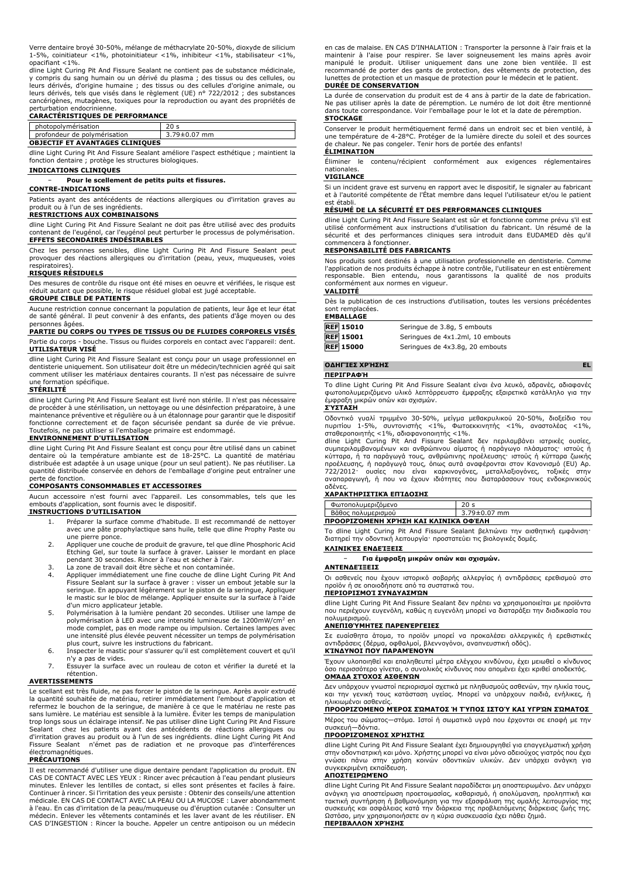Verre dentaire broyé 30-50%, mélange de méthacrylate 20-50%, dioxyde de silicium 1-5%, coinitiateur <1%, photoinitiateur <1%, inhibiteur <1%, stabilisateur <1%, opacifiant <1%.

dline Light Curing Pit And Fissure Sealant ne contient pas de substance médicinale, y compris du sang humain ou un dérivé du plasma ; des tissus ou des cellules, ou leurs dérivés, d'origine humaine ; des tissus ou des cellules d'origine animale, ou leurs dérivés, tels que visés dans le règlement (UE) n° 722/2012 ; des substances cancérigènes, mutagènes, toxiques pour la reproduction ou ayant des propriétés de perturbation endocrinienne.

**CARACTÉRISTIQUES DE PERFORMANCE**

| photopolymérisation | 20 s |
|---|---|
| profondeur de polymérisation | 3.79±0.07 mm |

**OBJECTIF ET AVANTAGES CLINIQUES**

dline Light Curing Pit And Fissure Sealant améliore l'aspect esthétique ; maintient la fonction dentaire ; protège les structures biologiques.

**INDICATIONS CLINIQUES**

- **Pour le scellement de petits puits et fissures.**

**CONTRE-INDICATIONS**

Patients ayant des antécédents de réactions allergiques ou d'irritation graves au produit ou à l'un de ses ingrédients.

**RESTRICTIONS AUX COMBINAISONS**

dline Light Curing Pit And Fissure Sealant ne doit pas être utilisé avec des produits contenant de l'eugénol, car l'eugénol peut perturber le processus de polymérisation.

**EFFETS SECONDAIRES INDÉSIRABLES**

Chez les personnes sensibles, dline Light Curing Pit And Fissure Sealant peut provoquer des réactions allergiques ou d'irritation (peau, yeux, muqueuses, voies respiratoires).

**RISQUES RÉSIDUELS**

Des mesures de contrôle du risque ont été mises en oeuvre et vérifiées, le risque est réduit autant que possible, le risque résiduel global est jugé acceptable.

**GROUPE CIBLE DE PATIENTS**

Aucune restriction connue concernant la population de patients, leur âge et leur état de santé général. Il peut convenir à des enfants, des patients d'âge moyen ou des personnes âgées.

**PARTIE DU CORPS OU TYPES DE TISSUS OU DE FLUIDES CORPORELS VISÉS**

Partie du corps - bouche. Tissus ou fluides corporels en contact avec l'appareil: dent.

**UTILISATEUR VISÉ**

dline Light Curing Pit And Fissure Sealant est conçu pour un usage professionnel en dentisterie uniquement. Son utilisateur doit être un médecin/technicien agréé qui sait comment utiliser les matériaux dentaires courants. Il n'est pas nécessaire de suivre une formation spécifique.

**STÉRILITÉ**

dline Light Curing Pit And Fissure Sealant est livré non stérile. Il n'est pas nécessaire de procéder à une stérilisation, un nettoyage ou une désinfection préparatoire, à une maintenance préventive et régulière ou à un étalonnage pour garantir que le dispositif fonctionne correctement et de façon sécurisée pendant sa durée de vie prévue. Toutefois, ne pas utiliser si l'emballage primaire est endommagé.

**ENVIRONNEMENT D'UTILISATION**

dline Light Curing Pit And Fissure Sealant est conçu pour être utilisé dans un cabinet dentaire où la température ambiante est de 18-25°C. La quantité de matériau distribuée est adaptée à un usage unique (pour un seul patient). Ne pas réutiliser. La quantité distribuée conservée en dehors de l'emballage d'origine peut entraîner une perte de fonction.

**COMPOSANTS CONSOMMABLES ET ACCESSOIRES**

Aucun accessoire n'est fourni avec l'appareil. Les consommables, tels que les embouts d'application, sont fournis avec le dispositif.

**INSTRUCTIONS D'UTILISATION**

1. Préparer la surface comme d'habitude. Il est recommandé de nettoyer avec une pâte prophylactique sans huile, telle que dline Prophy Paste ou une pierre ponce.
2. Appliquer une couche de produit de gravure, tel que dline Phosphoric Acid Etching Gel, sur toute la surface à graver. Laisser le mordant en place pendant 30 secondes. Rincer à l'eau et sécher à l'air.
3. La zone de travail doit être sèche et non contaminée.
4. Appliquer immédiatement une fine couche de dline Light Curing Pit And Fissure Sealant sur la surface à graver : visser un embout jetable sur la seringue. En appuyant légèrement sur le piston de la seringue, Appliquer le mastic sur le bloc de mélange. Appliquer ensuite sur la surface à l'aide d'un micro applicateur jetable.
5. Polymérisation à la lumière pendant 20 secondes. Utiliser une lampe de polymérisation à LED avec une intensité lumineuse de 1200mW/cm² en mode complet, pas en mode rampe ou impulsion. Certaines lampes avec une intensité plus élevée peuvent nécessiter un temps de polymérisation plus court, suivre les instructions du fabricant.
6. Inspecter le mastic pour s'assurer qu'il est complètement couvert et qu'il n'y a pas de vides.
7. Essuyer la surface avec un rouleau de coton et vérifier la dureté et la rétention.

**AVERTISSEMENTS**

Le scellant est très fluide, ne pas forcer le piston de la seringue. Après avoir extrudé la quantité souhaitée de matériau, retirer immédiatement l'embout d'application et refermez le bouchon de la seringue, de manière à ce que le matériau ne reste pas sans lumière. Le matériau est sensible à la lumière. Éviter les temps de manipulation trop longs sous un éclairage intensif. Ne pas utiliser dline Light Curing Pit And Fissure Sealant chez les patients ayant des antécédents de réactions allergiques ou d'irritation graves au produit ou à l'un de ses ingrédients. dline Light Curing Pit And Fissure Sealant n'émet pas de radiation et ne provoque pas d'interférences électromagnétiques.

**PRÉCAUTIONS**

Il est recommandé d'utiliser une digue dentaire pendant l'application du produit. EN CAS DE CONTACT AVEC LES YEUX : Rincer avec précaution à l'eau pendant plusieurs minutes. Enlever les lentilles de contact, si elles sont présentes et faciles à faire. Continuer à rincer. Si l'irritation des yeux persiste : Obtenir des conseils/une attention médicale. EN CAS DE CONTACT AVEC LA PEAU OU LA MUCOSE : Laver abondamment à l'eau. En cas d'irritation de la peau/muqueuse ou d'éruption cutanée : Consulter un médecin. Enlever les vêtements contaminés et les laver avant de les réutiliser. EN CAS D'INGESTION : Rincer la bouche. Appeler un centre antipoison ou un médecin en cas de malaise. EN CAS D'INHALATION : Transporter la personne à l'air frais et la maintenir à l'aise pour respirer. Se laver soigneusement les mains après avoir manipulé le produit. Utiliser uniquement dans une zone bien ventilée. Il est recommandé de porter des gants de protection, des vêtements de protection, des lunettes de protection et un masque de protection pour le médecin et le patient.

**DURÉE DE CONSERVATION**

La durée de conservation du produit est de 4 ans à partir de la date de fabrication. Ne pas utiliser après la date de péremption. Le numéro de lot doit être mentionné dans toute correspondance. Voir l'emballage pour le lot et la date de péremption.

**STOCKAGE**

Conserver le produit hermétiquement fermé dans un endroit sec et bien ventilé, à une température de 4-28°C. Protéger de la lumière directe du soleil et des sources de chaleur. Ne pas congeler. Tenir hors de portée des enfants!

**ÉLIMINATION**

Éliminer le contenu/récipient conformément aux exigences réglementaires nationales.

**VIGILANCE**

Si un incident grave est survenu en rapport avec le dispositif, le signaler au fabricant et à l'autorité compétente de l'État membre dans lequel l'utilisateur et/ou le patient est établi.

**RÉSUMÉ DE LA SÉCURITÉ ET DES PERFORMANCES CLINIQUES**

dline Light Curing Pit And Fissure Sealant est sûr et fonctionne comme prévu s'il est utilisé conformément aux instructions d'utilisation du fabricant. Un résumé de la sécurité et des performances cliniques sera introduit dans EUDAMED dès qu'il commencera à fonctionner.

**RESPONSABILITÉ DES FABRICANTS**

Nos produits sont destinés à une utilisation professionnelle en dentisterie. Comme l'application de nos produits échappe à notre contrôle, l'utilisateur en est entièrement responsable. Bien entendu, nous garantissons la qualité de nos produits conformément aux normes en vigueur.

**VALIDITÉ**

Dès la publication de ces instructions d'utilisation, toutes les versions précédentes sont remplacées.

**EMBALLAGE**

| REF 15010 | Seringue de 3.8g, 5 embouts |
|---|---|
| REF 15001 | Seringues de 4x1.2ml, 10 embouts |
| REF 15000 | Seringues de 4x3.8g, 20 embouts |

## ΟΔΗΓΊΕΣ ΧΡΉΣΗΣ — EL

**ΠΕΡΙΓΡΑΦΉ**

Το dline Light Curing Pit And Fissure Sealant είναι ένα λευκό, αδρανές, αδιαφανές φωτοπολυμεριζόμενο υλικό λεπτόρρευστο έμφραξης εξαιρετικά κατάλληλο για την έμφραξη μικρών οπών και σχισμών.

**ΣΎΣΤΑΣΗ**

Οδοντικό γυαλί τριμμένο 30-50%, μείγμα μεθακρυλικού 20-50%, διοξείδιο του πυριτίου 1-5%, συντονιστής <1%, Φωτοεκκινητής <1%, αναστολέας <1%, σταθεροποιητής <1%, αδιαφανοποιητής <1%.

dline Light Curing Pit And Fissure Sealant δεν περιλαμβάνει ιατρικές ουσίες, συμπεριλαμβανομένων και ανθρώπινου αίματος ή παράγωγο πλάσματος· ιστούς ή κύτταρα, ή τα παράγωγά τους, ανθρώπινης προέλευσης· ιστούς ή κύτταρα ζωικής προέλευσης, ή παράγωγά τους, όπως αυτά αναφέρονται στον Κανονισμό (ΕU) Αρ. 722/2012· ουσίες που είναι καρκινογόνες, μεταλλαξιογόνες, τοξικές στην αναπαραγωγή, ή που να έχουν ιδιότητες που διαταράσσουν τους ενδοκρινικούς αδένες.

**ΧΑΡΑΚΤΗΡΙΣΤΙΚΆ ΕΠΊΔΟΣΗΣ**

| Φωτοπολυμεριζόμενο | 20 s |
|---|---|
| Βάθος πολυμερισμού | 3.79±0.07 mm |

**ΠΡΟΟΡΙΖΌΜΕΝΗ ΧΡΉΣΗ ΚΑΙ ΚΛΙΝΙΚΆ ΟΦΈΛΗ**

Το dline Light Curing Pit And Fissure Sealant βελτιώνει την αισθητική εμφάνιση· διατηρεί την οδοντική λειτουργία· προστατεύει τις βιολογικές δομές.

**ΚΛΙΝΙΚΈΣ ΕΝΔΕΊΞΕΙΣ**

- **Για έμφραξη μικρών οπών και σχισμών.**

**ΑΝΤΕΝΔΕΊΞΕΙΣ**

Οι ασθενείς που έχουν ιστορικό σοβαρής αλλεργίας ή αντιδράσεις ερεθισμού στο προϊόν ή σε οποιοδήποτε από τα συστατικά του.

**ΠΕΡΙΟΡΙΣΜΟΊ ΣΥΝΔΥΑΣΜΏΝ**

dline Light Curing Pit And Fissure Sealant δεν πρέπει να χρησιμοποιείται με προϊόντα που περιέχουν ευγενόλη, καθώς η ευγενόλη μπορεί να διαταράξει την διαδικασία του πολυμερισμού.

**ΑΝΕΠΙΘΎΜΗΤΕΣ ΠΑΡΕΝΈΡΓΕΙΕΣ**

Σε ευαίσθητα άτομα, το προϊόν μπορεί να προκαλέσει αλλεργικές ή ερεθιστικές αντιδράσεις (δέρμα, οφθαλμοί, βλεννογόνοι, αναπνευστική οδός).

**ΚΊΝΔΥΝΟΙ ΠΟΥ ΠΑΡΑΜΈΝΟΥΝ**

Έχουν υλοποιηθεί και επαληθευτεί μέτρα ελέγχου κινδύνου, έχει μειωθεί ο κίνδυνος όσο περισσότερο γίνεται, ο συνολικός κίνδυνος που απομένει έχει κριθεί αποδεκτός.

**ΟΜΆΔΑ ΣΤΌΧΟΣ ΑΣΘΕΝΏΝ**

Δεν υπάρχουν γνωστοί περιορισμοί σχετικά με πληθυσμούς ασθενών, την ηλικία τους, και την γενική τους κατάσταση υγείας. Μπορεί να υπάρχουν παιδιά, ενήλικες, ή ηλικιωμένοι ασθενείς.

**ΠΡΟΟΡΙΖΌΜΕΝΟ ΜΈΡΟΣ ΣΏΜΑΤΟΣ Ή ΤΎΠΟΣ ΙΣΤΟΎ ΚΑΙ ΥΓΡΏΝ ΣΏΜΑΤΟΣ**

Μέρος του σώματος—στόμα. Ιστοί ή σωματικά υγρά που έρχονται σε επαφή με την συσκευή—δόντια.

**ΠΡΟΟΡΙΖΌΜΕΝΟΣ ΧΡΉΣΤΗΣ**

dline Light Curing Pit And Fissure Sealant έχει δημιουργηθεί για επαγγελματική χρήση στην οδοντιατρική και μόνο. Χρήστης μπορεί να είναι μόνο αδειούχος γιατρός που έχει γνώσεις πάνω στην χρήση κοινών οδοντικών υλικών. Δεν υπάρχει ανάγκη για συγκεκριμένη εκπαίδευση.

**ΑΠΟΣΤΕΙΡΩΜΈΝΟ**

dline Light Curing Pit And Fissure Sealant παραδίδεται μη αποστειρωμένο. Δεν υπάρχει ανάγκη για αποστείρωση προετοιμασίας, καθαρισμό, ή απολύμανση, προληπτική και τακτική συντήρηση ή βαθμονόμηση για την εξασφάλιση της ομαλής λειτουργίας της συσκευής και ασφάλειας κατά την διάρκεια της προβλεπόμενης διάρκειας ζωής της. Ωστόσο, μην χρησιμοποιήσετε αν η κύρια συσκευασία έχει πάθει ζημιά.

**ΠΕΡΙΒΆΛΛΟΝ ΧΡΉΣΗΣ**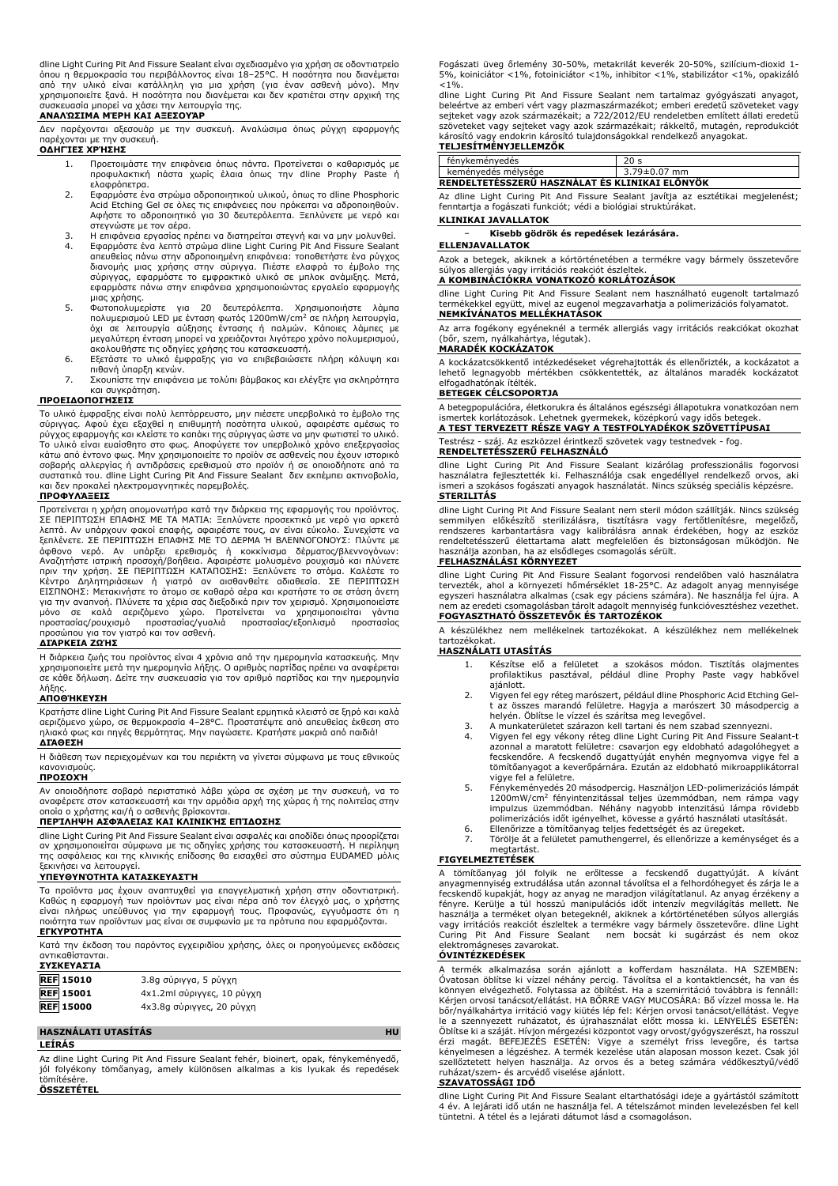dline Light Curing Pit And Fissure Sealant είναι σχεδιασμένο για χρήση σε οδοντιατρείο όπου η θερμοκρασία του περιβάλλοντος είναι 18–25°C. Η ποσότητα που διανέμεται από την υλικό είναι κατάλληλη για μια χρήση (για έναν ασθενή μόνο). Μην χρησιμοποιείτε ξανά. Η ποσότητα που διανέμεται και δεν κρατιέται στην αρχική της συσκευασία μπορεί να χάσει την λειτουργία της.

**ΑΝΑΛΏΣΙΜΑ ΜΈΡΗ ΚΑΙ ΑΞΕΣΟΥΆΡ**

Δεν παρέχονται αξεσουάρ με την συσκευή. Αναλώσιμα όπως ρύγχη εφαρμογής παρέχονται με την συσκευή.

**ΟΔΗΓΊΕΣ ΧΡΉΣΗΣ**

1. Προετοιμάστε την επιφάνεια όπως πάντα. Προτείνεται ο καθαρισμός με προφυλακτική πάστα χωρίς έλαια όπως την dline Prophy Paste ή ελαφρόπετρα.
2. Εφαρμόστε ένα στρώμα αδροποιητικού υλικού, όπως το dline Phosphoric Acid Etching Gel σε όλες τις επιφάνειες που πρόκειται να αδροποιηθούν. Αφήστε το αδροποιητικό για 30 δευτερόλεπτα. Ξεπλύνετε με νερό και στεγνώστε με τον αέρα.
3. Η επιφάνεια εργασίας πρέπει να διατηρείται στεγνή και να μην μολυνθεί.
4. Εφαρμόστε ένα λεπτό στρώμα dline Light Curing Pit And Fissure Sealant απευθείας πάνω στην αδροποιημένη επιφάνεια: τοποθετήστε ένα ρύγχος διανομής μιας χρήσης στην σύριγγα. Πιέστε ελαφρά το έμβολο της σύριγγας, εφαρμόστε το εμφρακτικό υλικό σε μπλοκ ανάμιξης. Μετά, εφαρμόστε πάνω στην επιφάνεια χρησιμοποιώντας εργαλείο εφαρμογής μιας χρήσης.
5. Φωτοπολυμερίστε για 20 δευτερόλεπτα. Χρησιμοποιήστε λάμπα πολυμερισμού LED με ένταση φωτός 1200mW/cm$^2$ σε πλήρη λειτουργία, όχι σε λειτουργία αύξησης έντασης ή παλμών. Κάποιες λάμπες με μεγαλύτερη ένταση μπορεί να χρειάζονται λιγότερο χρόνο πολυμερισμού, ακολουθήστε τις οδηγίες χρήσης του κατασκευαστή.
6. Εξετάστε το υλικό έμφραξης για να επιβεβαιώσετε πλήρη κάλυψη και πιθανή ύπαρξη κενών.
7. Σκουπίστε την επιφάνεια με τολύπι βάμβακος και ελέγξτε για σκληρότητα και συγκράτηση.

**ΠΡΟΕΙΔΟΠΟΙΉΣΕΙΣ**

Το υλικό έμφραξης είναι πολύ λεπτόρρευστο, μην πιέσετε υπερβολικά το έμβολο της σύριγγας. Αφού έχει εξαχθεί η επιθυμητή ποσότητα υλικού, αφαιρέστε αμέσως το ρύγχος εφαρμογής και κλείστε το καπάκι της σύριγγας ώστε να μην φωτιστεί το υλικό. Το υλικό είναι ευαίσθητο στο φως. Αποφύγετε τον υπερβολικό χρόνο επεξεργασίας κάτω από έντονο φως. Μην χρησιμοποιείτε το προϊόν σε ασθενείς που έχουν ιστορικό σοβαρής αλλεργίας ή αντιδράσεις ερεθισμού στο προϊόν ή σε οποιοδήποτε από τα συστατικά του. dline Light Curing Pit And Fissure Sealant δεν εκπέμπει ακτινοβολία, και δεν προκαλεί ηλεκτρομαγνητικές παρεμβολές.

**ΠΡΟΦΥΛΆΞΕΙΣ**

Προτείνεται η χρήση απομονωτήρα κατά την διάρκεια της εφαρμογής του προϊόντος. ΣΕ ΠΕΡΙΠΤΩΣΗ ΕΠΑΦΗΣ ΜΕ ΤΑ ΜΑΤΙΑ: Ξεπλύνετε προσεκτικά με νερό για αρκετά λεπτά. Αν υπάρχουν φακοί επαφής, αφαιρέστε τους, αν είναι εύκολο. Συνεχίστε να ξεπλένετε. ΣΕ ΠΕΡΙΠΤΩΣΗ ΕΠΑΦΗΣ ΜΕ ΤΟ ΔΕΡΜΑ Ή ΒΛΕΝΝΟΓΟΝΟΥΣ: Πλύντε με άφθονο νερό. Αν υπάρξει ερεθισμός ή κοκκίνισμα δέρματος/βλεννογόνων: Αναζητήστε ιατρική προσοχή/βοήθεια. Αφαιρέστε μολυσμένο ρουχισμό και πλύνετε πριν την χρήση. ΣΕ ΠΕΡΙΠΤΩΣΗ ΚΑΤΑΠΟΣΗΣ: Ξεπλύνετε το στόμα. Καλέστε το Κέντρο Δηλητηριάσεων ή γιατρό αν αισθανθείτε αδιαθεσία. ΣΕ ΠΕΡΙΠΤΩΣΗ ΕΙΣΠΝΟΗΣ: Μετακινήστε το άτομο σε καθαρό αέρα και κρατήστε το σε στάση άνετη για την αναπνοή. Πλύντε τα χέρια σας διεξοδικά πριν τον χειρισμό. Χρησιμοποιείστε μόνο σε καλά αεριζόμενο χώρο. Προτείνεται να χρησιμοποιείται γάντια προστασίας/ρουχισμό προστασίας/γυαλιά προστασίας/εξοπλισμό προστασίας προσώπου για τον γιατρό και τον ασθενή.

**ΔΙΆΡΚΕΙΑ ΖΩΉΣ**

Η διάρκεια ζωής του προϊόντος είναι 4 χρόνια από την ημερομηνία κατασκευής. Μην χρησιμοποιείτε μετά την ημερομηνία λήξης. Ο αριθμός παρτίδας πρέπει να αναφέρεται σε κάθε δήλωση. Δείτε την συσκευασία για τον αριθμό παρτίδας και την ημερομηνία λήξης.

**ΑΠΟΘΉΚΕΥΣΗ**

Κρατήστε dline Light Curing Pit And Fissure Sealant ερμητικά κλειστό σε ξηρό και καλά αεριζόμενο χώρο, σε θερμοκρασία 4–28°C. Προστατέψτε από απευθείας έκθεση στο ηλιακό φως και πηγές θερμότητας. Μην παγώσετε. Κρατήστε μακριά από παιδιά!

**ΔΙΆΘΕΣΗ**

Η διάθεση των περιεχομένων και του περιέκτη να γίνεται σύμφωνα με τους εθνικούς κανονισμούς.

**ΠΡΟΣΟΧΉ**

Αν οποιοδήποτε σοβαρό περιστατικό λάβει χώρα σε σχέση με την συσκευή, να το αναφέρετε στον κατασκευαστή και την αρμόδια αρχή της χώρας ή της πολιτείας στην οποία ο χρήστης και/ή ο ασθενής βρίσκονται.

**ΠΕΡΊΛΗΨΗ ΑΣΦΆΛΕΙΑΣ ΚΑΙ ΚΛΙΝΙΚΉΣ ΕΠΊΔΟΣΗΣ**

dline Light Curing Pit And Fissure Sealant είναι ασφαλές και αποδίδει όπως προορίζεται αν χρησιμοποιείται σύμφωνα με τις οδηγίες χρήσης του κατασκευαστή. Η περίληψη της ασφάλειας και της κλινικής επίδοσης θα εισαχθεί στο σύστημα EUDAMED μόλις ξεκινήσει να λειτουργεί.

**ΥΠΕΥΘΥΝΌΤΗΤΑ ΚΑΤΑΣΚΕΥΑΣΤΉ**

Τα προϊόντα μας έχουν αναπτυχθεί για επαγγελματική χρήση στην οδοντιατρική. Καθώς η εφαρμογή των προϊόντων μας είναι πέρα από τον έλεγχό μας, ο χρήστης είναι πλήρως υπεύθυνος για την εφαρμογή τους. Προφανώς, εγγυόμαστε ότι η ποιότητα των προϊόντων μας είναι σε συμφωνία με τα πρότυπα που εφαρμόζονται.

**ΕΓΚΥΡΌΤΗΤΑ**

Κατά την έκδοση του παρόντος εγχειριδίου χρήσης, όλες οι προηγούμενες εκδόσεις αντικαθίστανται.

**ΣΥΣΚΕΥΑΣΊΑ**

| | |
|---|---|
| REF 15010 | 3.8g σύριγγα, 5 ρύγχη |
| REF 15001 | 4x1.2ml σύριγγες, 10 ρύγχη |
| REF 15000 | 4x3.8g σύριγγες, 20 ρύγχη |

## HASZNÁLATI UTASÍTÁS — HU

**LEÍRÁS**

Az dline Light Curing Pit And Fissure Sealant fehér, bioinert, opak, fénykeményedő, jól folyékony tömőanyag, amely különösen alkalmas a kis lyukak és repedések tömítésére.

**ÖSSZETÉTEL**

Fogászati üveg őrlemény 30-50%, metakrilát keverék 20-50%, szilícium-dioxid 1-5%, koiniciátor <1%, fotoiniciátor <1%, inhibitor <1%, stabilizátor <1%, opakizáló <1%.

dline Light Curing Pit And Fissure Sealant nem tartalmaz gyógyászati anyagot, beleértve az emberi vért vagy plazmaszármazékot; emberi eredetű szöveteket vagy sejteket vagy azok származékait; a 722/2012/EU rendeletben említett állati eredetű szöveteket vagy sejteket vagy azok származékait; rákkeltő, mutagén, reprodukciót károsító vagy endokrin károsító tulajdonságokkal rendelkező anyagokat.

**TELJESÍTMÉNYJELLEMZŐK**

| | |
|---|---|
| fénykeményedés | 20 s |
| keményedés mélysége | 3.79±0.07 mm |

**RENDELTETÉSSZERŰ HASZNÁLAT ÉS KLINIKAI ELŐNYÖK**

Az dline Light Curing Pit And Fissure Sealant javítja az esztétikai megjelenést; fenntartja a fogászati funkciót; védi a biológiai struktúrákat.

**KLINIKAI JAVALLATOK**

– **Kisebb gödrök és repedések lezárására.**

**ELLENJAVALLATOK**

Azok a betegek, akiknek a kórtörténetében a termékre vagy bármely összetevőre súlyos allergiás vagy irritációs reakciót észleltek.

**A KOMBINÁCIÓKRA VONATKOZÓ KORLÁTOZÁSOK**

dline Light Curing Pit And Fissure Sealant nem használható eugenolt tartalmazó termékekkel együtt, mivel az eugenol megzavarhatja a polimerizációs folyamatot.

**NEMKÍVÁNATOS MELLÉKHATÁSOK**

Az arra fogékony egyéneknél a termék allergiás vagy irritációs reakciókat okozhat (bőr, szem, nyálkahártya, légutak).

**MARADÉK KOCKÁZATOK**

A kockázatcsökkentő intézkedéseket végrehajtották és ellenőrizték, a kockázatot a lehető legnagyobb mértékben csökkentették, az általános maradék kockázatot elfogadhatónak ítélték.

**BETEGEK CÉLCSOPORTJA**

A betegpopulációra, életkorukra és általános egészségi állapotukra vonatkozóan nem ismertek korlátozások. Lehetnek gyermekek, középkorú vagy idős betegek.

**A TEST TERVEZETT RÉSZE VAGY A TESTFOLYADÉKOK SZÖVETTÍPUSAI**

Testrész - száj. Az eszközzel érintkező szövetek vagy testnedvek - fog.

**RENDELTETÉSSZERŰ FELHASZNÁLÓ**

dline Light Curing Pit And Fissure Sealant kizárólag professzionális fogorvosi használatra fejlesztették ki. Felhasználója csak engedéllyel rendelkező orvos, aki ismeri a szokásos fogászati anyagok használatát. Nincs szükség speciális képzésre.

**STERILITÁS**

dline Light Curing Pit And Fissure Sealant nem steril módon szállítják. Nincs szükség semmilyen előkészítő sterilizálásra, tisztításra vagy fertőtlenítésre, megelőző, rendszeres karbantartásra vagy kalibrálásra annak érdekében, hogy az eszköz rendeltetésszerű élettartama alatt megfelelően és biztonságosan működjön. Ne használja azonban, ha az elsődleges csomagolás sérült.

**FELHASZNÁLÁSI KÖRNYEZET**

dline Light Curing Pit And Fissure Sealant fogorvosi rendelőben való használatra tervezték, ahol a környezeti hőmérséklet 18-25°C. Az adagolt anyag mennyisége egyszeri használatra alkalmas (csak egy páciens számára). Ne használja fel újra. A nem az eredeti csomagolásban tárolt adagolt mennyiség funkcióvesztéshez vezethet.

**FOGYASZTHATÓ ÖSSZETEVŐK ÉS TARTOZÉKOK**

A készülékhez nem mellékelnek tartozékokat. A készülékhez nem mellékelnek tartozékokat.

**HASZNÁLATI UTASÍTÁS**

1. Készítse elő a felületet a szokásos módon. Tisztítás olajmentes profilaktikus pasztával, például dline Prophy Paste vagy habkővel ajánlott.
2. Vigyen fel egy réteg marószert, például dline Phosphoric Acid Etching Gel-t az összes marandó felületre. Hagyja a marószert 30 másodpercig a helyén. Öblítse le vízzel és szárítsa meg levegővel.
3. A munkaterületet szárazon kell tartani és nem szabad szennyezni.
4. Vigyen fel egy vékony réteg dline Light Curing Pit And Fissure Sealant-t azonnal a maratott felületre: csavarjon egy eldobható adagolóhegyet a fecskendőre. A fecskendő dugattyúját enyhén megnyomva vigye fel a tömítőanyagot a keverőpárnára. Ezután az eldobható mikroapplikátorral vigye fel a felületre.
5. Fénykeményedés 20 másodpercig. Használjon LED-polimerizációs lámpát 1200mW/cm$^2$ fényintenzitással teljes üzemmódban, nem rámpa vagy impulzus üzemmódban. Néhány nagyobb intenzitású lámpa rövidebb polimerizációs időt igényelhet, kövesse a gyártó használati utasítását.
6. Ellenőrizze a tömítőanyag teljes fedettségét és az üregeket.
7. Törölje át a felületet pamuthengerrel, és ellenőrizze a keménységet és a megtartást.

**FIGYELMEZTETÉSEK**

A tömítőanyag jól folyik ne erőltesse a fecskendő dugattyúját. A kívánt anyagmennyiség extrudálása után azonnal távolítsa el a felhordóhegyet és zárja le a fecskendő kupakját, hogy az anyag ne maradjon világítatlanul. Az anyag érzékeny a fényre. Kerülje a túl hosszú manipulációs időt intenzív megvilágítás mellett. Ne használja a terméket olyan betegeknél, akiknek a kórtörténetében súlyos allergiás vagy irritációs reakciót észleltek a termékre vagy bármely összetevőre. dline Light Curing Pit And Fissure Sealant nem bocsát ki sugárzást és nem okoz elektromágneses zavarokat.

**ÓVINTÉZKEDÉSEK**

A termék alkalmazása során ajánlott a kofferdam használata. HA SZEMBEN: Óvatosan öblítse ki vízzel néhány percig. Távolítsa el a kontaktlencsét, ha van és könnyen elvégezhető. Folytassa az öblítést. Ha a szemirritáció továbbra is fennáll: Kérjen orvosi tanácsot/ellátást. HA BŐRRE VAGY MUCOSÁRA: Bő vízzel mossa le. Ha bőr/nyálkahártya irritáció vagy kiütés lép fel: Kérjen orvosi tanácsot/ellátást. Vegye le a szennyezett ruházatot, és újrahasználat előtt mossa ki. LENYELÉS ESETÉN: Öblítse ki a száját. Hívjon mérgezési központot vagy orvost/gyógyszerészt, ha rosszul érzi magát. BEFEJEZÉS ESETÉN: Vigye a személyt friss levegőre, és tartsa kényelmesen a légzéshez. A termék kezelése után alaposan mosson kezet. Csak jól szellőztetett helyen használja. Az orvos és a beteg számára védőkesztyű/védő ruházat/szem- és arcvédő viselése ajánlott.

**SZAVATOSSÁGI IDŐ**

dline Light Curing Pit And Fissure Sealant eltarthatósági ideje a gyártástól számított 4 év. A lejárati idő után ne használja fel. A tételszámot minden levelezésben fel kell tüntetni. A tétel és a lejárati dátumot lásd a csomagoláson.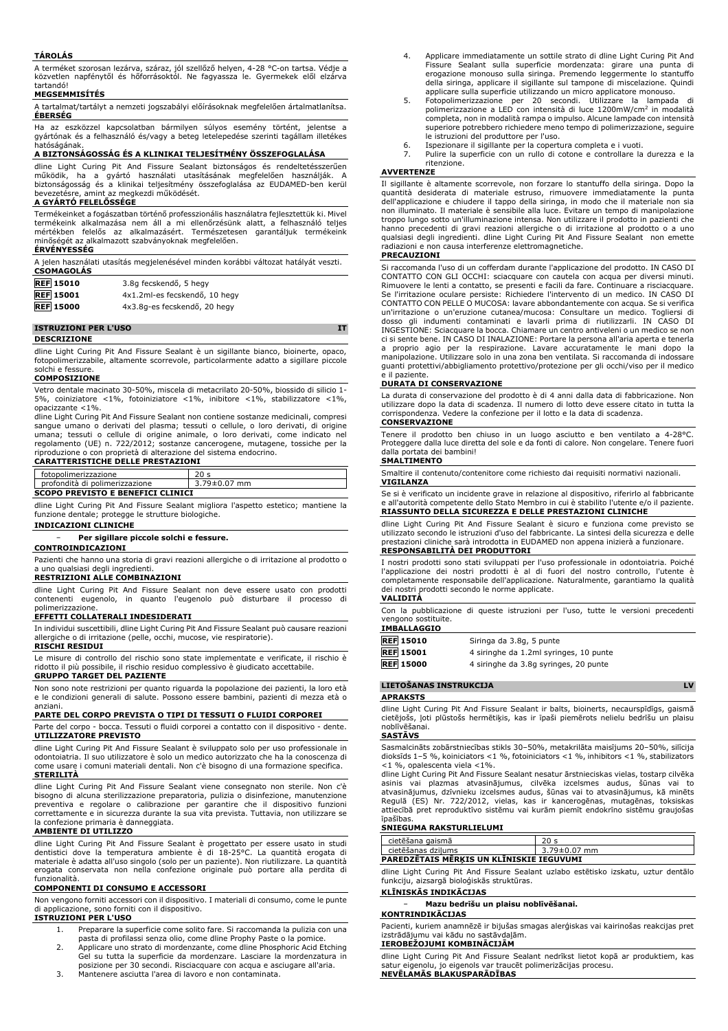**TÁROLÁS**

A terméket szorosan lezárva, száraz, jól szellőző helyen, 4-28 °C-on tartsa. Védje a közvetlen napfénytől és hőforrásoktól. Ne fagyassza le. Gyermekek elől elzárva tartandó!

**MEGSEMMISÍTÉS**

A tartalmat/tartályt a nemzeti jogszabályi előírásoknak megfelelően ártalmatlanítsa.

**ÉBERSÉG**

Ha az eszközzel kapcsolatban bármilyen súlyos esemény történt, jelentse a gyártónak és a felhasználó és/vagy a beteg letelepedése szerinti tagállam illetékes hatóságának.

**A BIZTONSÁGOSSÁG ÉS A KLINIKAI TELJESÍTMÉNY ÖSSZEFOGLALÁSA**

dline Light Curing Pit And Fissure Sealant biztonságos és rendeltetésszerűen működik, ha a gyártó használati utasításának megfelelően használják. A biztonságosság és a klinikai teljesítmény összefoglalása az EUDAMED-ben kerül bevezetésre, amint az megkezdi működését.

**A GYÁRTÓ FELELŐSSÉGE**

Termékeinket a fogászatban történő professzionális használatra fejlesztettük ki. Mivel termékeink alkalmazása nem áll a mi ellenőrzésünk alatt, a felhasználó teljes mértékben felelős az alkalmazásért. Természetesen garantáljuk termékeink minőségét az alkalmazott szabványoknak megfelelően.

**ÉRVÉNYESSÉG**

A jelen használati utasítás megjelenésével minden korábbi változat hatályát veszti.

**CSOMAGOLÁS**

| | |
|---|---|
| REF 15010 | 3.8g fecskendő, 5 hegy |
| REF 15001 | 4x1.2ml-es fecskendő, 10 hegy |
| REF 15000 | 4x3.8g-es fecskendő, 20 hegy |

## ISTRUZIONI PER L'USO — IT

**DESCRIZIONE**

dline Light Curing Pit And Fissure Sealant è un sigillante bianco, bioinerte, opaco, fotopolimerizzabile, altamente scorrevole, particolarmente adatto a sigillare piccole solchi e fessure.

**COMPOSIZIONE**

Vetro dentale macinato 30-50%, miscela di metacrilato 20-50%, biossido di silicio 1-5%, coiniziatore <1%, fotoiniziatore <1%, inibitore <1%, stabilizzatore <1%, opacizzante <1%.

dline Light Curing Pit And Fissure Sealant non contiene sostanze medicinali, compresi sangue umano o derivati del plasma; tessuti o cellule, o loro derivati, di origine umana; tessuti o cellule di origine animale, o loro derivati, come indicato nel regolamento (UE) n. 722/2012; sostanze cancerogene, mutagene, tossiche per la riproduzione o con proprietà di alterazione del sistema endocrino.

**CARATTERISTICHE DELLE PRESTAZIONI**

| | |
|---|---|
| fotopolimerizzazione | 20 s |
| profondità di polimerizzazione | 3.79±0.07 mm |

**SCOPO PREVISTO E BENEFICI CLINICI**

dline Light Curing Pit And Fissure Sealant migliora l'aspetto estetico; mantiene la funzione dentale; protegge le strutture biologiche.

**INDICAZIONI CLINICHE**

- **Per sigillare piccole solchi e fessure.**

**CONTROINDICAZIONI**

Pazienti che hanno una storia di gravi reazioni allergiche o di irritazione al prodotto o a uno qualsiasi degli ingredienti.

**RESTRIZIONI ALLE COMBINAZIONI**

dline Light Curing Pit And Fissure Sealant non deve essere usato con prodotti contenenti eugenolo, in quanto l'eugenolo può disturbare il processo di polimerizzazione.

**EFFETTI COLLATERALI INDESIDERATI**

In individui suscettibili, dline Light Curing Pit And Fissure Sealant può causare reazioni allergiche o di irritazione (pelle, occhi, mucose, vie respiratorie).

**RISCHI RESIDUI**

Le misure di controllo del rischio sono state implementate e verificate, il rischio è ridotto il più possibile, il rischio residuo complessivo è giudicato accettabile.

**GRUPPO TARGET DEL PAZIENTE**

Non sono note restrizioni per quanto riguarda la popolazione dei pazienti, la loro età e le condizioni generali di salute. Possono essere bambini, pazienti di mezza età o anziani.

**PARTE DEL CORPO PREVISTA O TIPI DI TESSUTI O FLUIDI CORPOREI**

Parte del corpo - bocca. Tessuti o fluidi corporei a contatto con il dispositivo - dente.

**UTILIZZATORE PREVISTO**

dline Light Curing Pit And Fissure Sealant è sviluppato solo per uso professionale in odontoiatria. Il suo utilizzatore è solo un medico autorizzato che ha la conoscenza di come usare i comuni materiali dentali. Non c'è bisogno di una formazione specifica.

**STERILITÀ**

dline Light Curing Pit And Fissure Sealant viene consegnato non sterile. Non c'è bisogno di alcuna sterilizzazione preparatoria, pulizia o disinfezione, manutenzione preventiva e regolare o calibrazione per garantire che il dispositivo funzioni correttamente e in sicurezza durante la sua vita prevista. Tuttavia, non utilizzare se la confezione primaria è danneggiata.

**AMBIENTE DI UTILIZZO**

dline Light Curing Pit And Fissure Sealant è progettato per essere usato in studi dentistici dove la temperatura ambiente è di 18-25°C. La quantità erogata di materiale è adatta all'uso singolo (solo per un paziente). Non riutilizzare. La quantità erogata conservata non nella confezione originale può portare alla perdita di funzionalità.

**COMPONENTI DI CONSUMO E ACCESSORI**

Non vengono forniti accessori con il dispositivo. I materiali di consumo, come le punte di applicazione, sono forniti con il dispositivo.

**ISTRUZIONI PER L'USO**

1. Preparare la superficie come solito fare. Si raccomanda la pulizia con una pasta di profilassi senza olio, come dline Prophy Paste o la pomice.
2. Applicare uno strato di mordenzante, come dline Phosphoric Acid Etching Gel su tutta la superficie da mordenzare. Lasciare la mordenzatura in posizione per 30 secondi. Risciacquare con acqua e asciugare all'aria.
3. Mantenere asciutta l'area di lavoro e non contaminata.
4. Applicare immediatamente un sottile strato di dline Light Curing Pit And Fissure Sealant sulla superficie mordenzata: girare una punta di erogazione monouso sulla siringa. Premendo leggermente lo stantuffo della siringa, applicare il sigillante sul tampone di miscelazione. Quindi applicare sulla superficie utilizzando un micro applicatore monouso.
5. Fotopolimerizzare per 20 secondi. Utilizzare la lampada di polimerizzazione a LED con intensità di luce 1200mW/cm$^2$ in modalità completa, non in modalità rampa o impulso. Alcune lampade con intensità superiore potrebbero richiedere meno tempo di polimerizzazione, seguire le istruzioni del produttore per l'uso.
6. Ispezionare il sigillante per la copertura completa e i vuoti.
7. Pulire la superficie con un rullo di cotone e controllare la durezza e la ritenzione.

**AVVERTENZE**

Il sigillante è altamente scorrevole, non forzare lo stantuffo della siringa. Dopo la quantità desiderata di materiale estruso, rimuovere immediatamente la punta dell'applicazione e chiudere il tappo della siringa, in modo che il materiale non sia non illuminato. Il materiale è sensibile alla luce. Evitare un tempo di manipolazione troppo lungo sotto un'illuminazione intensa. Non utilizzare il prodotto in pazienti che hanno precedenti di gravi reazioni allergiche o di irritazione al prodotto o a uno qualsiasi degli ingredienti. dline Light Curing Pit And Fissure Sealant non emette radiazioni e non causa interferenze elettromagnetiche.

**PRECAUZIONI**

Si raccomanda l'uso di un cofferdam durante l'applicazione del prodotto. IN CASO DI CONTATTO CON GLI OCCHI: sciacquare con cautela con acqua per diversi minuti. Rimuovere le lenti a contatto, se presenti e facili da fare. Continuare a risciacquare. Se l'irritazione oculare persiste: Richiedere l'intervento di un medico. IN CASO DI CONTATTO CON PELLE O MUCOSA: lavare abbondantemente con acqua. Se si verifica un'irritazione o un'eruzione cutanea/mucosa: Consultare un medico. Togliersi di dosso gli indumenti contaminati e lavarli prima di riutilizzarli. IN CASO DI INGESTIONE: Sciacquare la bocca. Chiamare un centro antiveleni o un medico se non ci si sente bene. IN CASO DI INALAZIONE: Portare la persona all'aria aperta e tenerla a proprio agio per la respirazione. Lavare accuratamente le mani dopo la manipolazione. Utilizzare solo in una zona ben ventilata. Si raccomanda di indossare guanti protettivi/abbigliamento protettivo/protezione per gli occhi/viso per il medico e il paziente.

**DURATA DI CONSERVAZIONE**

La durata di conservazione del prodotto è di 4 anni dalla data di fabbricazione. Non utilizzare dopo la data di scadenza. Il numero di lotto deve essere citato in tutta la corrispondenza. Vedere la confezione per il lotto e la data di scadenza.

**CONSERVAZIONE**

Tenere il prodotto ben chiuso in un luogo asciutto e ben ventilato a 4-28°C. Proteggere dalla luce diretta del sole e da fonti di calore. Non congelare. Tenere fuori dalla portata dei bambini!

**SMALTIMENTO**

Smaltire il contenuto/contenitore come richiesto dai requisiti normativi nazionali.

**VIGILANZA**

Se si è verificato un incidente grave in relazione al dispositivo, riferirlo al fabbricante e all'autorità competente dello Stato Membro in cui è stabilito l'utente e/o il paziente.

**RIASSUNTO DELLA SICUREZZA E DELLE PRESTAZIONI CLINICHE**

dline Light Curing Pit And Fissure Sealant è sicuro e funziona come previsto se utilizzato secondo le istruzioni d'uso del fabbricante. La sintesi della sicurezza e delle prestazioni cliniche sarà introdotta in EUDAMED non appena inizierà a funzionare.

**RESPONSABILITÀ DEI PRODUTTORI**

I nostri prodotti sono stati sviluppati per l'uso professionale in odontoiatria. Poiché l'applicazione dei nostri prodotti è al di fuori del nostro controllo, l'utente è completamente responsabile dell'applicazione. Naturalmente, garantiamo la qualità dei nostri prodotti secondo le norme applicate.

**VALIDITÀ**

Con la pubblicazione di queste istruzioni per l'uso, tutte le versioni precedenti vengono sostituite.

**IMBALLAGGIO**

| | |
|---|---|
| REF 15010 | Siringa da 3.8g, 5 punte |
| REF 15001 | 4 siringhe da 1.2ml syringes, 10 punte |
| REF 15000 | 4 siringhe da 3.8g syringes, 20 punte |

## LIETOŠANAS INSTRUKCIJA — LV

**APRAKSTS**

dline Light Curing Pit And Fissure Sealant ir balts, bioinerts, necaurspīdīgs, gaismā cietējošs, ļoti plūstošs hermētiķis, kas ir īpaši piemērots nelielu bedrīšu un plaisu noblīvēšanai.

**SASTĀVS**

Sasmalcināts zobārstniecības stikls 30–50%, metakrilāta maisījums 20–50%, silīcija dioksīds 1–5 %, koiniciators <1 %, fotoiniciators <1 %, inhibitors <1 %, stabilizators <1 %, opalescenta viela <1%.

dline Light Curing Pit And Fissure Sealant nesatur ārstnieciskas vielas, tostarp cilvēka asinis vai plazmas atvasinājumus, cilvēka izcelsmes audus, šūnas vai to atvasinājumus, dzīvnieku izcelsmes audus, šūnas vai to atvasinājumus, kā minēts Regulā (ES) Nr. 722/2012, vielas, kas ir kancerogēnas, mutagēnas, toksiskas attiecībā pret reproduktīvo sistēmu vai kurām piemīt endokrīno sistēmu graujošas īpašības.

**SNIEGUMA RAKSTURLIELUMI**

| | |
|---|---|
| cietēšana gaismā | 20 s |
| cietēšanas dziļums | 3.79±0.07 mm |

**PAREDZĒTAIS MĒRĶIS UN KLĪNISKIE IEGUVUMI**

dline Light Curing Pit And Fissure Sealant uzlabo estētisko izskatu, uztur dentālo funkciju, aizsargā bioloģiskās struktūras.

**KLĪNISKĀS INDIKĀCIJAS**

- **Mazu bedrīšu un plaisu noblīvēšanai.**

**KONTRINDIKĀCIJAS**

Pacienti, kuriem anamnēzē ir bijušas smagas alerģiskas vai kairinošas reakcijas pret izstrādājumu vai kādu no sastāvdaļām.

**IEROBEŽOJUMI KOMBINĀCIJĀM**

dline Light Curing Pit And Fissure Sealant nedrīkst lietot kopā ar produktiem, kas satur eigenolu, jo eigenols var traucēt polimerizācijas procesu.

**NEVĒLAMĀS BLAKUSPARĀDĪBAS**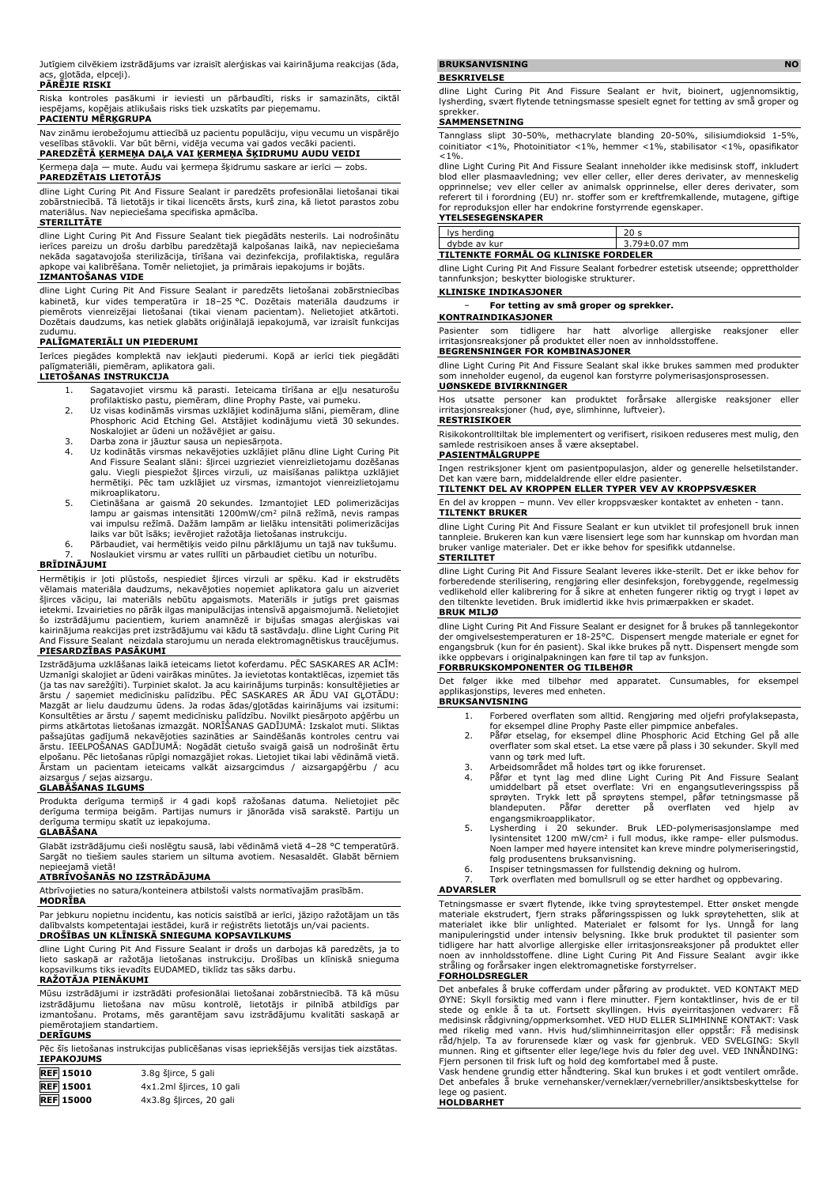Jutīgiem cilvēkiem izstrādājums var izraisīt alerģiskas vai kairinājuma reakcijas (āda, acs, glotāda, elpceļi).

**PĀRĒJIE RISKI**

Riska kontroles pasākumi ir ieviesti un pārbaudīti, risks ir samazināts, ciktāl iespējams, kopējais atlikušais risks tiek uzskatīts par pieņemamu.

**PACIENTU MĒRĶGRUPA**

Nav zināmu ierobežojumu attiecībā uz pacientu populāciju, viņu vecumu un vispārējo veselības stāvokli. Var būt bērni, vidēja vecuma vai gados vecāki pacienti.

**PAREDZĒTĀ ĶERMEŅA DAĻA VAI ĶERMEŅA ŠĶIDRUMU AUDU VEIDI**

Ķermeņa daļa — mute. Audu vai ķermeņa šķidrumu saskare ar ierīci — zobs.

**PAREDZĒTAIS LIETOTĀJS**

dline Light Curing Pit And Fissure Sealant ir paredzēts profesionālai lietošanai tikai zobārstniecībā. Tā lietotājs ir tikai licencēts ārsts, kurš zina, kā lietot parastos zobu materiālus. Nav nepieciešama specifiska apmācība.

**STERILITĀTE**

dline Light Curing Pit And Fissure Sealant tiek piegādāts nesterils. Lai nodrošinātu ierīces pareizu un drošu darbību paredzētajā kalpošanas laikā, nav nepieciešama nekāda sagatavojoša sterilizācija, tīrīšana vai dezinfekcija, profilaktiska, regulāra apkope vai kalibrēšana. Tomēr nelietojiet, ja primārais iepakojums ir bojāts.

**IZMANTOŠANAS VIDE**

dline Light Curing Pit And Fissure Sealant ir paredzēts lietošanai zobārstniecības kabinetā, kur vides temperatūra ir 18–25 °C. Dozētais materiāla daudzums ir piemērots vienreizējai lietošanai (tikai vienam pacientam). Nelietojiet atkārtoti. Dozētais daudzums, kas netiek glabāts oriģinālajā iepakojumā, var izraisīt funkcijas zudumu.

**PALĪGMATERIĀLI UN PIEDERUMI**

Ierīces piegādes komplektā nav iekļauti piederumi. Kopā ar ierīci tiek piegādāti palīgmateriāli, piemēram, aplikatora gali.

**LIETOŠANAS INSTRUKCIJA**

1. Sagatavojiet virsmu kā parasti. Ieteicama tīrīšana ar eļļu nesaturošu profilaktisko pastu, piemēram, dline Prophy Paste vai pumeku.
2. Uz visas kodināmās virsmas uzklājiet kodinājuma slāni, piemēram, dline Phosphoric Acid Etching Gel. Atstājiet kodinājumu vietā 30 sekundes. Noskalojiet ar ūdeni un nožāvējiet ar gaisu.
3. Darba zona ir jāuztur sausa un nepiesārņota.
4. Uz kodinātās virsmas nekavējoties uzklājiet plānu dline Light Curing Pit And Fissure Sealant slāni: šļircei uzgrieziet vienreizlietojamu dozēšanas galu. Viegli piespiežot šļirces virzuli, uz maisīšanas paliktņa uzklājiet hermētiķi. Pēc tam uzklājiet uz virsmas, izmantojot vienreizlietojamu mikroaplikatoru.
5. Cietināšana ar gaismā 20 sekundes. Izmantojiet LED polimerizācijas lampu ar gaismas intensitāti 1200mW/cm² pilnā režīmā, nevis rampas vai impulsu režīmā. Dažām lampām ar lielāku intensitāti polimerizācijas laiks var būt īsāks; ievērojiet ražotāja lietošanas instrukciju.
6. Pārbaudiet, vai hermētiķis veido pilnu pārklājumu un tajā nav tukšumu.
7. Noslaukiet virsmu ar vates rullīti un pārbaudiet cietību un noturību.

**BRĪDINĀJUMI**

Hermētiķis ir ļoti plūstošs, nespiediet šļirces virzuli ar spēku. Kad ir ekstrudēts vēlamais materiāla daudzums, nekavējoties noņemiet aplikatora galu un aizveriet šļirces vāciņu, lai materiāls nebūtu apgaismots. Materiāls ir jutīgs pret gaismas ietekmi. Izvairieties no pārāk ilgas manipulācijas intensīvā apgaismojumā. Nelietojiet šo izstrādājumu pacientiem, kuriem anamnēzē ir bijušas smagas alerģiskas vai kairinājuma reakcijas pret izstrādājumu vai kādu tā sastāvdaļu. dline Light Curing Pit And Fissure Sealant neizdala starojumu un nerada elektromagnētiskus traucējumus.

**PIESARDZĪBAS PASĀKUMI**

Izstrādājuma uzklāšanas laikā ieteicams lietot koferdamu. PĒC SASKARES AR ACĪM: Uzmanīgi skalojiet ar ūdeni vairākas minūtes. Ja ievietotas kontaktlēcas, izņemiet tās (ja tas nav sarežģīti). Turpiniet skalot. Ja acu kairinājums turpinās: konsultējieties ar ārstu / saņemiet medicīnisku palīdzību. PĒC SASKARES AR ĀDU VAI GĻOTĀDU: Mazgāt ar lielu daudzumu ūdens. Ja rodas ādas/gļotādas kairinājums vai izsitumi: Konsultēties ar ārstu / saņemt medicīnisku palīdzību. Novilkt piesārņoto apģērbu un pirms atkārtotas lietošanas izmazgāt. NORĪŠANAS GADĪJUMĀ: Izskalot muti. Sliktas pašsajūtas gadījumā nekavējoties sazināties ar Saindēšanās kontroles centru vai ārstu. IEELPOŠANAS GADĪJUMĀ: Nogādāt cietušo svaigā gaisā un nodrošināt ērtu elpošanu. Pēc lietošanas rūpīgi nomazgājiet rokas. Lietojiet tikai labi vēdināmā vietā. Ārstam un pacientam ieteicams valkāt aizsargcimdus / aizsargapģērbu / acu aizsargus / sejas aizsargu.

**GLABĀŠANAS ILGUMS**

Produkta derīguma termiņš ir 4 gadi kopš ražošanas datuma. Nelietojiet pēc derīguma termiņa beigām. Partijas numurs ir jānorāda visā sarakstē. Partiju un derīguma termiņu skatīt uz iepakojuma.

**GLABĀŠANA**

Glabāt izstrādājumu cieši noslēgtu sausā, labi vēdināmā vietā 4–28 °C temperatūrā. Sargāt no tiešiem saules stariem un siltuma avotiem. Nesasaldēt. Glabāt bērniem nepieejamā vietā!

**ATBRĪVOŠANĀS NO IZSTRĀDĀJUMA**

Atbrīvojieties no satura/konteinera atbilstoši valsts normatīvajām prasībām.

**MODRĪBA**

Par jebkuru nopietnu incidentu, kas noticis saistībā ar ierīci, jāziņo ražotājam un tās dalībvalsts kompetentajai iestādei, kurā ir reģistrēts lietotājs un/vai pacients.

**DROŠĪBAS UN KLĪNISKĀ SNIEGUMA KOPSAVILKUMS**

dline Light Curing Pit And Fissure Sealant ir drošs un darbojas kā paredzēts, ja to lieto saskaņā ar ražotāja lietošanas instrukciju. Drošības un klīniskā snieguma kopsavilkums tiks ievadīts EUDAMED, tiklīdz tas sāks darbu.

**RAŽOTĀJA PIENĀKUMI**

Mūsu izstrādājumi ir izstrādāti profesionālai lietošanai zobārstniecībā. Tā kā mūsu izstrādājumu lietošana nav mūsu kontrolē, lietotājs ir pilnībā atbildīgs par izmantošanu. Protams, mēs garantējam savu izstrādājumu kvalitāti saskaņā ar piemērotajiem standartiem.

**DERĪGUMS**

Pēc šīs lietošanas instrukcijas publicēšanas visas iepriekšējās versijas tiek aizstātas.

**IEPAKOJUMS**

| | |
|---|---|
| REF 15010 | 3.8g šļirce, 5 gali |
| REF 15001 | 4x1.2ml šļirces, 10 gali |
| REF 15000 | 4x3.8g šļirces, 20 gali |

## BRUKSANVISNING NO

**BESKRIVELSE**

dline Light Curing Pit And Fissure Sealant er hvit, bioinert, ugjennomsiktig, lysherding, svært flytende tetningsmasse spesielt egnet for tetting av små groper og sprekker.

**SAMMENSETNING**

Tannglass slipt 30-50%, methacrylate blanding 20-50%, silisiumdioksid 1-5%, coinitiator <1%, Photoinitiator <1%, hemmer <1%, stabilisator <1%, opasifikator <1%.

dline Light Curing Pit And Fissure Sealant inneholder ikke medisinsk stoff, inkludert blod eller plasmaavledning; vev eller celler, eller deres derivater, av menneskelig opprinnelse; vev eller celler av animalsk opprinnelse, eller deres derivater, som referert til i forordning (EU) nr. stoffer som er kreftfremkallende, mutagene, giftige for reproduksjon eller har endokrine forstyrrende egenskaper.

**YTELSESEGENSKAPER**

| | |
|---|---|
| lys herding | 20 s |
| dybde av kur | 3.79±0.07 mm |

**TILTENKTE FORMÅL OG KLINISKE FORDELER**

dline Light Curing Pit And Fissure Sealant forbedrer estetisk utseende; opprettholder tannfunksjon; beskytter biologiske strukturer.

**KLINISKE INDIKASJONER**

– **For tetting av små groper og sprekker.**

**KONTRAINDIKASJONER**

Pasienter som tidligere har hatt alvorlige allergiske reaksjoner eller irritasjonsreaksjoner på produktet eller noen av innholdsstoffene.

**BEGRENSNINGER FOR KOMBINASJONER**

dline Light Curing Pit And Fissure Sealant skal ikke brukes sammen med produkter som inneholder eugenol, da eugenol kan forstyrre polymerisasjonsprosessen.

**UØNSKEDE BIVIRKNINGER**

Hos utsatte personer kan produktet forårsake allergiske reaksjoner eller irritasjonsreaksjoner (hud, øye, slimhinne, luftveier).

**RESTRISIKOER**

Risikokontrolltiltak ble implementert og verifisert, risikoen reduseres mest mulig, den samlede restrisikoen anses å være akseptabel.

**PASIENTMÅLGRUPPE**

Ingen restriksjoner kjent om pasientpopulasjon, alder og generelle helsetilstander. Det kan være barn, middelaldrende eller eldre pasienter.

**TILTENKT DEL AV KROPPEN ELLER TYPER VEV AV KROPPSVÆSKER**

En del av kroppen – munn. Vev eller kroppsvæsker kontaktet av enheten - tann.

**TILTENKT BRUKER**

dline Light Curing Pit And Fissure Sealant er kun utviklet til profesjonell bruk innen tannpleie. Brukeren kan kun være lisensiert lege som har kunnskap om hvordan man bruker vanlige materialer. Det er ikke behov for spesifikk utdannelse.

**STERILITET**

dline Light Curing Pit And Fissure Sealant leveres ikke-sterilt. Det er ikke behov for forberedende sterilisering, rengjøring eller desinfeksjon, forebyggende, regelmessig vedlikehold eller kalibrering for å sikre at enheten fungerer riktig og trygt i løpet av den tiltenkte levetiden. Bruk imidlertid ikke hvis primærpakken er skadet.

**BRUK MILJØ**

dline Light Curing Pit And Fissure Sealant er designet for å brukes på tannlegekontor der omgivelsestemperaturen er 18-25°C. Dispensert mengde materiale er egnet for engangsbruk (kun for én pasient). Skal ikke brukes på nytt. Dispensert mengde som ikke oppbevars i originalpakningen kan føre til tap av funksjon.

**FORBRUKSKOMPONENTER OG TILBEHØR**

Det følger ikke med tilbehør med apparatet. Cunsumables, for eksempel applikasjonstips, leveres med enheten.

**BRUKSANVISNING**

1. Forbered overflaten som alltid. Rengjøring med oljefri profylaksepasta, for eksempel dline Prophy Paste eller pimpmice anbefales.
2. Påfør etselag, for eksempel dline Phosphoric Acid Etching Gel på alle overflater som skal etset. La etse være på plass i 30 sekunder. Skyll med vann og tørk med luft.
3. Arbeidsområdet må holdes tørt og ikke forurenset.
4. Påfør et tynt lag med dline Light Curing Pit And Fissure Sealant umiddelbart på etset overflate: Vri en engangsutleveringsspiss på sprøyten. Trykk lett på sprøytens stempel, påfør tetningsmasse på blandeputen. Påfør deretter på overflaten ved hjelp av engangsmikroapplikator.
5. Lysherding i 20 sekunder. Bruk LED-polymerisasjonslampe med lysintensitet 1200 mW/cm² i full modus, ikke rampe- eller pulsmodus. Noen lamper med høyere intensitet kan kreve mindre polymeriseringstid, følg produsentens bruksanvisning.
6. Inspiser tetningsmassen for fullstendig dekning og hulrom.
7. Tørk overflaten med bomullsrull og se etter hardhet og oppbevaring.

**ADVARSLER**

Tetningsmasse er svært flytende, ikke tving sprøytestempel. Etter ønsket mengde materiale ekstrudert, fjern straks påføringsspissen og lukk sprøytehetten, slik at materialet ikke blir unlighted. Materialet er følsomt for lys. Unngå for lang manipuleringstid under intensiv belysning. Ikke bruk produktet til pasienter som tidligere har hatt alvorlige allergiske eller irritasjonsreaksjoner på produktet eller noen av innholdsstoffene. dline Light Curing Pit And Fissure Sealant avgir ikke stråling og forårsaker ingen elektromagnetiske forstyrrelser.

**FORHOLDSREGLER**

Det anbefales å bruke cofferdam under påføring av produktet. VED KONTAKT MED ØYNE: Skyll forsiktig med vann i flere minutter. Fjern kontaktlinser, hvis de er til stede og enkle å ta ut. Fortsett skyllingen. Hvis øyeirritasjonen vedvarer: Få medisinsk rådgivning/oppmerksomhet. VED HUD ELLER SLIMHINNE KONTAKT: Vask med rikelig med vann. Hvis hud/slimhinneirritasjon eller utslett oppstår: Få medisinsk råd/hjelp. Ta av forurensede klær og vask før gjenbruk. VED SVELGING: Skyll munnen. Ring et giftsenter eller lege/lege hvis du føler deg uvel. VED INNÅNDING: Fjern personen til frisk luft og hold deg komfortabel med å puste.

Vask hendene grundig etter håndtering. Skal kun brukes i et godt ventilert område. Det anbefales å bruke vernehansker/verneklær/vernebriller/ansiktsbeskyttelse for lege og pasient.

**HOLDBARHET**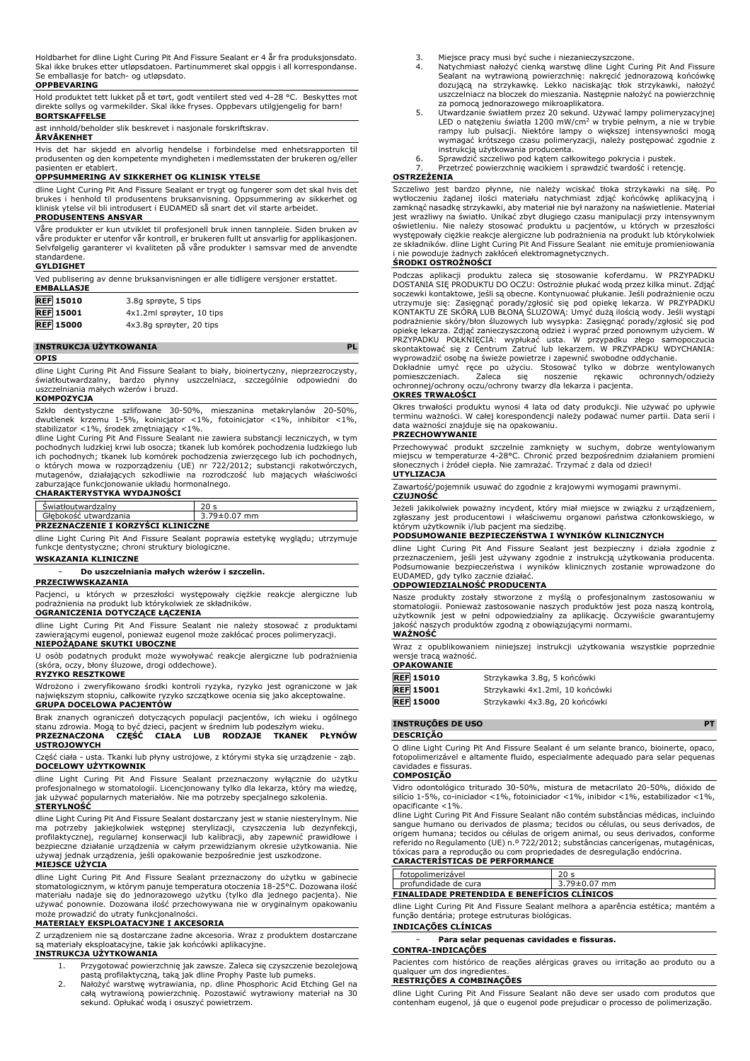Holdbarhet for dline Light Curing Pit And Fissure Sealant er 4 år fra produksjonsdato. Skal ikke brukes etter utløpsdatoen. Partinummeret skal oppgis i all korrespondanse. Se emballasje for batch- og utløpsdato.

**OPPBEVARING**

Hold produktet tett lukket på et tørt, godt ventilert sted ved 4-28 °C. Beskyttes mot direkte sollys og varmekilder. Skal ikke fryses. Oppbevars utilgjengelig for barn!

**BORTSKAFFELSE**

ast innhold/beholder slik beskrevet i nasjonale forskriftskrav.

**ÅRVÅKENHET**

Hvis det har skjedd en alvorlig hendelse i forbindelse med enhetsrapporten til produsenten og den kompetente myndigheten i medlemsstaten der brukeren og/eller pasienten er etablert.

**OPPSUMMERING AV SIKKERHET OG KLINISK YTELSE**

dline Light Curing Pit And Fissure Sealant er trygt og fungerer som det skal hvis det brukes i henhold til produsentens bruksanvisning. Oppsummering av sikkerhet og klinisk ytelse vil bli introdusert i EUDAMED så snart det vil starte arbeidet.

**PRODUSENTENS ANSVAR**

Våre produkter er kun utviklet til profesjonell bruk innen tannpleie. Siden bruken av våre produkter er utenfor vår kontroll, er brukeren fullt ut ansvarlig for applikasjonen. Selvfølgelig garanterer vi kvaliteten på våre produkter i samsvar med de anvendte standardene.

**GYLDIGHET**

Ved publisering av denne bruksanvisningen er alle tidligere versjoner erstattet.

**EMBALLASJE**

| | |
|---|---|
| REF 15010 | 3.8g sprøyte, 5 tips |
| REF 15001 | 4x1.2ml sprøyter, 10 tips |
| REF 15000 | 4x3.8g sprøyter, 20 tips |

## INSTRUKCJA UŻYTKOWANIA PL

**OPIS**

dline Light Curing Pit And Fissure Sealant to biały, bioinertyczny, nieprzezroczysty, światłoutwardzalny, bardzo płynny uszczelniacz, szczególnie odpowiedni do uszczelniania małych wżerów i bruzd.

**KOMPOZYCJA**

Szkło dentystyczne szlifowane 30-50%, mieszanina metakrylanów 20-50%, dwutlenek krzemu 1-5%, koinicjator <1%, fotoinicjator <1%, inhibitor <1%, stabilizator <1%, środek zmętniający <1%.

dline Light Curing Pit And Fissure Sealant nie zawiera substancji leczniczych, w tym pochodnych ludzkiej krwi lub osocza; tkanek lub komórek pochodzenia ludzkiego lub ich pochodnych; tkanek lub komórek pochodzenia zwierzęcego lub ich pochodnych, o których mowa w rozporządzeniu (UE) nr 722/2012; substancji rakotwórczych, mutagenów, działających szkodliwie na rozrodczość lub mających właściwości zaburzające funkcjonowanie układu hormonalnego.

**CHARAKTERYSTYKA WYDAJNOŚCI**

| | |
|---|---|
| Światłoutwardzalny | 20 s |
| Głębokość utwardzania | 3.79±0.07 mm |

**PRZEZNACZENIE I KORZYŚCI KLINICZNE**

dline Light Curing Pit And Fissure Sealant poprawia estetykę wyglądu; utrzymuje funkcje dentystyczne; chroni struktury biologiczne.

**WSKAZANIA KLINICZNE**

- **Do uszczelniania małych wżerów i szczelin.**

**PRZECIWWSKAZANIA**

Pacjenci, u których w przeszłości występowały ciężkie reakcje alergiczne lub podrażnienia na produkt lub którykolwiek ze składników.

**OGRANICZENIA DOTYCZĄCE ŁĄCZENIA**

dline Light Curing Pit And Fissure Sealant nie należy stosować z produktami zawierającymi eugenol, ponieważ eugenol może zakłócać proces polimeryzacji.

**NIEPOŻĄDANE SKUTKI UBOCZNE**

U osób podatnych produkt może wywoływać reakcje alergiczne lub podrażnienia (skóra, oczy, błony śluzowe, drogi oddechowe).

**RYZYKO RESZTKOWE**

Wdrożono i zweryfikowano środki kontroli ryzyka, ryzyko jest ograniczone w jak największym stopniu, całkowite ryzyko szczątkowe ocenia się jako akceptowalne.

**GRUPA DOCELOWA PACJENTÓW**

Brak znanych ograniczeń dotyczących populacji pacjentów, ich wieku i ogólnego stanu zdrowia. Mogą to być dzieci, pacjent w średnim lub podeszłym wieku.

**PRZEZNACZONA CZĘŚĆ CIAŁA LUB RODZAJE TKANEK PŁYNÓW USTROJOWYCH**

Część ciała - usta. Tkanki lub płyny ustrojowe, z którymi styka się urządzenie - ząb.

**DOCELOWY UŻYTKOWNIK**

dline Light Curing Pit And Fissure Sealant przeznaczony wyłącznie do użytku profesjonalnego w stomatologii. Licencjonowany tylko dla lekarza, który ma wiedzę, jak używać popularnych materiałów. Nie ma potrzeby specjalnego szkolenia.

**STERYLNOŚĆ**

dline Light Curing Pit And Fissure Sealant dostarczany jest w stanie niesterylnym. Nie ma potrzeby jakiejkolwiek wstępnej sterylizacji, czyszczenia lub dezynfekcji, profilaktycznej, regularnej konserwacji lub kalibracji, aby zapewnić prawidłowe i bezpieczne działanie urządzenia w całym przewidzianym okresie użytkowania. Nie używaj jednak urządzenia, jeśli opakowanie bezpośrednie jest uszkodzone.

**MIEJSCE UŻYCIA**

dline Light Curing Pit And Fissure Sealant przeznaczony do użytku w gabinecie stomatologicznym, w którym panuje temperatura otoczenia 18-25°C. Dozowana ilość materiału nadaje się do jednorazowego użytku (tylko dla jednego pacjenta). Nie używać ponownie. Dozowana ilość przechowywana nie w oryginalnym opakowaniu może prowadzić do utraty funkcjonalności.

**MATERIAŁY EKSPLOATACYJNE I AKCESORIA**

Z urządzeniem nie są dostarczane żadne akcesoria. Wraz z produktem dostarczane są materiały eksploatacyjne, takie jak końcówki aplikacyjne.

**INSTRUKCJA UŻYTKOWANIA**

1. Przygotować powierzchnię jak zawsze. Zaleca się czyszczenie bezolejową pastą profilaktyczną, taką jak dline Prophy Paste lub pumeks.
2. Nałożyć warstwę wytrawiania, np. dline Phosphoric Acid Etching Gel na całą wytrawioną powierzchnię. Pozostawić wytrawiony materiał na 30 sekund. Opłukać wodą i osuszyć powietrzem.
3. Miejsce pracy musi być suche i niezanieczyszczone.
4. Natychmiast nałożyć cienką warstwę dline Light Curing Pit And Fissure Sealant na wytrawioną powierzchnię: nakręcić jednorazową końcówkę dozującą na strzykawkę. Lekko naciskając tłok strzykawki, nałożyć uszczelniacz na bloczek do mieszania. Następnie nałożyć na powierzchnię za pomocą jednorazowego mikroaplikatora.
5. Utwardzanie światłem przez 20 sekund. Używać lampy polimeryzacyjnej LED o natężeniu światła 1200 mW/cm² w trybie pełnym, a nie w trybie rampy lub pulsacji. Niektóre lampy o większej intensywności mogą wymagać krótszego czasu polimeryzacji, należy postępować zgodnie z instrukcją użytkowania producenta.
6. Sprawdzić szczeliwo pod kątem całkowitego pokrycia i pustek.
7. Przetrzeć powierzchnię wacikiem i sprawdzić twardość i retencję.

**OSTRZEŻENIA**

Szczeliwo jest bardzo płynne, nie należy wciskać tłoka strzykawki na siłę. Po wytłoczeniu żądanej ilości materiału natychmiast zdjąć końcówkę aplikacyjną i zamknąć nasadkę strzykawki, aby materiał nie był narażony na naświetlenie. Materiał jest wrażliwy na światło. Unikać zbyt długiego czasu manipulacji przy intensywnym oświetleniu. Nie należy stosować produktu u pacjentów, u których w przeszłości występowały ciężkie reakcje alergiczne lub podrażnienia na produkt lub którykolwiek ze składników. dline Light Curing Pit And Fissure Sealant nie emituje promieniowania i nie powoduje żadnych zakłóceń elektromagnetycznych.

**ŚRODKI OSTROŻNOŚCI**

Podczas aplikacji produktu zaleca się stosowanie koferdamu. W PRZYPADKU DOSTANIA SIĘ PRODUKTU DO OCZU: Ostrożnie płukać wodą przez kilka minut. Zdjąć soczewki kontaktowe, jeśli są obecne. Kontynuować płukanie. Jeśli podrażnienie oczu utrzymuje się: Zasięgnąć porady/zgłosić się pod opiekę lekarza. W PRZYPADKU KONTAKTU ZE SKÓRĄ LUB BŁONĄ ŚLUZOWĄ: Umyć dużą ilością wody. Jeśli wystąpi podrażnienie skóry/błon śluzowych lub wysypka: Zasięgnąć porady/zgłosić się pod opiekę lekarza. Zdjąć zanieczyszczoną odzież i wyprać przed ponownym użyciem. W PRZYPADKU POŁKNIĘCIA: wypłukać usta. W przypadku złego samopoczucia skontaktować się z Centrum Zatruć lub lekarzem. W PRZYPADKU WDYCHANIA: wyprowadzić osobę na świeże powietrze i zapewnić swobodne oddychanie.

Dokładnie umyć ręce po użyciu. Stosować tylko w dobrze wentylowanych pomieszczeniach. Zaleca się noszenie rękawic ochronnych/odzieży ochronnej/ochrony oczu/ochrony twarzy dla lekarza i pacjenta.

**OKRES TRWAŁOŚCI**

Okres trwałości produktu wynosi 4 lata od daty produkcji. Nie używać po upływie terminu ważności. W całej korespondencji należy podawać numer partii. Data serii i data ważności znajduje się na opakowaniu.

**PRZECHOWYWANIE**

Przechowywać produkt szczelnie zamknięty w suchym, dobrze wentylowanym miejscu w temperaturze 4-28°C. Chronić przed bezpośrednim działaniem promieni słonecznych i źródeł ciepła. Nie zamrażać. Trzymać z dala od dzieci!

**UTYLIZACJA**

Zawartość/pojemnik usuwać do zgodnie z krajowymi wymogami prawnymi.

**CZUJNOŚĆ**

Jeżeli jakikolwiek poważny incydent, który miał miejsce w związku z urządzeniem, zgłaszany jest producentowi i właściwemu organowi państwa członkowskiego, w którym użytkownik i/lub pacjent ma siedzibę.

**PODSUMOWANIE BEZPIECZEŃSTWA I WYNIKÓW KLINICZNYCH**

dline Light Curing Pit And Fissure Sealant jest bezpieczny i działa zgodnie z przeznaczeniem, jeśli jest używany zgodnie z instrukcją użytkowania producenta. Podsumowanie bezpieczeństwa i wyników klinicznych zostanie wprowadzone do EUDAMED, gdy tylko zacznie działać.

**ODPOWIEDZIALNOŚĆ PRODUCENTA**

Nasze produkty zostały stworzone z myślą o profesjonalnym zastosowaniu w stomatologii. Ponieważ zastosowanie naszych produktów jest poza naszą kontrolą, użytkownik jest w pełni odpowiedzialny za aplikację. Oczywiście gwarantujemy jakość naszych produktów zgodną z obowiązującymi normami.

**WAŻNOŚĆ**

Wraz z opublikowaniem niniejszej instrukcji użytkowania wszystkie poprzednie wersje tracą ważność.

**OPAKOWANIE**

| | |
|---|---|
| REF 15010 | Strzykawka 3.8g, 5 końcówki |
| REF 15001 | Strzykawki 4x1.2ml, 10 końcówki |
| REF 15000 | Strzykawki 4x3.8g, 20 końcówki |

## INSTRUÇÕES DE USO PT

**DESCRIÇÃO**

O dline Light Curing Pit And Fissure Sealant é um selante branco, bioinerte, opaco, fotopolimerizável e altamente fluido, especialmente adequado para selar pequenas cavidades e fissuras.

**COMPOSIÇÃO**

Vidro odontológico triturado 30-50%, mistura de metacrilato 20-50%, dióxido de silício 1-5%, co-iniciador <1%, fotoiniciador <1%, inibidor <1%, estabilizador <1%, opacificante <1%.

dline Light Curing Pit And Fissure Sealant não contém substâncias médicas, incluindo sangue humano ou derivados de plasma; tecidos ou células, ou seus derivados, de origem humana; tecidos ou células de origem animal, ou seus derivados, conforme referido no Regulamento (UE) n.º 722/2012; substâncias cancerígenas, mutagénicas, tóxicas para a reprodução ou com propriedades de desregulação endócrina.

**CARACTERÍSTICAS DE PERFORMANCE**

| | |
|---|---|
| fotopolimerizável | 20 s |
| profundidade de cura | 3.79±0.07 mm |

**FINALIDADE PRETENDIDA E BENEFÍCIOS CLÍNICOS**

dline Light Curing Pit And Fissure Sealant melhora a aparência estética; mantém a função dentária; protege estruturas biológicas.

**INDICAÇÕES CLÍNICAS**

- **Para selar pequenas cavidades e fissuras.**

**CONTRA-INDICAÇÕES**

Pacientes com histórico de reações alérgicas graves ou irritação ao produto ou a qualquer um dos ingredientes.

**RESTRIÇÕES A COMBINAÇÕES**

dline Light Curing Pit And Fissure Sealant não deve ser usado com produtos que contenham eugenol, já que o eugenol pode prejudicar o processo de polimerização.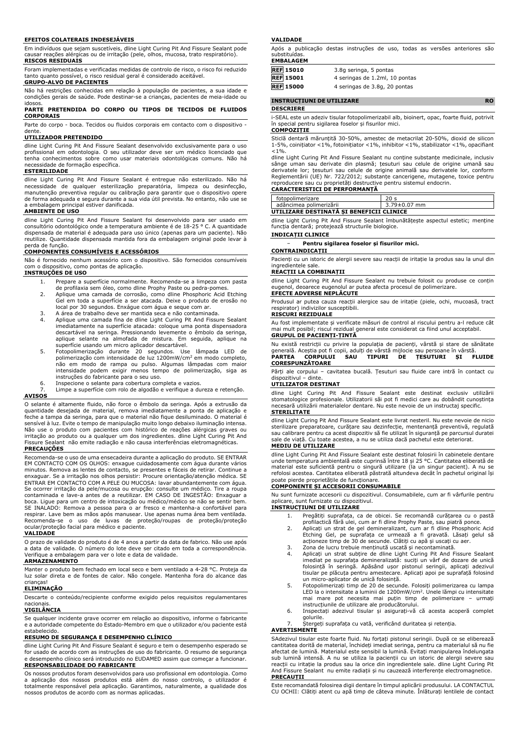**EFEITOS COLATERAIS INDESEJÁVEIS**

Em indivíduos que sejam suscetíveis, dline Light Curing Pit And Fissure Sealant pode causar reações alérgicas ou de irritação (pele, olhos, mucosa, trato respiratório).

**RISCOS RESIDUAIS**

Foram implementadas e verificadas medidas de controlo de risco, o risco foi reduzido tanto quanto possível, o risco residual geral é considerado aceitável.

**GRUPO-ALVO DE PACIENTES**

Não há restrições conhecidas em relação à população de pacientes, a sua idade e condições gerais de saúde. Pode destinar-se a crianças, pacientes de meia-idade ou idosos.

**PARTE PRETENDIDA DO CORPO OU TIPOS DE TECIDOS DE FLUIDOS CORPORAIS**

Parte do corpo - boca. Tecidos ou fluidos corporais em contacto com o dispositivo - dente.

**UTILIZADOR PRETENDIDO**

dline Light Curing Pit And Fissure Sealant desenvolvido exclusivamente para o uso profissional em odontologia. O seu utilizador deve ser um médico licenciado que tenha conhecimentos sobre como usar materiais odontológicas comuns. Não há necessidade de formação específica.

**ESTERILIDADE**

dline Light Curing Pit And Fissure Sealant é entregue não esterilizado. Não há necessidade de qualquer esterilização preparatória, limpeza ou desinfecção, manutenção preventiva regular ou calibração para garantir que o dispositivo opere de forma adequada e segura durante a sua vida útil prevista. No entanto, não use se a embalagem principal estiver danificada.

**AMBIENTE DE USO**

dline Light Curing Pit And Fissure Sealant foi desenvolvido para ser usado em consultório odontológico onde a temperatura ambiente é de 18-25 ° C. A quantidade dispensada de material é adequada para uso único (apenas para um paciente). Não reutilize. Quantidade dispensada mantida fora da embalagem original pode levar à perda de função.

**COMPONENTES CONSUMÍVEIS E ACESSÓRIOS**

Não é fornecido nenhum acessório com o dispositivo. São fornecidos consumíveis com o dispositivo, como pontas de aplicação.

**INSTRUÇÕES DE USO**

1. Prepare a superfície normalmente. Recomenda-se a limpeza com pasta de profilaxia sem óleo, como dline Prophy Paste ou pedra-pomes.
2. Aplique uma camada de corrosão, como dline Phosphoric Acid Etching Gel em toda a superfície a ser atacada. Deixe o produto de erosão no local por 30 segundos. Enxágue com água e seque com ar.
3. A área de trabalho deve ser mantida seca e não contaminada.
4. Aplique uma camada fina de dline Light Curing Pit And Fissure Sealant imediatamente na superfície atacada: coloque uma ponta dispensadora descartável na seringa. Pressionando levemente o êmbolo da seringa, aplique selante na almofada de mistura. Em seguida, aplique na superfície usando um micro aplicador descartável.
5. Fotopolimerização durante 20 segundos. Use lâmpada LED de polimerização com intensidade de luz 1200mW/cm$^2$ em modo completo, não em modo de rampa ou pulso. Algumas lâmpadas com maior intensidade podem exigir menos tempo de polimerização, siga as instruções do fabricante para o seu uso.
6. Inspecione o selante para cobertura completa e vazios.
7. Limpe a superfície com rolo de algodão e verifique a dureza e retenção.

**AVISOS**

O selante é altamente fluido, não force o êmbolo da seringa. Após a extrusão da quantidade desejada de material, remova imediatamente a ponta de aplicação e feche a tampa da seringa, para que o material não fique desiluminado. O material é sensível à luz. Evite o tempo de manipulação muito longo debaixo iluminação intensa. Não use o produto com pacientes com histórico de reações alérgicas graves ou irritação ao produto ou a qualquer um dos ingredientes. dline Light Curing Pit And Fissure Sealant não emite radiação e não causa interferências eletromagnéticas.

**PRECAUÇÕES**

Recomenda-se o uso de uma ensecadeira durante a aplicação do produto. SE ENTRAR EM CONTACTO COM OS OLHOS: enxague cuidadosamente com água durante vários minutos. Remova as lentes de contacto, se presentes e fáceis de retirar. Continue a enxaguar. Se a irritação nos olhos persistir: Procure orientação/atenção médica. SE ENTRAR EM CONTACTO COM A PELE OU MUCOSA: lavar abundantemente com água. Se ocorrer irritação da pele/mucosa ou erupção: consulte um médico. Tire a roupa contaminada e lave-a antes de a reutilizar. EM CASO DE INGESTÃO: Enxaguar a boca. Ligue para um centro de intoxicação ou médico/médico se não se sentir bem. SE INALADO: Remova a pessoa para o ar fresco e mantenha-a confortável para respirar. Lave bem as mãos após manusear. Use apenas numa área bem ventilada. Recomenda-se o uso de luvas de proteção/roupas de proteção/proteção ocular/proteção facial para médico e paciente.

**VALIDADE**

O prazo de validade do produto é de 4 anos a partir da data de fabrico. Não use após a data de validade. O número do lote deve ser citado em toda a correspondência. Verifique a embalagem para ver o lote e a data de validade.

**ARMAZENAMENTO**

Manter o produto bem fechado em local seco e bem ventilado a 4-28 °C. Proteja da luz solar direta e de fontes de calor. Não congele. Mantenha fora do alcance das crianças!

**ELIMINAÇÃO**

Descarte o conteúdo/recipiente conforme exigido pelos requisitos regulamentares nacionais.

**VIGILÂNCIA**

Se qualquer incidente grave ocorrer em relação ao dispositivo, informe o fabricante e a autoridade competente do Estado-Membro em que o utilizador e/ou paciente está estabelecido.

**RESUMO DE SEGURANÇA E DESEMPENHO CLÍNICO**

dline Light Curing Pit And Fissure Sealant é seguro e tem o desempenho esperado se for usado de acordo com as instruções de uso do fabricante. O resumo de segurança e desempenho clínico será introduzido no EUDAMED assim que começar a funcionar.

**RESPONSABILIDADE DO FABRICANTE**

Os nossos produtos foram desenvolvidos para uso profissional em odontologia. Como a aplicação dos nossos produtos está além do nosso controlo, o utilizador é totalmente responsável pela aplicação. Garantimos, naturalmente, a qualidade dos nossos produtos de acordo com as normas aplicadas.

**VALIDADE**

Após a publicação destas instruções de uso, todas as versões anteriores são substituídas.

**EMBALAGEM**

| | |
|---|---|
| REF 15010 | 3.8g seringa, 5 pontas |
| REF 15001 | 4 seringas de 1.2ml, 10 pontas |
| REF 15000 | 4 seringas de 3.8g, 20 pontas |

## INSTRUCȚIUNI DE UTILIZARE RO

**DESCRIERE**

i-SEAL este un adeziv tisular fotopolimerizabil alb, bioinert, opac, foarte fluid, potrivit în special pentru sigilarea foselor și fisurilor mici.

**COMPOZIȚIE**

Sticlă dentară mărunțită 30-50%, amestec de metacrilat 20-50%, dioxid de silicon 1-5%, coinițiator <1%, fotoinițiator <1%, inhibitor <1%, stabilizator <1%, opacifiant <1%.

dline Light Curing Pit And Fissure Sealant nu conține substanțe medicinale, inclusiv sânge uman sau derivate din plasmă; țesuturi sau celule de origine umană sau derivate lor; țesuturi sau celule de origine animală sau derivatele lor, conform Reglementării (UE) Nr. 722/2012; substanțe cancerigene, mutagene, toxice pentru reproducere sau cu proprietăți destructive pentru sistemul endocrin.

**CARACTERISTICI DE PERFORMANȚĂ**

| | |
|---|---|
| fotopolimerizare | 20 s |
| adâncimea polimerizării | 3.79±0.07 mm |

**UTILIZARE DESTINATĂ ȘI BENEFICII CLINICE**

dline Light Curing Pit And Fissure Sealant îmbunătățește aspectul estetic; menține funcția dentară; protejează structurile biologice.

**INDICAȚII CLINICE**

- **Pentru sigilarea foselor și fisurilor mici.**

**CONTRAINDICAȚII**

Pacienți cu un istoric de alergii severe sau reacții de iritație la produs sau la unul din ingredientele sale.

**REACȚII LA COMBINAȚII**

dline Light Curing Pit And Fissure Sealant nu trebuie folosit cu produse ce conțin eugenol, deoarece eugenolul ar putea afecta procesul de polimerizare.

**EFECTE ADVERSE NEPLĂCUTE**

Produsul ar putea cauza reacții alergice sau de iritație (piele, ochi, mucoasă, tract respirator) indivizilor susceptibili.

**RISCURI REZIDUALE**

Au fost implementate și verificate măsuri de control al riscului pentru a-l reduce cât mai mult posibil; riscul rezidual general este considerat ca fiind unul acceptabil.

**GRUPUL DE PACIENȚI-ȚINTĂ**

Nu există restricții cu privire la populația de pacienți, vârstă și stare de sănătate generală. Aceștia pot fi copii, adulți de vârstă mijlocie sau persoane în vârstă.

**PARTEA CORPULUI SAU TIPURI DE ȚESUTURI ȘI FLUIDE CORESPUNZĂTOARE**

Părți ale corpului – cavitatea bucală. Țesuturi sau fluide care intră în contact cu dispozitivul – dinte.

**UTILIZATOR DESTINAT**

dline Light Curing Pit And Fissure Sealant este destinat exclusiv utilizării stomatologice profesionale. Utilizatorii săi pot fi medici care au dobândit cunoștința necesară utilizării materialelor dentare. Nu este nevoie de un instructaj specific.

**STERILITATE**

dline Light Curing Pit And Fissure Sealant este livrat nesteril. Nu este nevoie de nicio sterilizare preparatoare, curățare sau dezinfecție, mentenanță preventivă, regulată sau calibrare pentru ca acest dispozitiv să fie utilizat în siguranță pe parcursul duratei sale de viață. Cu toate acestea, a nu se utiliza dacă pachetul este deteriorat.

**MEDIU DE UTILIZARE**

dline Light Curing Pit And Fissure Sealant este destinat folosirii în cabinetele dentare unde temperatura ambientală este cuprinsă între 18 și 25 °C. Cantitatea eliberată de material este suficientă pentru o singură utilizare (la un singur pacient). A nu se refolosi acestea. Cantitatea eliberată păstrată altundeva decât în pachetul original își poate pierde proprietățile de funcționare.

**COMPONENTE ȘI ACCESORII CONSUMABILE**

Nu sunt furnizate accesorii cu dispozitivul. Consumabilele, cum ar fi vârfurile pentru aplicare, sunt furnizate cu dispozitivul.

**INSTRUCȚIUNI DE UTILIZARE**

1. Pregătiți suprafața, ca de obicei. Se recomandă curățarea cu o pastă profilactică fără ulei, cum ar fi dline Prophy Paste, sau piatră ponce.
2. Aplicați un strat de gel demineralizant, cum ar fi dline Phosphoric Acid Etching Gel, pe suprafața ce urmează a fi gravată. Lăsați gelul să acționeze timp de 30 de secunde. Clătiți cu apă și uscați cu aer.
3. Zona de lucru trebuie menținută uscată și necontaminată.
4. Aplicați un strat subțire de dline Light Curing Pit And Fissure Sealant imediat pe suprafața demineralizată: suciți un vârf de dozare de unică folosință în seringă. Apăsând ușor pistonul seringii, aplicați adezivul tisular pe plăcuța pentru amestecare. Aplicați apoi pe suprafață folosind un micro-aplicator de unică folosință.
5. Fotopolimerizați timp de 20 de secunde. Folosiți polimerizarea cu lampa LED la o intensitate a luminii de 1200mW/cm$^2$. Unele lămpi cu intensitate mai mare pot necesita mai puțin timp de polimerizare – urmați instrucțiunile de utilizare ale producătorului.
6. Inspectați adezivul tisular și asigurați-vă că acesta acoperă complet golurile.
7. Ștergeți suprafața cu vată, verificând duritatea și retenția.

**AVERTISMENTE**

SAdezivul tisular este foarte fluid. Nu forțați pistonul seringii. După ce se eliberează cantitatea dorită de material, închideți imediat seringa, pentru ca materialul să nu fie afectat de lumină. Materialul este sensibil la lumină. Evitați manipularea îndelungată sub lumină intensă. A nu se utiliza la pacienții cu un istoric de alergii severe sau reacții cu iritație la produs sau la orice din ingredientele sale. dline Light Curing Pit And Fissure Sealant nu emite radiații și nu cauzează interferențe electromagnetice.

**PRECAUȚII**

Este recomandată folosirea digii dentare în timpul aplicării produsului. LA CONTACTUL CU OCHII: Clătiți atent cu apă timp de câteva minute. Înlăturați lentilele de contact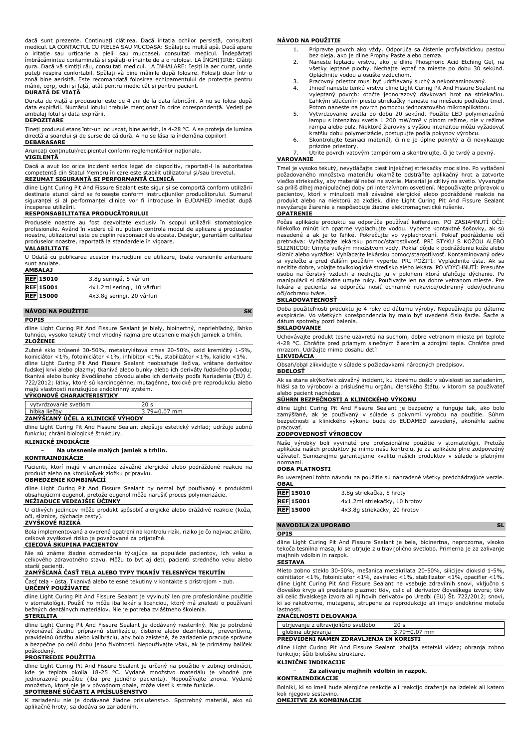dacă sunt prezente. Continuați clătirea. Dacă iritația ochilor persistă, consultați medicul. LA CONTACTUL CU PIELEA SAU MUCOASA: Spălați cu multă apă. Dacă apare o iritație sau urticarie a pielii sau mucoasei, consultați medicul. Îndepărtați îmbrăcămintea contaminată și spălați-o înainte de a o refolosi. LA ÎNGHIȚIRE: Clătiți gura. Dacă vă simțiți rău, consultați medicul. LA INHALARE: Ieșiți la aer curat, unde puteți respira confortabil. Spălați-vă bine mâinile după folosire. Folosiți doar într-o zonă bine aerisită. Este recomandată folosirea echipamentului de protecție pentru mâini, corp, ochi și față, atât pentru medic cât și pentru pacient.

**DURATĂ DE VIAȚĂ**

Durata de viață a produsului este de 4 ani de la data fabricării. A nu se folosi după data expirării. Numărul lotului trebuie menționat în orice corespondență. Vedeți pe ambalaj lotul și data expirării.

**DEPOZITARE**

Țineți produsul etanș într-un loc uscat, bine aerisit, la 4-28 °C. A se proteja de lumina directă a soarelui și de surse de căldură. A nu se lăsa la îndemâna copiilor!

**DEBARASARE**

Aruncați conținutul/recipientul conform reglementărilor naționale.

**VIGILENȚĂ**

Dacă a avut loc orice incident serios legat de dispozitiv, raportați-l la autoritatea competentă din Statul Membru în care este stabilit utilizatorul și/sau brevetul.

**REZUMAT SIGURANȚĂ ȘI PERFORMANȚĂ CLINICĂ**

dline Light Curing Pit And Fissure Sealant este sigur și se comportă conform utilizării destinate atunci când se folosește conform instrucțiunilor producătorului. Sumarul siguranței și al performanței clinice vor fi introduse în EUDAMED imediat după începerea utilizării.

**RESPONSABILITATEA PRODUCĂTORULUI**

Produsele noastre au fost dezvoltate exclusiv în scopul utilizării stomatologice profesionale. Având în vedere că nu putem controla modul de aplicare a produselor noastre, utilizatorul este pe deplin responsabil de acesta. Desigur, garantăm calitatea produselor noastre, raportată la standardele în vigoare.

**VALABILITATE**

U Odată cu publicarea acestor instrucțiuni de utilizare, toate versiunile anterioare sunt anulate.

**AMBALAJ**

| | |
|---|---|
| REF 15010 | 3.8g seringă, 5 vârfuri |
| REF 15001 | 4x1.2ml seringi, 10 vârfuri |
| REF 15000 | 4x3.8g seringi, 20 vârfuri |

## NÁVOD NA POUŽITIE — SK

**POPIS**

dline Light Curing Pit And Fissure Sealant je biely, bioinertný, nepriehľadný, ľahko tuhnúci, vysoko tekutý tmel vhodný najmä pre utesnenie malých jamiek a trhlín.

**ZLOŽENIE**

Zubné sklo brúsené 30-50%, metakrylátová zmes 20-50%, oxid kremičitý 1-5%, koiniciátor <1%, fotoiniciátor <1%, inhibítor <1%, stabilizátor <1%, kalidlo <1%.
dline Light Curing Pit And Fissure Sealant neobsahuje liečiva, vrátane derivátov ľudskej krvi alebo plazmy; tkanivá alebo bunky alebo ich deriváty ľudského pôvodu; tkanivá alebo bunky živočíšneho pôvodu alebo ich deriváty podľa Nariadenia (EÚ) č. 722/2012; látky, ktoré sú karcinogénne, mutagénne, toxické pre reprodukciu alebo majú vlastnosti narušujúce endokrinný systém.

**VÝKONOVÉ CHARAKTERISTIKY**

| | |
|---|---|
| vytvrdzovanie svetlom | 20 s |
| hĺbka liečby | 3.79±0.07 mm |

**ZAMÝŠĽANÝ ÚČEL A KLINICKÉ VÝHODY**

dline Light Curing Pit And Fissure Sealant zlepšuje estetický vzhľad; udržuje zubnú funkciu; chráni biologické štruktúry.

**KLINICKÉ INDIKÁCIE**

- **Na utesnenie malých jamiek a trhlín.**

**KONTRAINDIKÁCIE**

Pacienti, ktorí majú v anamnéze závažné alergické alebo podráždené reakcie na produkt alebo na ktorúkoľvek zložku prípravku.

**OBMEDZENIE KOMBINÁCIÍ**

dline Light Curing Pit And Fissure Sealant by nemal byť používaný s produktmi obsahujúcimi eugenol, pretože eugenol môže narušiť proces polymerizácie.

**NEŽIADUCE VEDĽAJŠIE ÚČINKY**

U citlivých jedincov môže produkt spôsobiť alergické alebo dráždivé reakcie (koža, oči, sliznice, dýchacie cesty).

**ZVYŠKOVÉ RIZIKÁ**

Bola implementovaná a overená opatrení na kontrolu rizík, riziko je čo najviac znížilo, celkové zvyškové riziko je považované za prijateľné.

**CIEĽOVÁ SKUPINA PACIENTOV**

Nie sú známe žiadne obmedzenia týkajúce sa populácie pacientov, ich veku a celkového zdravotného stavu. Môžu to byť aj deti, pacienti stredného veku alebo starší pacienti.

**ZAMÝŠĽANÁ ČASŤ TELA ALEBO TYPY TKANÍV TELESNÝCH TEKUTÍN**

Časť tela - ústa. Tkanivá alebo telesné tekutiny v kontakte s prístrojom - zub.

**URČENÝ POUŽÍVATEĽ**

dline Light Curing Pit And Fissure Sealant je vyvinutý len pre profesionálne použitie v stomatológii. Použiť ho môže iba lekár s licenciou, ktorý má znalosti o používaní bežných dentálnych materiálov. Nie je potreba zvláštneho školenia.

**STERILITA**

dline Light Curing Pit And Fissure Sealant je dodávaný nesterilný. Nie je potrebné vykonávať žiadnu prípravnú sterilizáciu, čistenie alebo dezinfekciu, preventívnu, pravidelnú údržbu alebo kalibráciu, aby bolo zaistené, že zariadenie pracuje správne a bezpečne po celú dobu jeho životnosti. Nepoužívajte však, ak je primárny balíček poškodený.

**PROSTREDIE POUŽITIA**

dline Light Curing Pit And Fissure Sealant je určený na použitie v zubnej ordinácii, kde je teplota okolia 18-25 °C. Vydané množstvo materiálu je vhodné pre jednorazové použitie (iba pre jedného pacienta). Nepoužívajte znova. Vydané množstvo, ktoré nie je v pôvodnom obale, môže viesť k strate funkcie.

**SPOTREBNÉ SÚČASTI A PRÍSLUŠENSTVO**

K zariadeniu nie je dodávané žiadne príslušenstvo. Spotrebný materiál, ako sú aplikačné hroty, sa dodáva so zariadením.

**NÁVOD NA POUŽITIE**

1. Pripravte povrch ako vždy. Odporúča sa čistenie profylaktickou pastou bez oleja, ako je dline Prophy Paste alebo pemza.
2. Naneste leptaciu vrstvu, ako je dline Phosphoric Acid Etching Gel, na všetky leptané plochy. Nechajte leptať na mieste po dobu 30 sekúnd. Opláchnite vodou a osušte vzduchom.
3. Pracovný priestor musí byť udržiavaný suchý a nekontaminovaný.
4. Ihneď naneste tenkú vrstvu dline Light Curing Pit And Fissure Sealant na vyleptaný povrch: otočte jednorazový dávkovací hrot na striekačku. Ľahkým stlačením piestu striekačky naneste na miešaciu podložku tmel. Potom naneste na povrch pomocou jednorazového mikroaplikátoru.
5. Vytvrdzovanie svetla po dobu 20 sekúnd. Použite LED polymerizačnú lampu s intenzitou svetla 1 200 mW/cm² v plnom režime, nie v režime rampa alebo pulz. Niektoré žiarovky s vyššou intenzitou môžu vyžadovať kratšiu dobu polymerizácie, postupujte podľa pokynov výrobcu.
6. Skontrolujte tesniaci materiál, či nie je úplne pokrytý a či nevykazuje prázdne priestory.
7. Utrite povrch vatovým tampónom a skontrolujte, či je tvrdý a pevný.

**VAROVANIE**

Tmel je vysoko tekutý, nevytláčajte piest injekčnej striekačky moc silne. Po vytlačení požadovaného množstva materiálu okamžite odstráňte aplikačný hrot a zatvorte viečko striekačky, aby materiál nebol na svetle. Materiál je citlivý na svetlo. Vyvarujte sa príliš dlhej manipulačnej doby pri intenzívnom osvetlení. Nepoužívajte prípravok u pacientov, ktorí v minulosti mali závažné alergické alebo podráždené reakcie na produkt alebo na niektorú zo zložiek. dline Light Curing Pit And Fissure Sealant nevyžaruje žiarenie a nespôsobuje žiadne elektromagnetické rušenie.

**OPATRENIE**

Počas aplikácie produktu sa odporúča používať kofferdam. PO ZASIAHNUTÍ OČÍ: Niekoľko minút ich opatrne vyplachujte vodou. Vyberte kontaktné šošovky, ak sú nasadené a ak je to ľahké. Pokračujte vo vyplachovaní. Pokiaľ podráždenie očí pretrváva: Vyhľadajte lekársku pomoc/starostlivosť. PRI STYKU S KOŽOU ALEBO SLIZNICOU: Umyte veľkým množstvom vody. Pokiaľ dôjde k podráždeniu kože alebo slizníc alebo vyrážke: Vyhľadajte lekársku pomoc/starostlivosť. Kontaminovaný odev si vyzlečte a pred ďalším použitím vyperte. PRI POŽITÍ: Vypláchnite ústa. Ak sa necítite dobre, volajte toxikologické stredisko alebo lekára. PO VDÝCHNUTÍ: Presuňte osobu na čerstvý vzduch a nechajte ju v polohem ktorá uľahčuje dýchanie. Po manipulácii si dôkladne umyte ruky. Používajte len na dobre vetranom mieste. Pre lekára a pacienta sa odporúča nosiť ochranné rukavice/ochranný odev/ochranu očí/ochranu tváre.

**SKLADOVATEĽNOSŤ**

Doba použiteľnosti produktu je 4 roky od dátumu výroby. Nepoužívajte po dátume exspirácie. Vo všetkých korešpondencia by malo byť uvedené číslo šarže. Šarže a dátum spotreby pozri balenia.

**SKLADOVANIE**

Uchovávajte produkt tesne uzavretú na suchom, dobre vetranom mieste pri teplote 4-28 °C. Chráňte pred priamym slnečným žiarením a zdrojmi tepla. Chráňte pred mrazom. Udržujte mimo dosahu detí!

**LIKVIDÁCIA**

Obsah/obal zlikvidujte v súlade s požiadavkami národných predpisov.

**BDELOSŤ**

Ak sa stane akýkoľvek závažný incident, ku ktorému došlo v súvislosti so zariadením, hlási sa to výrobcovi a príslušnému orgánu členského štátu, v ktorom sa používateľ alebo pacient nachádza.

**SÚHRN BEZPEČNOSTI A KLINICKÉHO VÝKONU**

dline Light Curing Pit And Fissure Sealant je bezpečný a funguje tak, ako bolo zamýšľané, ak je používaný v súlade s pokynmi výrobcu na použitie. Súhrn bezpečnosti a klinického výkonu bude do EUDAMED zavedený, akonáhle začne pracovať.

**ZODPOVEDNOSŤ VÝROBCOV**

Naše výrobky boli vyvinuté pre profesionálne použitie v stomatológii. Pretože aplikácia našich produktov je mimo našu kontrolu, je za aplikáciu plne zodpovedný užívateľ. Samozrejme garantujeme kvalitu našich produktov v súlade s platnými normami.

**DOBA PLATNOSTI**

Po uverejnení tohto návodu na použitie sú nahradené všetky predchádzajúce verzie.

**OBAL**

| | |
|---|---|
| REF 15010 | 3.8g striekačka, 5 hroty |
| REF 15001 | 4x1.2ml striekačky, 10 hrotov |
| REF 15000 | 4x3.8g striekačky, 20 hrotov |

## NAVODILA ZA UPORABO — SL

**OPIS**

dline Light Curing Pit And Fissure Sealant je bela, bioinertna, neprozorna, visoko tekoča tesnilna masa, ki se utrjuje z ultravijolično svetlobo. Primerna je za zalivanje majhnih vdolbin in razpok.

**SESTAVA**

Mleto zobno steklo 30-50%, mešanica metakrilata 20-50%, silicijev dioksid 1-5%, coinitiator <1%, fotoiniciator <1%, zaviralec <1%, stabilizator <1%, opacifier <1%. dline Light Curing Pit And Fissure Sealant ne vsebuje zdravilnih snovi, vključno s človeško krvjo ali predelano plazmo; tkiv, celic ali derivatov človeškega izvora; tkiv ali celic živalskega izvora ali njihovih derivatov po Uredbi (EU) Št. 722/2012; snovi, ki so rakotvorne, mutagene, strupene za reprodukcijo ali imajo endokrine moteče lastnosti.

**ZNAČILNOSTI DELOVANJA**

| | |
|---|---|
| utrjevanje z ultravijolično svetlobo | 20 s |
| globina utrjevanja | 3.79±0.07 mm |

**PREDVIDENI NAMEN ZDRAVLJENJA IN KORISTI**

dline Light Curing Pit And Fissure Sealant izboljša estetski videz; ohranja zobno funkcijo; ščiti biološke strukture.

**KLINIČNE INDIKACIJE**

- **Za zalivanje majhnih vdolbin in razpok.**

**KONTRAINDIKACIJE**

Bolniki, ki so imeli hude alergične reakcije ali reakcijo draženja na izdelek ali katero koli njegovo sestavino.

**OMEJITVE ZA KOMBINACIJE**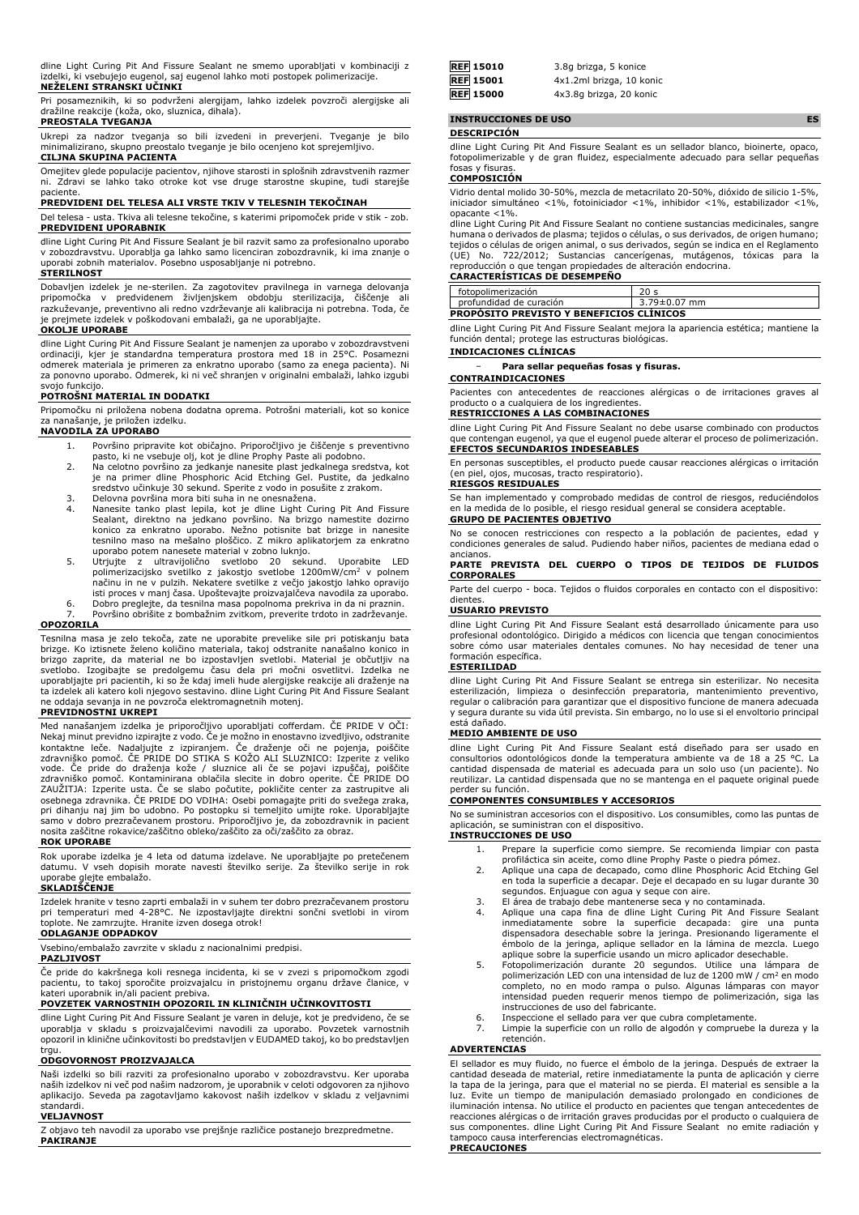dline Light Curing Pit And Fissure Sealant ne smemo uporabljati v kombinaciji z izdelki, ki vsebujejo eugenol, saj eugenol lahko moti postopek polimerizacije.

**NEŽELENI STRANSKI UČINKI**

Pri posameznikih, ki so podvrženi alergijam, lahko izdelek povzroči alergijske ali dražilne reakcije (koža, oko, sluznica, dihala).

**PREOSTALA TVEGANJA**

Ukrepi za nadzor tveganja so bili izvedeni in preverjeni. Tveganje je bilo minimalizirano, skupno preostalo tveganje je bilo ocenjeno kot sprejemljivo.

**CILJNA SKUPINA PACIENTA**

Omejitev glede populacije pacientov, njihove starosti in splošnih zdravstvenih razmer ni. Zdravi se lahko tako otroke kot vse druge starostne skupine, tudi starejše paciente.

**PREDVIDENI DEL TELESA ALI VRSTE TKIV V TELESNIH TEKOČINAH**

Del telesa - usta. Tkiva ali telesne tekočine, s katerimi pripomoček pride v stik - zob.

**PREDVIDENI UPORABNIK**

dline Light Curing Pit And Fissure Sealant je bil razvit samo za profesionalno uporabo v zobozdravstvu. Uporablja ga lahko samo licenciran zobozdravnik, ki ima znanje o uporabi zobnih materialov. Posebno usposabljanje ni potrebno.

**STERILNOST**

Dobavljen izdelek je ne-sterilen. Za zagotovitev pravilnega in varnega delovanja pripomočka v predvidenem življenjskem obdobju sterilizacija, čiščenje ali razkuževanje, preventivno ali redno vzdrževanje ali kalibracija ni potrebna. Toda, če je prejmete izdelek v poškodovani embalaži, ga ne uporabljajte.

**OKOLJE UPORABE**

dline Light Curing Pit And Fissure Sealant je namenjen za uporabo v zobozdravstveni ordinaciji, kjer je standardna temperatura prostora med 18 in 25°C. Posamezni odmerek materiala je primeren za enkratno uporabo (samo za enega pacienta). Ni za ponovno uporabo. Odmerek, ki ni več shranjen v originalni embalaži, lahko izgubi svojo funkcijo.

**POTROŠNI MATERIAL IN DODATKI**

Pripomočku ni priložena nobena dodatna oprema. Potrošni materiali, kot so konice za nanašanje, je priložen izdelku.

**NAVODILA ZA UPORABO**

1. Površino pripravite kot običajno. Priporočljivo je čiščenje s preventivno pasto, ki ne vsebuje olj, kot je dline Prophy Paste ali podobno.
2. Na celotno površino za jedkanje nanesite plast jedkalnega sredstva, kot je na primer dline Phosphoric Acid Etching Gel. Pustite, da jedkalno sredstvo učinkuje 30 sekund. Sperite z vodo in posušite z zrakom.
3. Delovna površina mora biti suha in ne onesnažena.
4. Nanesite tanko plast lepila, kot je dline Light Curing Pit And Fissure Sealant, direktno na jedkano površino. Na brizgo namestite dozirno konico za enkratno uporabo. Nežno potisnite bat brizge in nanesite tesnilno maso na mešalno ploščico. Z mikro aplikatorjem za enkratno uporabo potem nanesete material v zobno luknjo.
5. Utrjujte z ultravijolično svetlobo 20 sekund. Uporabite LED polimerizacijsko svetilko z jakostjo svetlobe 1200mW/cm² v polnem načinu in ne v pulzih. Nekatere svetilke z večjo jakostjo lahko opravijo isti proces v manj časa. Upoštevajte proizvajalčeva navodila za uporabo.
6. Dobro preglejte, da tesnilna masa popolnoma prekriva in da ni praznin.
7. Površino obrišite z bombažnim zvitkom, preverite trdoto in zadrževanje.

**OPOZORILA**

Tesnilna masa je zelo tekoča, zato ne uporabite prevelike sile pri potiskanju bata brizge. Ko iztisnete želeno količino materiala, takoj odstranite nanašalno konico in brizgo zaprite, da material ne bo izpostavljen svetlobi. Material je občutljiv na svetlobo. Izogibajte se predolgemu času dela pri močni osvetlitvi. Izdelka ne uporabljajte pri pacientih, ki so že kdaj imeli hude alergijske reakcije ali draženje na ta izdelek ali katero koli njegovo sestavino. dline Light Curing Pit And Fissure Sealant ne oddaja sevanja in ne povzroča elektromagnetnih motenj.

**PREVIDNOSTNI UKREPI**

Med nanašanjem izdelka je priporočljivo uporabljati cofferdam. ČE PRIDE V OČI: Nekaj minut previdno izpirajte z vodo. Če je možno in enostavno izvedljivo, odstranite kontaktne leče. Nadaljujte z izpiranjem. Če draženje oči ne pojenja, poiščite zdravniško pomoč. ČE PRIDE DO STIKA S KOŽO ALI SLUZNICO: Izperite z veliko vode. Če pride do draženja kože / sluznice ali če se pojavi izpuščaj, poiščite zdravniško pomoč. Kontaminirana oblačila slecite in dobro operite. ČE PRIDE DO ZAUŽITJA: Izperite usta. Če se slabo počutite, pokličite center za zastrupitve ali osebnega zdravnika. ČE PRIDE DO VDIHA: Osebi pomagajte priti do svežega zraka, pri dihanju naj jim bo udobno. Po postopku si temeljito umijte roke. Uporabljajte samo v dobro prezračevanem prostoru. Priporočljivo je, da zobozdravnik in pacient nosita zaščitne rokavice/zaščitno obleko/zaščito za oči/zaščito za obraz.

**ROK UPORABE**

Rok uporabe izdelka je 4 leta od datuma izdelave. Ne uporabljajte po pretečenem datumu. V vseh dopisih morate navesti številko serije. Za številko serije in rok uporabe glejte embalažo.

**SKLADIŠČENJE**

Izdelek hranite v tesno zaprti embalaži in v suhem ter dobro prezračevanem prostoru pri temperaturi med 4-28°C. Ne izpostavljajte direktni sončni svetlobi in virom toplote. Ne zamrzujte. Hranite izven dosega otrok!

**ODLAGANJE ODPADKOV**

Vsebino/embalažo zavrzite v skladu z nacionalnimi predpisi.

**PAZLJIVOST**

Če pride do kakršnega koli resnega incidenta, ki se v zvezi s pripomočkom zgodi pacientu, to takoj sporočite proizvajalcu in pristojnemu organu države članice, v kateri uporabnik in/ali pacient prebiva.

**POVZETEK VARNOSTNIH OPOZORIL IN KLINIČNIH UČINKOVITOSTI**

dline Light Curing Pit And Fissure Sealant je varen in deluje, kot je predvideno, če se uporablja v skladu s proizvajalčevimi navodili za uporabo. Povzetek varnostnih opozoril in klinične učinkovitosti bo predstavljen v EUDAMED takoj, ko bo predstavljen trgu.

**ODGOVORNOST PROIZVAJALCA**

Naši izdelki so bili razviti za profesionalno uporabo v zobozdravstvu. Ker uporaba naših izdelkov ni več pod našim nadzorom, je uporabnik v celoti odgovoren za njihovo aplikacijo. Seveda pa zagotavljamo kakovost naših izdelkov v skladu z veljavnimi standardi.

**VELJAVNOST**

Z objavo teh navodil za uporabo vse prejšnje različice postanejo brezpredmetne.

**PAKIRANJE**

| | |
|---|---|
| REF 15010 | 3.8g brizga, 5 konice |
| REF 15001 | 4x1.2ml brizga, 10 konic |
| REF 15000 | 4x3.8g brizga, 20 konic |

## INSTRUCCIONES DE USO — ES

**DESCRIPCIÓN**

dline Light Curing Pit And Fissure Sealant es un sellador blanco, bioinerte, opaco, fotopolimerizable y de gran fluidez, especialmente adecuado para sellar pequeñas fosas y fisuras.

**COMPOSICIÓN**

Vidrio dental molido 30-50%, mezcla de metacrilato 20-50%, dióxido de silicio 1-5%, iniciador simultáneo <1%, fotoiniciador <1%, inhibidor <1%, estabilizador <1%, opacante <1%.

dline Light Curing Pit And Fissure Sealant no contiene sustancias medicinales, sangre humana o derivados de plasma; tejidos o células, o sus derivados, de origen humano; tejidos o células de origen animal, o sus derivados, según se indica en el Reglamento (UE) No. 722/2012; Sustancias cancerígenas, mutágenos, tóxicas para la reproducción o que tengan propiedades de alteración endocrina.

**CARACTERÍSTICAS DE DESEMPEÑO**

| | |
|---|---|
| fotopolimerización | 20 s |
| profundidad de curación | 3.79±0.07 mm |

**PROPÓSITO PREVISTO Y BENEFICIOS CLÍNICOS**

dline Light Curing Pit And Fissure Sealant mejora la apariencia estética; mantiene la función dental; protege las estructuras biológicas.

**INDICACIONES CLÍNICAS**

- **Para sellar pequeñas fosas y fisuras.**

**CONTRAINDICACIONES**

Pacientes con antecedentes de reacciones alérgicas o de irritaciones graves al producto o a cualquiera de los ingredientes.

**RESTRICCIONES A LAS COMBINACIONES**

dline Light Curing Pit And Fissure Sealant no debe usarse combinado con productos que contengan eugenol, ya que el eugenol puede alterar el proceso de polimerización.

**EFECTOS SECUNDARIOS INDESEABLES**

En personas susceptibles, el producto puede causar reacciones alérgicas o irritación (en piel, ojos, mucosas, tracto respiratorio).

**RIESGOS RESIDUALES**

Se han implementado y comprobado medidas de control de riesgos, reduciéndolos en la medida de lo posible, el riesgo residual general se considera aceptable.

**GRUPO DE PACIENTES OBJETIVO**

No se conocen restricciones con respecto a la población de pacientes, edad y condiciones generales de salud. Pudiendo haber niños, pacientes de mediana edad o ancianos.

**PARTE PREVISTA DEL CUERPO O TIPOS DE TEJIDOS DE FLUIDOS CORPORALES**

Parte del cuerpo - boca. Tejidos o fluidos corporales en contacto con el dispositivo: dientes.

**USUARIO PREVISTO**

dline Light Curing Pit And Fissure Sealant está desarrollado únicamente para uso profesional odontológico. Dirigido a médicos con licencia que tengan conocimientos sobre cómo usar materiales dentales comunes. No hay necesidad de tener una formación específica.

**ESTERILIDAD**

dline Light Curing Pit And Fissure Sealant se entrega sin esterilizar. No necesita esterilización, limpieza o desinfección preparatoria, mantenimiento preventivo, regular o calibración para garantizar que el dispositivo funcione de manera adecuada y segura durante su vida útil prevista. Sin embargo, no lo use si el envoltorio principal está dañado.

**MEDIO AMBIENTE DE USO**

dline Light Curing Pit And Fissure Sealant está diseñado para ser usado en consultorios odontológicos donde la temperatura ambiente va de 18 a 25 °C. La cantidad dispensada de material es adecuada para un solo uso (un paciente). No reutilizar. La cantidad dispensada que no se mantenga en el paquete original puede perder su función.

**COMPONENTES CONSUMIBLES Y ACCESORIOS**

No se suministran accesorios con el dispositivo. Los consumibles, como las puntas de aplicación, se suministran con el dispositivo.

**INSTRUCCIONES DE USO**

1. Prepare la superficie como siempre. Se recomienda limpiar con pasta profiláctica sin aceite, como dline Prophy Paste o piedra pómez.
2. Aplique una capa de decapado, como dline Phosphoric Acid Etching Gel en toda la superficie a decapar. Deje el decapado en su lugar durante 30 segundos. Enjuague con agua y seque con aire.
3. El área de trabajo debe mantenerse seca y no contaminada.
4. Aplique una capa fina de dline Light Curing Pit And Fissure Sealant inmediatamente sobre la superficie decapada: gire una punta dispensadora desechable sobre la jeringa. Presionando ligeramente el émbolo de la jeringa, aplique sellador en la lámina de mezcla. Luego aplique sobre la superficie usando un micro aplicador desechable.
5. Fotopolimerización durante 20 segundos. Utilice una lámpara de polimerización LED con una intensidad de luz de 1200 mW / cm² en modo completo, no en modo rampa o pulso. Algunas lámparas con mayor intensidad pueden requerir menos tiempo de polimerización, siga las instrucciones de uso del fabricante.
6. Inspeccione el sellado para ver que cubra completamente.
7. Limpie la superficie con un rollo de algodón y compruebe la dureza y la retención.

**ADVERTENCIAS**

El sellador es muy fluido, no fuerce el émbolo de la jeringa. Después de extraer la cantidad deseada de material, retire inmediatamente la punta de aplicación y cierre la tapa de la jeringa, para que el material no se pierda. El material es sensible a la luz. Evite un tiempo de manipulación demasiado prolongado en condiciones de iluminación intensa. No utilice el producto en pacientes que tengan antecedentes de reacciones alérgicas o de irritación graves producidas por el producto o a cualquiera de sus componentes. dline Light Curing Pit And Fissure Sealant no emite radiación y tampoco causa interferencias electromagnéticas.

**PRECAUCIONES**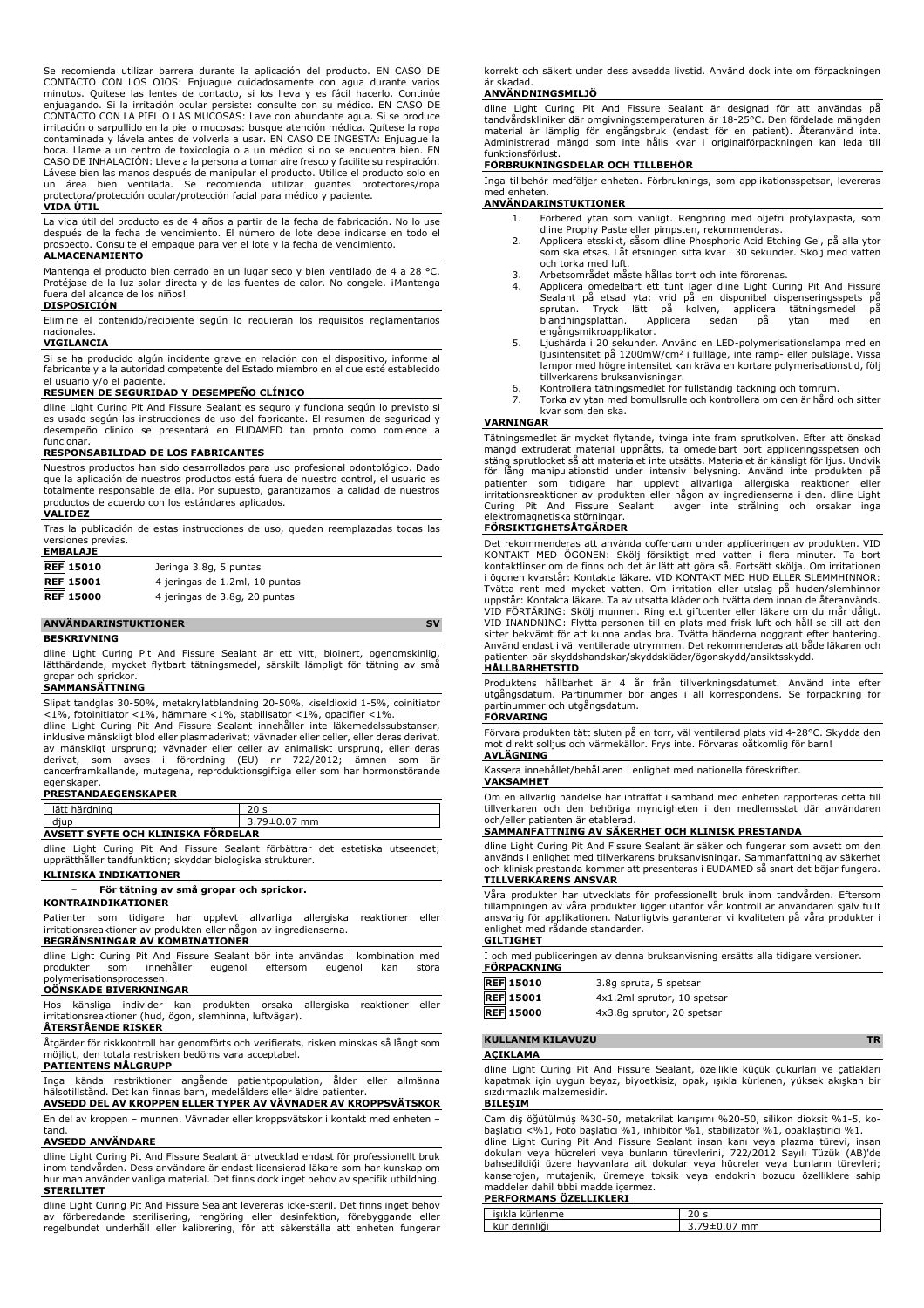Se recomienda utilizar barrera durante la aplicación del producto. EN CASO DE CONTACTO CON LOS OJOS: Enjuague cuidadosamente con agua durante varios minutos. Quítese las lentes de contacto, si los lleva y es fácil hacerlo. Continúe enjuagando. Si la irritación ocular persiste: consulte con su médico. EN CASO DE CONTACTO CON LA PIEL O LAS MUCOSAS: Lave con abundante agua. Si se produce irritación o sarpullido en la piel o mucosas: busque atención médica. Quítese la ropa contaminada y lávela antes de volverla a usar. EN CASO DE INGESTA: Enjuague la boca. Llame a un centro de toxicología o a un médico si no se encuentra bien. EN CASO DE INHALACIÓN: Lleve a la persona a tomar aire fresco y facilite su respiración. Lávese bien las manos después de manipular el producto. Utilice el producto solo en un área bien ventilada. Se recomienda utilizar guantes protectores/ropa protectora/protección ocular/protección facial para médico y paciente.

**VIDA ÚTIL**

La vida útil del producto es de 4 años a partir de la fecha de fabricación. No lo use después de la fecha de vencimiento. El número de lote debe indicarse en todo el prospecto. Consulte el empaque para ver el lote y la fecha de vencimiento.

**ALMACENAMIENTO**

Mantenga el producto bien cerrado en un lugar seco y bien ventilado de 4 a 28 °C. Protéjase de la luz solar directa y de las fuentes de calor. No congele. ¡Mantenga fuera del alcance de los niños!

**DISPOSICIÓN**

Elimine el contenido/recipiente según lo requieran los requisitos reglamentarios nacionales.

**VIGILANCIA**

Si se ha producido algún incidente grave en relación con el dispositivo, informe al fabricante y a la autoridad competente del Estado miembro en el que esté establecido el usuario y/o el paciente.

**RESUMEN DE SEGURIDAD Y DESEMPEÑO CLÍNICO**

dline Light Curing Pit And Fissure Sealant es seguro y funciona según lo previsto si es usado según las instrucciones de uso del fabricante. El resumen de seguridad y desempeño clínico se presentará en EUDAMED tan pronto como comience a funcionar.

**RESPONSABILIDAD DE LOS FABRICANTES**

Nuestros productos han sido desarrollados para uso profesional odontológico. Dado que la aplicación de nuestros productos está fuera de nuestro control, el usuario es totalmente responsable de ella. Por supuesto, garantizamos la calidad de nuestros productos de acuerdo con los estándares aplicados.

**VALIDEZ**

Tras la publicación de estas instrucciones de uso, quedan reemplazadas todas las versiones previas.

**EMBALAJE**

| | |
|---|---|
| **REF 15010** | Jeringa 3.8g, 5 puntas |
| **REF 15001** | 4 jeringas de 1.2ml, 10 puntas |
| **REF 15000** | 4 jeringas de 3.8g, 20 puntas |

## ANVÄNDARINSTUKTIONER SV

**BESKRIVNING**

dline Light Curing Pit And Fissure Sealant är ett vitt, bioinert, ogenomskinlig, lätthärdande, mycket flytbart tätningsmedel, särskilt lämpligt för tätning av små gropar och sprickor.

**SAMMANSÄTTNING**

Slipat tandglas 30-50%, metakrylatblandning 20-50%, kiseldioxid 1-5%, coinitiator <1%, fotoinitiator <1%, hämmare <1%, stabilisator <1%, opacifier <1%.
dline Light Curing Pit And Fissure Sealant innehåller inte läkemedelssubstanser, inklusive mänskligt blod eller plasmaderivat; vävnader eller celler, eller deras derivat, av mänskligt ursprung; vävnader eller celler av animaliskt ursprung, eller deras derivat, som avses i förordning (EU) nr 722/2012; ämnen som är cancerframkallande, mutagena, reproduktionsgiftiga eller som har hormonstörande egenskaper.

**PRESTANDAEGENSKAPER**

| | |
|---|---|
| lätt härdning | 20 s |
| djup | 3.79±0.07 mm |

**AVSETT SYFTE OCH KLINISKA FÖRDELAR**

dline Light Curing Pit And Fissure Sealant förbättrar det estetiska utseendet; upprätthåller tandfunktion; skyddar biologiska strukturer.

**KLINISKA INDIKATIONER**

– **För tätning av små gropar och sprickor.**

**KONTRAINDIKATIONER**

Patienter som tidigare har upplevt allvarliga allergiska reaktioner eller irritationsreaktioner av produkten eller någon av ingredienserna.

**BEGRÄNSNINGAR AV KOMBINATIONER**

dline Light Curing Pit And Fissure Sealant bör inte användas i kombination med produkter som innehåller eugenol eftersom eugenol kan störa polymerisationsprocessen.

**OÖNSKADE BIVERKNINGAR**

Hos känsliga individer kan produkten orsaka allergiska reaktioner eller irritationsreaktioner (hud, ögon, slemhinna, luftvägar).

**ÅTERSTÅENDE RISKER**

Åtgärder för riskkontroll har genomförts och verifierats, risken minskas så långt som möjligt, den totala restrisken bedöms vara acceptabel.

**PATIENTENS MÅLGRUPP**

Inga kända restriktioner angående patientpopulation, ålder eller allmänna hälsotillstånd. Det kan finnas barn, medelålders eller äldre patienter.

**AVSEDD DEL AV KROPPEN ELLER TYPER AV VÄVNADER AV KROPPSVÄTSKOR**

En del av kroppen – munnen. Vävnader eller kroppsvätskor i kontakt med enheten – tand.

**AVSEDD ANVÄNDARE**

dline Light Curing Pit And Fissure Sealant är utvecklad endast för professionellt bruk inom tandvården. Dess användare är endast licensierad läkare som har kunskap om hur man använder vanliga material. Det finns dock inget behov av specifik utbildning.

**STERILITET**

dline Light Curing Pit And Fissure Sealant levereras icke-steril. Det finns inget behov av förberedande sterilisering, rengöring eller desinfektion, förebyggande eller regelbundet underhåll eller kalibrering, för att säkerställa att enheten fungerar korrekt och säkert under dess avsedda livstid. Använd dock inte om förpackningen är skadad.

**ANVÄNDNINGSMILJÖ**

dline Light Curing Pit And Fissure Sealant är designad för att användas på tandvårdskliniker där omgivningstemperaturen är 18-25°C. Den fördelade mängden material är lämplig för engångsbruk (endast för en patient). Återanvänd inte. Administrerad mängd som inte hålls kvar i originalförpackningen kan leda till funktionsförlust.

**FÖRBRUKNINGSDELAR OCH TILLBEHÖR**

Inga tillbehör medföljer enheten. Förbruknings, som applikationsspetsar, levereras med enheten.

**ANVÄNDARINSTUKTIONER**

1. Förbered ytan som vanligt. Rengöring med oljefri profylaxpasta, som dline Prophy Paste eller pimpsten, rekommenderas.
2. Applicera etsskikt, såsom dline Phosphoric Acid Etching Gel, på alla ytor som ska etsas. Låt etsningen sitta kvar i 30 sekunder. Skölj med vatten och torka med luft.
3. Arbetsområdet måste hållas torrt och inte förorenas.
4. Applicera omedelbart ett tunt lager dline Light Curing Pit And Fissure Sealant på etsad yta: vrid på en disponibel dispenseringsspets på sprutan. Tryck lätt på kolven, applicera tätningsmedel på blandningsplattan. Applicera sedan på ytan med en engångsmikroapplikator.
5. Ljushärda i 20 sekunder. Använd en LED-polymerisationslampa med en ljusintensitet på 1200mW/cm² i fullläge, inte ramp- eller pulsläge. Vissa lampor med högre intensitet kan kräva en kortare polymerisationstid, följ tillverkarens bruksanvisningar.
6. Kontrollera tätningsmedlet för fullständig täckning och tomrum.
7. Torka av ytan med bomullsrulle och kontrollera om den är hård och sitter kvar som den ska.

**VARNINGAR**

Tätningsmedlet är mycket flytande, tvinga inte fram sprutkolven. Efter att önskad mängd extruderat material uppnåtts, ta omedelbart bort appliceringsspetsen och stäng sprutlocket så att materialet inte utsätts. Materialet är känsligt för ljus. Undvik för lång manipulationstid under intensiv belysning. Använd inte produkten på patienter som tidigare har upplevt allvarliga allergiska reaktioner eller irritationsreaktioner av produkten eller någon av ingredienserna i den. dline Light Curing Pit And Fissure Sealant avger inte strålning och orsakar inga elektromagnetiska störningar.

**FÖRSIKTIGHETSÅTGÄRDER**

Det rekommenderas att använda cofferdam under appliceringen av produkten. VID KONTAKT MED ÖGONEN: Skölj försiktigt med vatten i flera minuter. Ta bort kontaktlinser om de finns och det är lätt att göra så. Fortsätt skölja. Om irritationen i ögonen kvarstår: Kontakta läkare. VID KONTAKT MED HUD ELLER SLEMHINNOR: Tvätta rent med mycket vatten. Om irritation eller utslag på huden/slemhinnor uppstår: Kontakta läkare. Ta av utsatta kläder och tvätta dem innan de återanvänds. VID FÖRTÄRING: Skölj munnen. Ring ett giftcenter eller läkare om du mår dåligt. VID INANDNING: Flytta personen till en plats med frisk luft och håll se till att den sitter bekvämt för att kunna andas bra. Tvätta händerna noggrant efter hantering. Använd endast i väl ventilerade utrymmen. Det rekommenderas att både läkaren och patienten bär skyddshandskar/skyddskläder/ögonskydd/ansiktsskydd.

**HÅLLBARHETSTID**

Produktens hållbarhet är 4 år från tillverkningsdatumet. Använd inte efter utgångsdatum. Partinummer bör anges i all korrespondens. Se förpackning för partinummer och utgångsdatum.

**FÖRVARING**

Förvara produkten tätt sluten på en torr, väl ventilerad plats vid 4-28°C. Skydda den mot direkt solljus och värmekällor. Frys inte. Förvaras oåtkomlig för barn!

**AVLÄGNING**

Kassera innehållet/behållaren i enlighet med nationella föreskrifter.

**VAKSAMHET**

Om en allvarlig händelse har inträffat i samband med enheten rapporteras detta till tillverkaren och den behöriga myndigheten i den medlemsstat där användaren och/eller patienten är etablerad.

**SAMMANFATTNING AV SÄKERHET OCH KLINISK PRESTANDA**

dline Light Curing Pit And Fissure Sealant är säker och fungerar som avsett om den används i enlighet med tillverkarens bruksanvisningar. Sammanfattning av säkerhet och klinisk prestanda kommer att presenteras i EUDAMED så snart det börjar fungera.

**TILLVERKARENS ANSVAR**

Våra produkter har utvecklats för professionellt bruk inom tandvården. Eftersom tillämpningen av våra produkter ligger utanför vår kontroll är användaren själv fullt ansvarig för applikationen. Naturligtvis garanterar vi kvaliteten på våra produkter i enlighet med rådande standarder.

**GILTIGHET**

I och med publiceringen av denna bruksanvisning ersätts alla tidigare versioner.

**FÖRPACKNING**

| | |
|---|---|
| **REF 15010** | 3.8g spruta, 5 spetsar |
| **REF 15001** | 4x1.2ml sprutor, 10 spetsar |
| **REF 15000** | 4x3.8g sprutor, 20 spetsar |

## KULLANIM KILAVUZU TR

**AÇIKLAMA**

dline Light Curing Pit And Fissure Sealant, özellikle küçük çukurları ve çatlakları kapatmak için uygun beyaz, biyoetkisiz, opak, ışıkla kürlenen, yüksek akışkan bir sızdırmazlık malzemesidir.

**BILEŞIM**

Cam diş öğütülmüş %30-50, metakrilat karışımı %20-50, silikon dioksit %1-5, ko-başlatıcı <%1, Foto başlatıcı %1, inhibitör %1, stabilizatör %1, opaklaştırıcı %1.
dline Light Curing Pit And Fissure Sealant insan kanı veya plazma türevi, insan dokuları veya hücreleri veya bunların türevlerini, 722/2012 Sayılı Tüzük (AB)'de bahsedildiği üzere hayvanlara ait dokular veya hücreler veya bunların türevleri; kanserojen, mutajenik, üremeye toksik veya endokrin bozucu özelliklere sahip maddeler dahil tıbbi madde içermez.

**PERFORMANS ÖZELLIKLERI**

| | |
|---|---|
| ışıkla kürlenme | 20 s |
| kür derinliği | 3.79±0.07 mm |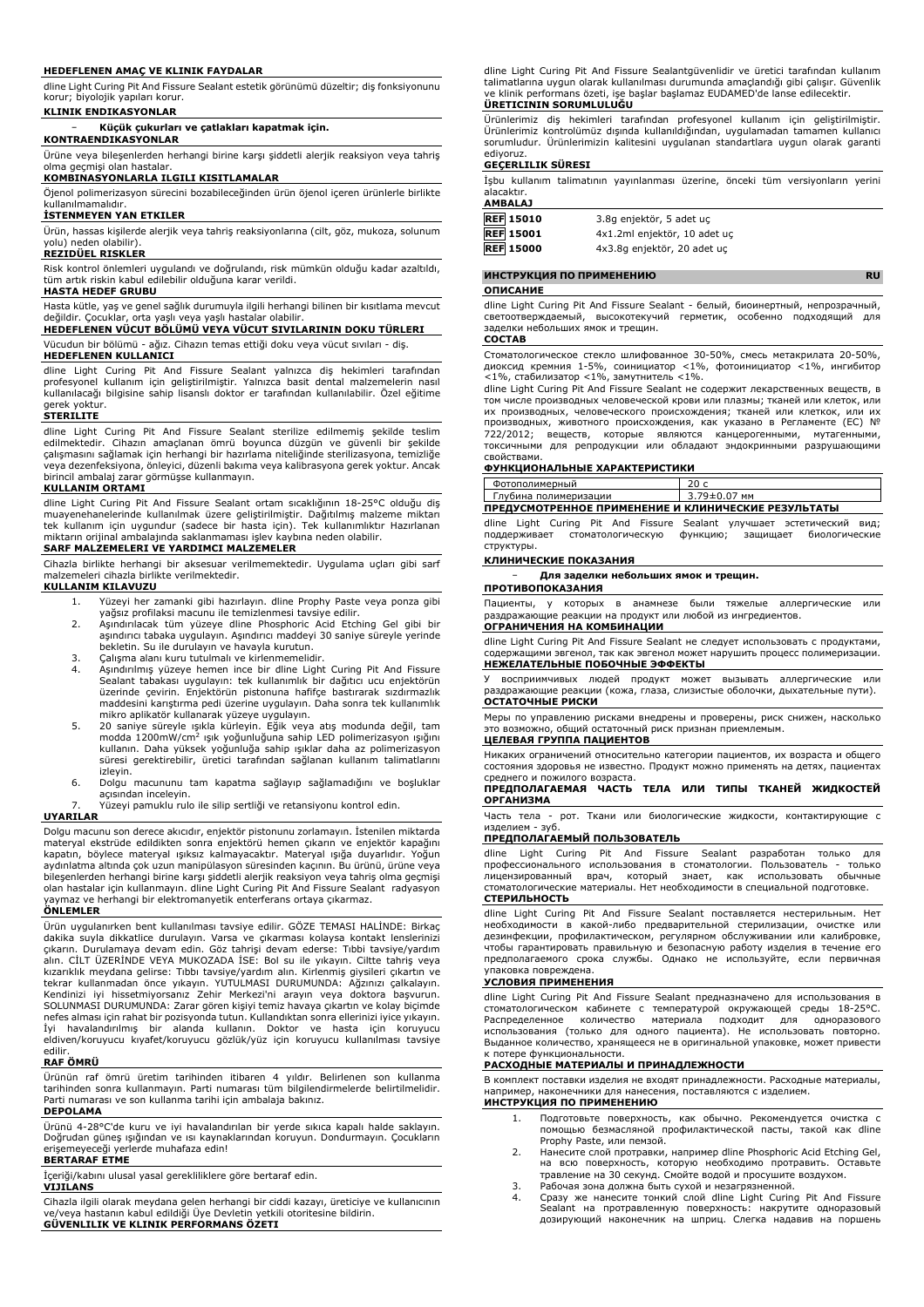**HEDEFLENEN AMAÇ VE KLINIK FAYDALAR**

dline Light Curing Pit And Fissure Sealant estetik görünümü düzeltir; diş fonksiyonunu korur; biyolojik yapıları korur.

**KLINIK ENDIKASYONLAR**

– **Küçük çukurları ve çatlakları kapatmak için.**

**KONTRAENDIKASYONLAR**

Ürüne veya bileşenlerden herhangi birine karşı şiddetli alerjik reaksiyon veya tahriş olma geçmişi olan hastalar.

**KOMBINASYONLARLA ILGILI KISITLAMALAR**

Öjenol polimerizasyon sürecini bozabileceğinden ürün öjenol içeren ürünlerle birlikte kullanılmamalıdır.

**İSTENMEYEN YAN ETKILER**

Ürün, hassas kişilerde alerjik veya tahriş reaksiyonlarına (cilt, göz, mukoza, solunum yolu) neden olabilir.

**REZIDÜEL RISKLER**

Risk kontrol önlemleri uygulandı ve doğrulandı, risk mümkün olduğu kadar azaltıldı, tüm artık riskin kabul edilebilir olduğuna karar verildi.

**HASTA HEDEF GRUBU**

Hasta kütle, yaş ve genel sağlık durumuyla ilgili herhangi bilinen bir kısıtlama mevcut değildir. Çocuklar, orta yaşlı veya yaşlı hastalar olabilir.

**HEDEFLENEN VÜCUT BÖLÜMÜ VEYA VÜCUT SIVILARININ DOKU TÜRLERI**

Vücudun bir bölümü - ağız. Cihazın temas ettiği doku veya vücut sıvıları - diş.

**HEDEFLENEN KULLANICI**

dline Light Curing Pit And Fissure Sealant yalnızca diş hekimleri tarafından profesyonel kullanım için geliştirilmiştir. Yalnızca basit dental malzemelerin nasıl kullanılacağı bilgisine sahip lisanslı doktor er tarafından kullanılabilir. Özel eğitime gerek yoktur.

**STERILITE**

dline Light Curing Pit And Fissure Sealant sterilize edilmemiş şekilde teslim edilmektedir. Cihazın amaçlanan ömrü boyunca düzgün ve güvenli bir şekilde çalışmasını sağlamak için herhangi bir hazırlama niteliğinde sterilizasyona, temizliğe veya dezenfeksiyona, önleyici, düzenli bakıma veya kalibrasyona gerek yoktur. Ancak birincil ambalaj zarar görmüşse kullanmayın.

**KULLANIM ORTAMI**

dline Light Curing Pit And Fissure Sealant ortam sıcaklığının 18-25°C olduğu diş muayenehanelerinde kullanılmak üzere geliştirilmiştir. Dağıtılmış malzeme miktarı tek kullanım için uygundur (sadece bir hasta için). Tek kullanımlıktır Hazırlanan miktarın orijinal ambalajında saklanmaması işlev kaybına neden olabilir.

**SARF MALZEMELERI VE YARDIMCI MALZEMELER**

Cihazla birlikte herhangi bir aksesuar verilmemektedir. Uygulama uçları gibi sarf malzemeleri cihazla birlikte verilmektedir.

**KULLANIM KILAVUZU**

1. Yüzeyi her zamanki gibi hazırlayın. dline Prophy Paste veya ponza gibi yağsız profilaksi macunu ile temizlenmesi tavsiye edilir.
2. Aşındırılacak tüm yüzeye dline Phosphoric Acid Etching Gel gibi bir aşındırıcı tabaka uygulayın. Aşındırıcı maddeyi 30 saniye süreyle yerinde bekletin. Su ile durulayın ve havayla kurutun.
3. Çalışma alanı kuru tutulmalı ve kirlenmemelidir.
4. Aşındırılmış yüzeye hemen ince bir dline Light Curing Pit And Fissure Sealant tabakası uygulayın: tek kullanımlık bir dağıtıcı ucu enjektörün üzerinde çevirin. Enjektörün pistonuna hafifçe bastırarak sızdırmazlık maddesini karıştırma pedi üzerine uygulayın. Daha sonra tek kullanımlık mikro aplikatör kullanarak yüzeye uygulayın.
5. 20 saniye süreyle ışıkla kürleyin. Eğik veya atış modunda değil, tam modda 1200mW/cm² ışık yoğunluğuna sahip LED polimerizasyon ışığını kullanın. Daha yüksek yoğunluğa sahip ışıklar daha az polimerizasyon süresi gerektirebilir, üretici tarafından sağlanan kullanım talimatlarını izleyin.
6. Dolgu macununu tam kapatma sağlayıp sağlamadığını ve boşluklar açısından inceleyin.
7. Yüzeyi pamuklu rulo ile silip sertliği ve retansiyonu kontrol edin.

**UYARILAR**

Dolgu macunu son derece akıcıdır, enjektör pistonunu zorlamayın. İstenilen miktarda materyal ekstrüde edildikten sonra enjektörü hemen çıkarın ve enjektör kapağını kapatın, böylece materyal ışıksız kalmayacaktır. Materyal ışığa duyarlıdır. Yoğun aydınlatma altında çok uzun manipülasyon süresinden kaçının. Bu ürünü, ürüne veya bileşenlerden herhangi birine karşı şiddetli alerjik reaksiyon veya tahriş olma geçmişi olan hastalar için kullanmayın. dline Light Curing Pit And Fissure Sealant radyasyon yaymaz ve herhangi bir elektromanyetik enterferans ortaya çıkarmaz.

**ÖNLEMLER**

Ürün uygulanırken bent kullanılması tavsiye edilir. GÖZE TEMASI HALİNDE: Birkaç dakika suyla dikkatlice durulayın. Varsa ve çıkarması kolaysa kontakt lenslerinizi çıkarın. Durulamaya devam edin. Göz tahrişi devam ederse: Tıbbi tavsiye/yardım alın. CİLT ÜZERİNDE VEYA MUKOZADA İSE: Bol su ile yıkayın. Ciltte tahriş veya kızarıklık meydana gelirse: Tıbbı tavsiye/yardım alın. Kirlenmiş giysileri çıkartın ve tekrar kullanmadan önce yıkayın. YUTULMASI DURUMUNDA: Ağzınızı çalkalayın. Kendinizi iyi hissetmiyorsanız Zehir Merkezi'ni arayın veya doktora başvurun. SOLUNMASI DURUMUNDA: Zarar gören kişiyi temiz havaya çıkartın ve kolay biçimde nefes alması için rahat bir pozisyonda tutun. Kullandıktan sonra ellerinizi iyice yıkayın. İyi havalandırılmış bir alanda kullanın. Doktor ve hasta için koruyucu eldiven/koruyucu kıyafet/koruyucu gözlük/yüz için koruyucu kullanılması tavsiye edilir.

**RAF ÖMRÜ**

Ürünün raf ömrü üretim tarihinden itibaren 4 yıldır. Belirlenen son kullanma tarihinden sonra kullanmayın. Parti numarası tüm bilgilendirmelerde belirtilmelidir. Parti numarası ve son kullanma tarihi için ambalaja bakınız.

**DEPOLAMA**

Ürünü 4-28°C'de kuru ve iyi havalandırılan bir yerde sıkıca kapalı halde saklayın. Doğrudan güneş ışığından ve ısı kaynaklarından koruyun. Dondurmayın. Çocukların erişemeyeceği yerlerde muhafaza edin!

**BERTARAF ETME**

İçeriği/kabını ulusal yasal gerekliliklere göre bertaraf edin.

**VIJILANS**

Cihazla ilgili olarak meydana gelen herhangi bir ciddi kazayı, üreticiye ve kullanıcının ve/veya hastanın kabul edildiği Üye Devletin yetkili otoritesine bildirin.

**GÜVENLILIK VE KLINIK PERFORMANS ÖZETI**

dline Light Curing Pit And Fissure Sealantgüvenlidir ve üretici tarafından kullanım talimatlarına uygun olarak kullanılması durumunda amaçlandığı gibi çalışır. Güvenlik ve klinik performans özeti, işe başlar başlamaz EUDAMED'de lanse edilecektir.

**ÜRETICININ SORUMLULUĞU**

Ürünlerimiz diş hekimleri tarafından profesyonel kullanım için geliştirilmiştir. Ürünlerimiz kontrolümüz dışında kullanıldığından, uygulamadan tamamen kullanıcı sorumludur. Ürünlerimizin kalitesini uygulanan standartlara uygun olarak garanti ediyoruz.

**GEÇERLILIK SÜRESI**

İşbu kullanım talimatının yayınlanması üzerine, önceki tüm versiyonların yerini alacaktır.

**AMBALAJ**

| | |
|---|---|
| REF 15010 | 3.8g enjektör, 5 adet uç |
| REF 15001 | 4x1.2ml enjektör, 10 adet uç |
| REF 15000 | 4x3.8g enjektör, 20 adet uç |

## ИНСТРУКЦИЯ ПО ПРИМЕНЕНИЮ RU

**ОПИСАНИЕ**

dline Light Curing Pit And Fissure Sealant - белый, биоинертный, непрозрачный, светоотверждаемый, высокотекучий герметик, особенно подходящий для заделки небольших ямок и трещин.

**СОСТАВ**

Стоматологическое стекло шлифованное 30-50%, смесь метакрилата 20-50%, диоксид кремния 1-5%, соинициатор <1%, фотоинициатор <1%, ингибитор <1%, стабилизатор <1%, замутнитель <1%.

dline Light Curing Pit And Fissure Sealant не содержит лекарственных веществ, в том числе производных человеческой крови или плазмы; тканей или клеток, или их производных, человеческого происхождения; тканей или клеток, или их производных, животного происхождения, как указано в Регламенте (ЕС) № 722/2012; веществ, которые являются канцерогенными, мутагенными, токсичными для репродукции или обладают эндокринными разрушающими свойствами.

**ФУНКЦИОНАЛЬНЫЕ ХАРАКТЕРИСТИКИ**

| | |
|---|---|
| Фотополимерный | 20 с |
| Глубина полимеризации | 3.79±0.07 мм |

**ПРЕДУСМОТРЕННОЕ ПРИМЕНЕНИЕ И КЛИНИЧЕСКИЕ РЕЗУЛЬТАТЫ**

dline Light Curing Pit And Fissure Sealant улучшает эстетический вид; поддерживает стоматологическую функцию; защищает биологические структуры.

**КЛИНИЧЕСКИЕ ПОКАЗАНИЯ**

– **Для заделки небольших ямок и трещин.**

**ПРОТИВОПОКАЗАНИЯ**

Пациенты, у которых в анамнезе были тяжелые аллергические или раздражающие реакции на продукт или любой из ингредиентов.

**ОГРАНИЧЕНИЯ НА КОМБИНАЦИИ**

dline Light Curing Pit And Fissure Sealant не следует использовать с продуктами, содержащими эвгенол, так как эвгенол может нарушить процесс полимеризации.

**НЕЖЕЛАТЕЛЬНЫЕ ПОБОЧНЫЕ ЭФФЕКТЫ**

У восприимчивых людей продукт может вызывать аллергические или раздражающие реакции (кожа, глаза, слизистые оболочки, дыхательные пути).

**ОСТАТОЧНЫЕ РИСКИ**

Меры по управлению рисками внедрены и проверены, риск снижен, насколько это возможно, общий остаточный риск признан приемлемым.

**ЦЕЛЕВАЯ ГРУППА ПАЦИЕНТОВ**

Никаких ограничений относительно категории пациентов, их возраста и общего состояния здоровья не известно. Продукт можно применять на детях, пациентах среднего и пожилого возраста.

**ПРЕДПОЛАГАЕМАЯ ЧАСТЬ ТЕЛА ИЛИ ТИПЫ ТКАНЕЙ ЖИДКОСТЕЙ ОРГАНИЗМА**

Часть тела - рот. Ткани или биологические жидкости, контактирующие с изделием - зуб.

**ПРЕДПОЛАГАЕМЫЙ ПОЛЬЗОВАТЕЛЬ**

dline Light Curing Pit And Fissure Sealant разработан только для профессионального использования в стоматологии. Пользователь - только лицензированный врач, который знает, как использовать обычные стоматологические материалы. Нет необходимости в специальной подготовке.

**СТЕРИЛЬНОСТЬ**

dline Light Curing Pit And Fissure Sealant поставляется нестерильным. Нет необходимости в какой-либо предварительной стерилизации, очистке или дезинфекции, профилактическом, регулярном обслуживании или калибровке, чтобы гарантировать правильную и безопасную работу изделия в течение его предполагаемого срока службы. Однако не используйте, если первичная упаковка повреждена.

**УСЛОВИЯ ПРИМЕНЕНИЯ**

dline Light Curing Pit And Fissure Sealant предназначено для использования в стоматологическом кабинете с температурой окружающей среды 18-25°C. Распределенное количество материала подходит для одноразового использования (только для одного пациента). Не использовать повторно. Выданное количество, хранящееся не в оригинальной упаковке, может привести к потере функциональности.

**РАСХОДНЫЕ МАТЕРИАЛЫ И ПРИНАДЛЕЖНОСТИ**

В комплект поставки изделия не входят принадлежности. Расходные материалы, например, наконечники для нанесения, поставляются с изделием.

**ИНСТРУКЦИЯ ПО ПРИМЕНЕНИЮ**

1. Подготовьте поверхность, как обычно. Рекомендуется очистка с помощью безмасляной профилактической пасты, такой как dline Prophy Paste, или пемзой.
2. Нанесите слой протравки, например dline Phosphoric Acid Etching Gel, на всю поверхность, которую необходимо протравить. Оставьте травление на 30 секунд. Смойте водой и просушите воздухом.
3. Рабочая зона должна быть сухой и незагрязненной.
4. Сразу же нанесите тонкий слой dline Light Curing Pit And Fissure Sealant на протравленную поверхность: накрутите одноразовый дозирующий наконечник на шприц. Слегка надавив на поршень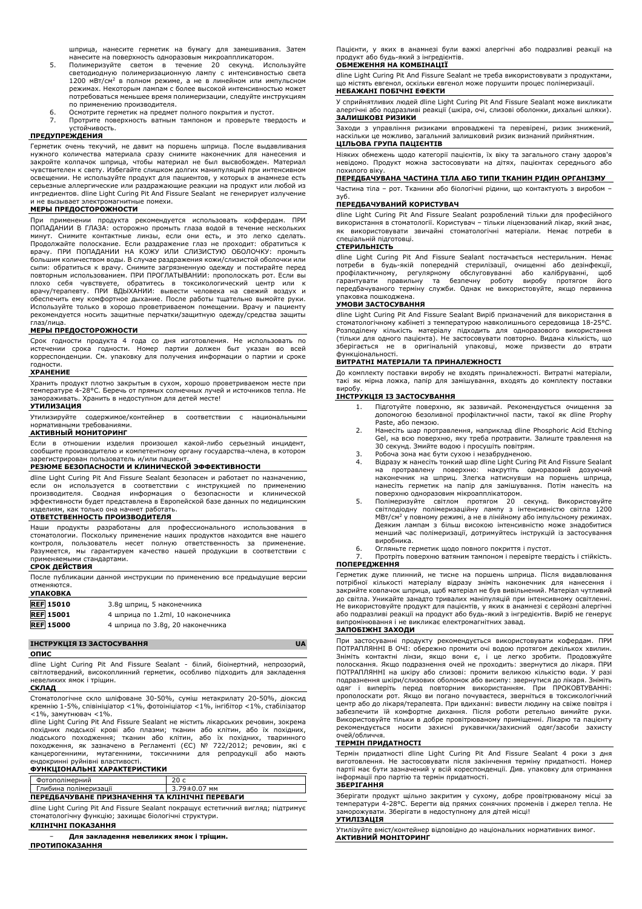шприца, нанесите герметик на бумагу для замешивания. Затем нанесите на поверхность одноразовым микроаппликатором.

5. Полимеризуйте светом в течение 20 секунд. Используйте светодиодную полимеризационную лампу с интенсивностью света 1200 мВт/см² в полном режиме, а не в линейном или импульсном режимах. Некоторым лампам с более высокой интенсивностью может потребоваться меньшее время полимеризации, следуйте инструкциям по применению производителя.
6. Осмотрите герметик на предмет полного покрытия и пустот.
7. Протрите поверхность ватным тампоном и проверьте твердость и устойчивость.

**ПРЕДУПРЕЖДЕНИЯ**

Герметик очень текучий, не давит на поршень шприца. После выдавливания нужного количества материала сразу снимите наконечник для нанесения и закройте колпачок шприца, чтобы материал не был высвобожден. Материал чувствителен к свету. Избегайте слишком долгих манипуляций при интенсивном освещении. Не используйте продукт для пациентов, у которых в анамнезе есть серьезные аллергические или раздражающие реакции на продукт или любой из ингредиентов. dline Light Curing Pit And Fissure Sealant не генерирует излучение и не вызывает электромагнитные помехи.

**МЕРЫ ПРЕДОСТОРОЖНОСТИ**

При применении продукта рекомендуется использовать коффердам. ПРИ ПОПАДАНИИ В ГЛАЗА: осторожно промыть глаза водой в течение нескольких минут. Снимите контактные линзы, если они есть, и это легко сделать. Продолжайте полоскание. Если раздражение глаз не проходит: обратиться к врачу. ПРИ ПОПАДАНИИ НА КОЖУ ИЛИ СЛИЗИСТУЮ ОБОЛОЧКУ: промыть большим количеством воды. В случае раздражения кожи/слизистой оболочки или сыпи: обратиться к врачу. Снимите загрязненную одежду и постирайте перед повторным использованием. ПРИ ПРОГЛАТЫВАНИИ: прополоскать рот. Если вы плохо себя чувствуете, обратитесь в токсикологический центр или к врачу/терапевту. ПРИ ВДЫХАНИИ: вывести человека на свежий воздух и обеспечить ему комфортное дыхание. После работы тщательно вымойте руки. Используйте только в хорошо проветриваемом помещении. Врачу и пациенту рекомендуется носить защитные перчатки/защитную одежду/средства защиты глаз/лица.

**МЕРЫ ПРЕДОСТОРОЖНОСТИ**

Срок годности продукта 4 года со дня изготовления. Не использовать по истечении срока годности. Номер партии должен быт указан во всей корреспонденции. См. упаковку для получения информации о партии и сроке годности.

**ХРАНЕНИЕ**

Хранить продукт плотно закрытым в сухом, хорошо проветриваемом месте при температуре 4-28°C. Беречь от прямых солнечных лучей и источников тепла. Не замораживать. Хранить в недоступном для детей месте!

**УТИЛИЗАЦИЯ**

Утилизируйте содержимое/контейнер в соответствии с национальными нормативными требованиями.

**АКТИВНЫЙ МОНИТОРИНГ**

Если в отношении изделия произошел какой-либо серьезный инцидент, сообщите производителю и компетентному органу государства-члена, в котором зарегистрирован пользователь и/или пациент.

**РЕЗЮМЕ БЕЗОПАСНОСТИ И КЛИНИЧЕСКОЙ ЭФФЕКТИВНОСТИ**

dline Light Curing Pit And Fissure Sealant безопасен и работает по назначению, если он используется в соответствии с инструкцией по применению производителя. Сводная информация о безопасности и клинической эффективности будет представлена в Европейской базе данных по медицинским изделиям, как только она начнет работать.

**ОТВЕТСТВЕННОСТЬ ПРОИЗВОДИТЕЛЯ**

Наши продукты разработаны для профессионального использования в стоматологии. Поскольку применение наших продуктов находится вне нашего контроля, пользователь несет полную ответственность за применение. Разумеется, мы гарантируем качество нашей продукции в соответствии с применяемыми стандартами.

**СРОК ДЕЙСТВИЯ**

После публикации данной инструкции по применению все предыдущие версии отменяются.

**УПАКОВКА**

| | |
|---|---|
| REF 15010 | 3.8g шприц, 5 наконечника |
| REF 15001 | 4 шприца по 1.2ml, 10 наконечника |
| REF 15000 | 4 шприца по 3.8g, 20 наконечника |

## ІНСТРУКЦІЯ ІЗ ЗАСТОСУВАННЯ — UA

**ОПИС**

dline Light Curing Pit And Fissure Sealant - білий, біоінертний, непрозорий, світлотвердний, високоплинний герметик, особливо підходить для закладення невеликих ямок і тріщин.

**СКЛАД**

Стоматологічне скло шліфоване 30-50%, суміш метакрилату 20-50%, діоксид кремнію 1-5%, співініціатор <1%, фотоініціатор <1%, інгібітор <1%, стабілізатор <1%, замутнювач <1%.

dline Light Curing Pit And Fissure Sealant не містить лікарських речовин, зокрема похідних людської крові або плазми; тканин або клітин, або їх похідних, людського походження; тканин або клітин, або їх похідних, тваринного походження, як зазначено в Регламенті (ЄС) № 722/2012; речовин, які є канцерогенними, мутагенними, токсичними для репродукції або мають ендокринні руйнівні властивості.

**ФУНКЦІОНАЛЬНІ ХАРАКТЕРИСТИКИ**

| | |
|---|---|
| Фотополімерний | 20 с |
| Глибина полімеризації | 3.79±0.07 мм |

**ПЕРЕДБАЧУВАНЕ ПРИЗНАЧЕННЯ ТА КЛІНІЧНІ ПЕРЕВАГИ**

dline Light Curing Pit And Fissure Sealant покращує естетичний вигляд; підтримує стоматологічну функцію; захищає біологічні структури.

**КЛІНІЧНІ ПОКАЗАННЯ**

- **Для закладення невеликих ямок і тріщин.**

**ПРОТИПОКАЗАННЯ**

Пацієнти, у яких в анамнезі були важкі алергічні або подразливі реакції на продукт або будь-який з інгредієнтів.

**ОБМЕЖЕННЯ НА КОМБІНАЦІЇ**

dline Light Curing Pit And Fissure Sealant не треба використовувати з продуктами, що містять евгенол, оскільки евгенол може порушити процес полімеризації.

**НЕБАЖАНІ ПОБІЧНІ ЕФЕКТИ**

У сприйнятливих людей dline Light Curing Pit And Fissure Sealant може викликати алергічні або подразливі реакції (шкіра, очі, слизові оболонки, дихальні шляхи).

**ЗАЛИШКОВІ РИЗИКИ**

Заходи з управління ризиками впроваджені та перевірені, ризик знижений, наскільки це можливо, загальний залишковий ризик визнаний прийнятним.

**ЦІЛЬОВА ГРУПА ПАЦІЄНТІВ**

Ніяких обмежень щодо категорії пацієнтів, їх віку та загального стану здоров'я невідомо. Продукт можна застосовувати на дітях, пацієнтах середнього або похилого віку.

**ПЕРЕДБАЧУВАНА ЧАСТИНА ТІЛА АБО ТИПИ ТКАНИН РІДИН ОРГАНІЗМУ**

Частина тіла – рот. Тканини або біологічні рідини, що контактують з виробом – зуб.

**ПЕРЕДБАЧУВАНИЙ КОРИСТУВАЧ**

dline Light Curing Pit And Fissure Sealant розроблений тільки для професійного використання в стоматології. Користувач – тільки ліцензований лікар, який знає, як використовувати звичайні стоматологічні матеріали. Немає потреби в спеціальній підготовці.

**СТЕРИЛЬНІСТЬ**

dline Light Curing Pit And Fissure Sealant постачається нестерильним. Немає потреби в будь-якій попередній стерилізації, очищенні або дезінфекції, профілактичному, регулярному обслуговуванні або калібруванні, щоб гарантувати правильну та безпечну роботу виробу протягом його передбачуваного терміну служби. Однак не використовуйте, якщо первинна упаковка пошкоджена.

**УМОВИ ЗАСТОСУВАННЯ**

dline Light Curing Pit And Fissure Sealant Виріб призначений для використання в стоматологічному кабінеті з температурою навколишнього середовища 18-25°C. Розподілену кількість матеріалу підходить для одноразового використання (тільки для одного пацієнта). Не застосовувати повторно. Видана кількість, що зберігається не в оригінальній упаковці, може призвести до втрати функціональності.

**ВИТРАТНІ МАТЕРІАЛИ ТА ПРИНАЛЕЖНОСТІ**

До комплекту поставки виробу не входять приналежності. Витратні матеріали, такі як мірна ложка, папір для замішування, входять до комплекту поставки виробу.

**ІНСТРУКЦІЯ ІЗ ЗАСТОСУВАННЯ**

1. Підготуйте поверхню, як зазвичай. Рекомендується очищення за допомогою безолівної профілактичної пасти, такої як dline Prophy Paste, або пемзою.
2. Нанесіть шар протравлення, наприклад dline Phosphoric Acid Etching Gel, на всю поверхню, яку треба протравити. Залиште травлення на 30 секунд. Змийте водою і просушіть повітрям.
3. Робоча зона має бути сухою і незабрудненою.
4. Відразу ж нанесіть тонкий шар dline Light Curing Pit And Fissure Sealant на протравлену поверхню: накрутіть одноразовий дозуючий наконечник на шприц. Злегка натиснувши на поршень шприца, нанесіть герметик на папір для замішування. Потім нанесіть на поверхню одноразовим мікроаплікатором.
5. Полімеризуйте світлом протягом 20 секунд. Використовуйте світлодіодну полімеризаційну лампу з інтенсивністю світла 1200 МВт/см² у повному режимі, а не в лінійному або імпульсному режимах. Деяким лампам з більш високою інтенсивністю може знадобитися менший час полімеризації, дотримуйтесь інструкцій із застосування виробника.
6. Огляньте герметик щодо повного покриття і пустот.
7. Протріть поверхню ватним тампоном і перевірте твердість і стійкість.

**ПОПЕРЕДЖЕННЯ**

Герметик дуже плинний, не тисне на поршень шприца. Після видавлювання потрібної кількості матеріалу відразу зніміть наконечник для нанесення і закрийте ковпачок шприца, щоб матеріал не був вивільнений. Матеріал чутливий до світла. Уникайте занадто тривалих маніпуляцій при інтенсивному освітленні. Не використовуйте продукт для пацієнтів, у яких в анамнезі є серйозні алергічні або подразливі реакції на продукт або будь-який з інгредієнтів. Виріб не генерує випромінювання і не викликає електромагнітних завад.

**ЗАПОБІЖНІ ЗАХОДИ**

При застосуванні продукту рекомендується використовувати кофердам. ПРИ ПОТРАПЛЯННІ В ОЧІ: обережно промити очі водою протягом декількох хвилин. Зніміть контактні лінзи, якщо вони є, і це легко зробити. Продовжуйте полоскання. Якщо подразнення очей не проходить: звернутися до лікаря. ПРИ ПОТРАПЛЯННІ на шкіру або слизові: промити великою кількістю води. У разі подразнення шкіри/слизових оболонок або висипу: звернутися до лікаря. Зніміть одяг і виперіть перед повторним використанням. При ПРОКОВТУВАННІ: прополоскати рот. Якщо ви погано почуваєтеся, зверніться в токсикологічний центр або до лікаря/терапевта. При вдиханні: вивести людину на свіже повітря і забезпечити їй комфортне дихання. Після роботи ретельно вимийте руки. Використовуйте тільки в добре провітрюваному приміщенні. Лікарю та пацієнту рекомендується носити захисні рукавички/захисний одяг/засоби захисту очей/обличчя.

**ТЕРМІН ПРИДАТНОСТІ**

Термін придатності dline Light Curing Pit And Fissure Sealant 4 роки з дня виготовлення. Не застосовувати після закінчення терміну придатності. Номер партії має бути зазначений у всій кореспонденції. Див. упаковку для отримання інформації про партію та термін придатності.

**ЗБЕРІГАННЯ**

Зберігати продукт щільно закритим у сухому, добре провітрюваному місці за температури 4-28°C. Берегти від прямих сонячних променів і джерел тепла. Не заморожувати. Зберігати в недоступному для дітей місці!

**УТИЛІЗАЦІЯ**

Утилізуйте вміст/контейнер відповідно до національних нормативних вимог.

**АКТИВНИЙ МОНІТОРИНГ**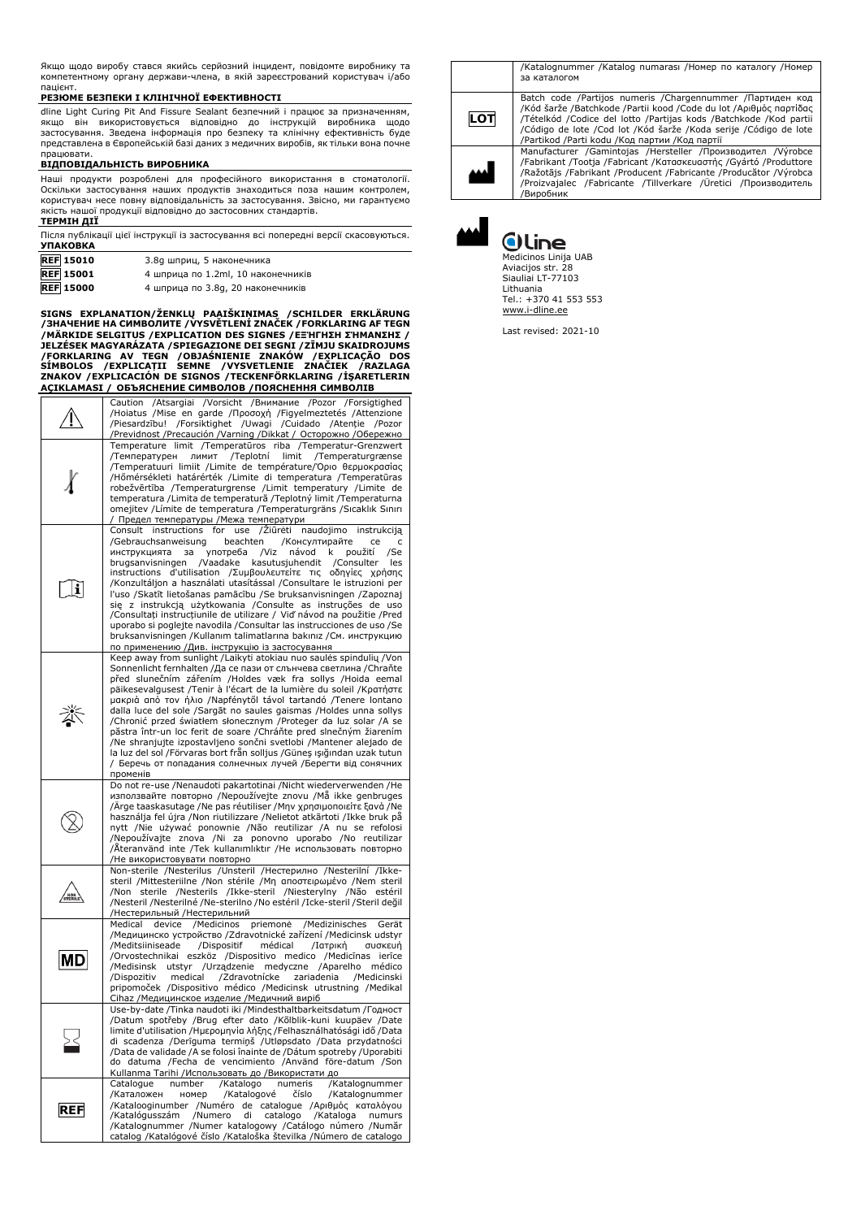Якщо щодо виробу стався якийсь серйозний інцидент, повідомте виробнику та компетентному органу держави-члена, в якій зареєстрований користувач і/або пацієнт.

**РЕЗЮМЕ БЕЗПЕКИ І КЛІНІЧНОЇ ЕФЕКТИВНОСТІ**

dline Light Curing Pit And Fissure Sealant безпечний і працює за призначенням, якщо він використовується відповідно до інструкцій виробника щодо застосування. Зведена інформація про безпеку та клінічну ефективність буде представлена в Європейській базі даних з медичних виробів, як тільки вона почне працювати.

**ВІДПОВІДАЛЬНІСТЬ ВИРОБНИКА**

Наші продукти розроблені для професійного використання в стоматології. Оскільки застосування наших продуктів знаходиться поза нашим контролем, користувач несе повну відповідальність за застосування. Звісно, ми гарантуємо якість нашої продукції відповідно до застосовних стандартів.

**ТЕРМІН ДІЇ**

Після публікації цієї інструкції із застосування всі попередні версії скасовуються.

**УПАКОВКА**

| | |
|---|---|
| REF 15010 | 3.8g шприц, 5 наконечника |
| REF 15001 | 4 шприца по 1.2ml, 10 наконечників |
| REF 15000 | 4 шприца по 3.8g, 20 наконечників |

**SIGNS EXPLANATION/ŽENKLŲ PAAIŠKINIMAS /SCHILDER ERKLÄRUNG /ЗНАЧЕНИЕ НА СИМВОЛИТЕ /VYSVĚTLENÍ ZNAČEK /FORKLARING AF TEGN /MÄRKIDE SELGITUS /EXPLICATION DES SIGNES /ΕΞΉΓΗΣΗ ΣΉΜΑΝΣΗΣ / JELZÉSEK MAGYARÁZATA /SPIEGAZIONE DEI SEGNI /ZĪMJU SKAIDROJUMS /FORKLARING AV TEGN /OBJAŚNIENIE ZNAKÓW /EXPLICAÇÃO DOS SÍMBOLOS /EXPLICAȚII SEMNE /VYSVETLENIE ZNAČIEK /RAZLAGA ZNAKOV /EXPLICACIÓN DE SIGNOS /TECKENFÖRKLARING /İŞARETLERIN AÇIKLAMASI / ОБЪЯСНЕНИЕ СИМВОЛОВ /ПОЯСНЕННЯ СИМВОЛІВ**

| | |
|---|---|
| ⚠ | Caution /Atsargiai /Vorsicht /Внимание /Pozor /Forsigtighed /Hoiatus /Mise en garde /Προσοχή /Figyelmeztetés /Attenzione /Piesardzību! /Forsiktighet /Uwagi /Cuidado /Atenție /Pozor /Previdnost /Precaución /Varning /Dikkat / Осторожно /Обережно |
| Temperature limit symbol | Temperature limit /Temperatūros riba /Temperatur-Grenzwert /Температурен лимит /Teplotní limit /Temperaturgrænse /Temperatuuri limiit /Limite de température/Όριο θερμοκρασίας /Hőmérsékleti határérték /Limite di temperatura /Temperatūras robežvērtība /Temperaturgrense /Limit temperatury /Limite de temperatura /Limita de temperatură /Teplotný limit /Temperaturna omejitev /Límite de temperatura /Temperaturgräns /Sıcaklık Sınırı / Предел температуры /Межа температури |
| i | Consult instructions for use /Žiūrėti naudojimo instrukciją /Gebrauchsanweisung beachten /Консултирайте се с инструкцията за употреба /Viz návod k použití /Se brugsanvisningen /Vaadake kasutusjuhendit /Consulter les instructions d'utilisation /Συμβουλευτείτε τις οδηγίες χρήσης /Konzultáljon a használati utasítással /Consultare le istruzioni per l'uso /Skatīt lietošanas pamācību /Se bruksanvisningen /Zapoznaj się z instrukcją użytkowania /Consulte as instruções de uso /Consultați instrucțiunile de utilizare / Viď návod na použitie /Pred uporabo si poglejte navodila /Consultar las instrucciones de uso /Se bruksanvisningen /Kullanım talimatlarına bakınız /См. инструкцию по применению /Див. інструкцію із застосування |
| Keep away from sunlight symbol | Keep away from sunlight /Laikyti atokiau nuo saulės spindulių /Von Sonnenlicht fernhalten /Да се пази от слънчева светлина /Chraňte před slunečním zářením /Holdes væk fra sollys /Hoida eemal päikesevalgusest /Tenir à l'écart de la lumière du soleil /Κρατήστε μακριά από τον ήλιο /Napfénytől távol tartandó /Tenere lontano dalla luce del sole /Sargāt no saules gaismas /Holdes unna sollys /Chronić przed światłem słonecznym /Proteger da luz solar /A se păstra într-un loc ferit de soare /Chráňte pred slnečným žiarením /Ne shranjujte izpostavljeno sončni svetlobi /Mantener alejado de la luz del sol /Förvaras bort från solljus /Güneş ışığından uzak tutun / Беречь от попадания солнечных лучей /Берегти від сонячних променів |
| Do not re-use symbol | Do not re-use /Nenaudoti pakartotinai /Nicht wiederverwenden /Не използвайте повторно /Nepoužívejte znovu /Må ikke genbruges /Ärge taaskasutage /Ne pas réutiliser /Μην χρησιμοποιείτε ξανά /Ne használja fel újra /Non riutilizzare /Nelietot atkārtoti /Ikke bruk på nytt /Nie używać ponownie /Não reutilizar /A nu se refolosi /Nepoužívajte znova /Ni za ponovno uporabo /No reutilizar /Återanvänd inte /Tek kullanımlıktır /Не использовать повторно /Не використовувати повторно |
| NON STERILE | Non-sterile /Nesterilus /Unsteril /Нестерилно /Nesterilní /Ikke-steril /Mittesteriilne /Non stérile /Μη αποστειρωμένο /Nem steril /Non sterile /Nesterils /Ikke-steril /Niesterylny /Não estéril /Nesteril /Nesterilné /Ne-sterilno /No estéril /Icke-steril /Steril değil /Нестерильный /Нестерильний |
| MD | Medical device /Medicinos priemonė /Medizinisches Gerät /Медицинско устройство /Zdravotnické zařízení /Medicinsk udstyr /Meditsiiniseade /Dispositif médical /Ιατρική συσκευή /Orvostechnikai eszköz /Dispositivo medico /Medicīnas ierīce /Medisinsk utstyr /Urządzenie medyczne /Aparelho médico /Dispozitiv medical /Zdravotnícke zariadenia /Medicinski pripomoček /Dispositivo médico /Medicinsk utrustning /Medikal Cihaz /Медицинское изделие /Медичний виріб |
| Use-by-date symbol | Use-by-date /Tinka naudoti iki /Mindesthaltbarkeitsdatum /Годност /Datum spotřeby /Brug efter dato /Kõlblik-kuni kuupäev /Date limite d'utilisation /Ημερομηνία λήξης /Felhasználhatósági idő /Data di scadenza /Derīguma termiņš /Utløpsdato /Data przydatności /Data de validade /A se folosi înainte de /Dátum spotreby /Uporabiti do datuma /Fecha de vencimiento /Använd före-datum /Son Kullanma Tarihi /Использовать до /Використати до |
| REF | Catalogue number /Katalogo numeris /Katalognummer /Каталожен номер /Katalogové číslo /Katalognummer /Katalooginumber /Numéro de catalogue /Αριθμός καταλόγου /Katalógusszám /Numero di catalogo /Kataloga numurs /Katalognummer /Numer katalogowy /Catálogo número /Număr catalog /Katalógové číslo /Kataloška številka /Número de catalogo /Katalognummer /Katalog numarası /Номер по каталогу /Номер за каталогом |
| LOT | Batch code /Partijos numeris /Chargennummer /Партиден код /Kód šarže /Batchkode /Partii kood /Code du lot /Αριθμός παρτίδας /Tételkód /Codice del lotto /Partijas kods /Batchkode /Kod partii /Código de lote /Cod lot /Kód šarže /Koda serije /Código de lote /Partikod /Parti kodu /Код партии /Код партії |
| Manufacturer symbol | Manufacturer /Gamintojas /Hersteller /Производител /Výrobce /Fabrikant /Tootja /Fabricant /Κατασκευαστής /Gyártó /Produttore /Ražotājs /Fabrikant /Producent /Fabricante /Producător /Výrobca /Proizvajalec /Fabricante /Tillverkare /Üretici /Производитель /Виробник |

dline

Medicinos Linija UAB
Aviacijos str. 28
Siauliai LT-77103
Lithuania
Tel.: +370 41 553 553
www.i-dline.ee

Last revised: 2021-10